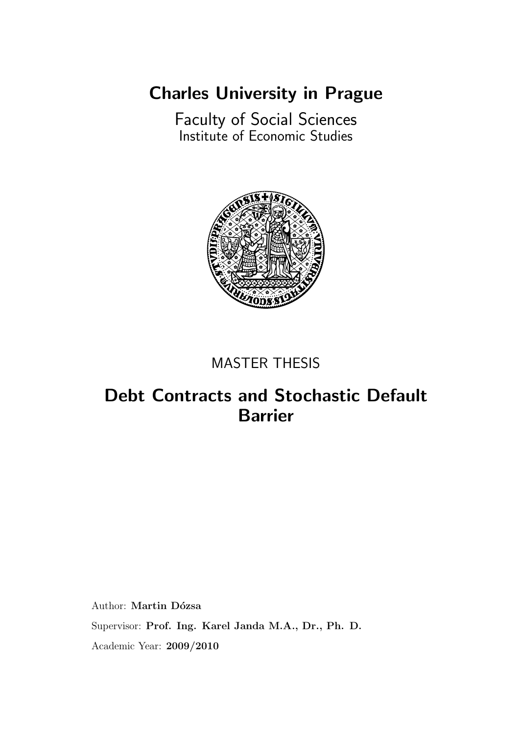# Charles University in Prague

Faculty of Social Sciences
Institute of Economic Studies

MASTER THESIS

## Debt Contracts and Stochastic Default Barrier

Author: **Martin Dózsa**

Supervisor: **Prof. Ing. Karel Janda M.A., Dr., Ph. D.**

Academic Year: **2009/2010**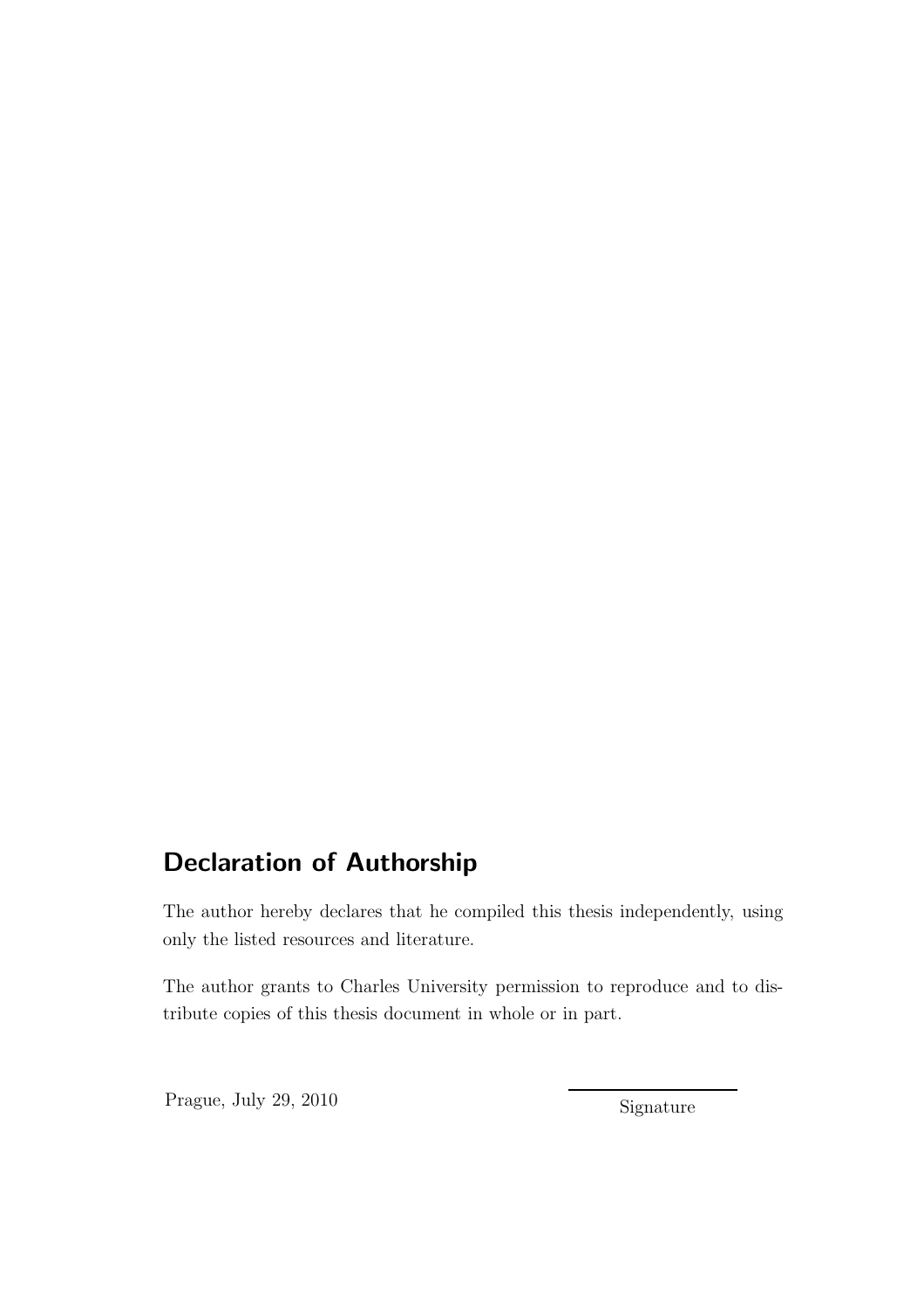## Declaration of Authorship

The author hereby declares that he compiled this thesis independently, using only the listed resources and literature.

The author grants to Charles University permission to reproduce and to distribute copies of this thesis document in whole or in part.

Prague, July 29, 2010

Signature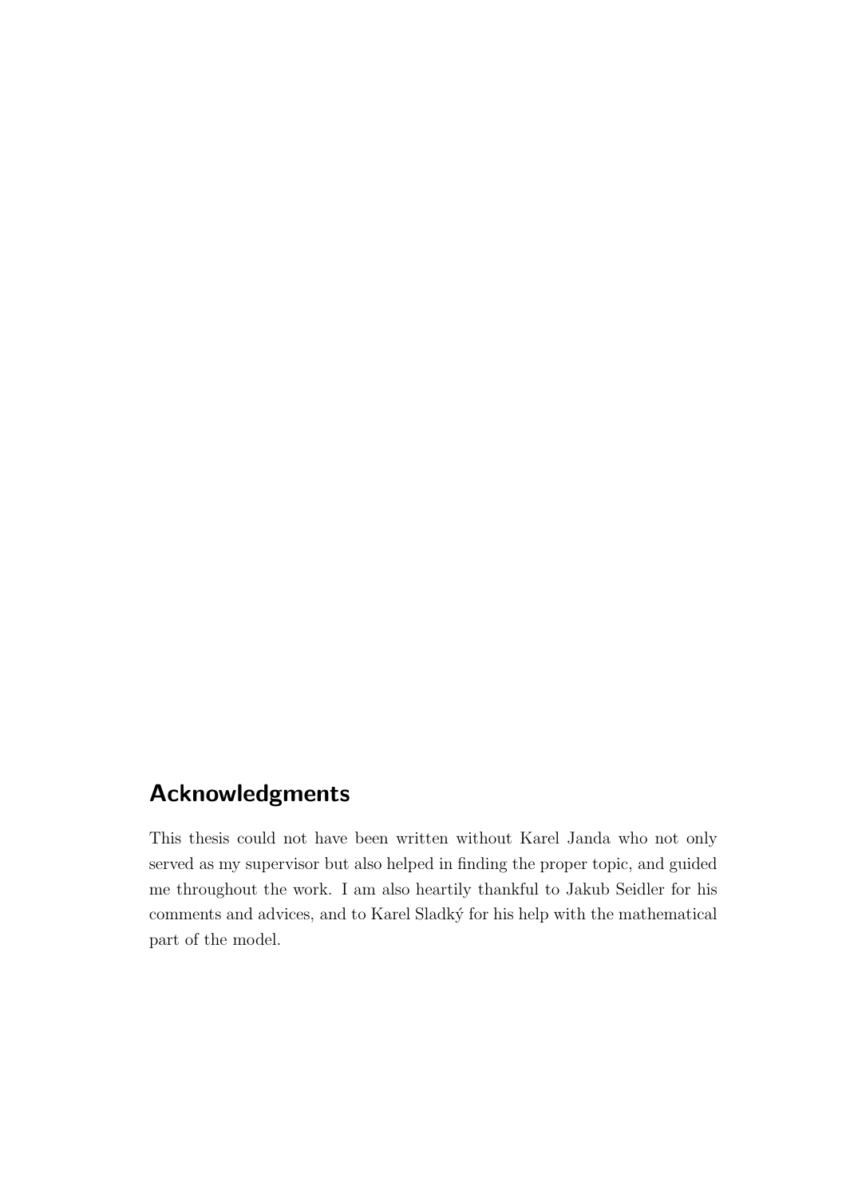## Acknowledgments

This thesis could not have been written without Karel Janda who not only served as my supervisor but also helped in finding the proper topic, and guided me throughout the work. I am also heartily thankful to Jakub Seidler for his comments and advices, and to Karel Sladký for his help with the mathematical part of the model.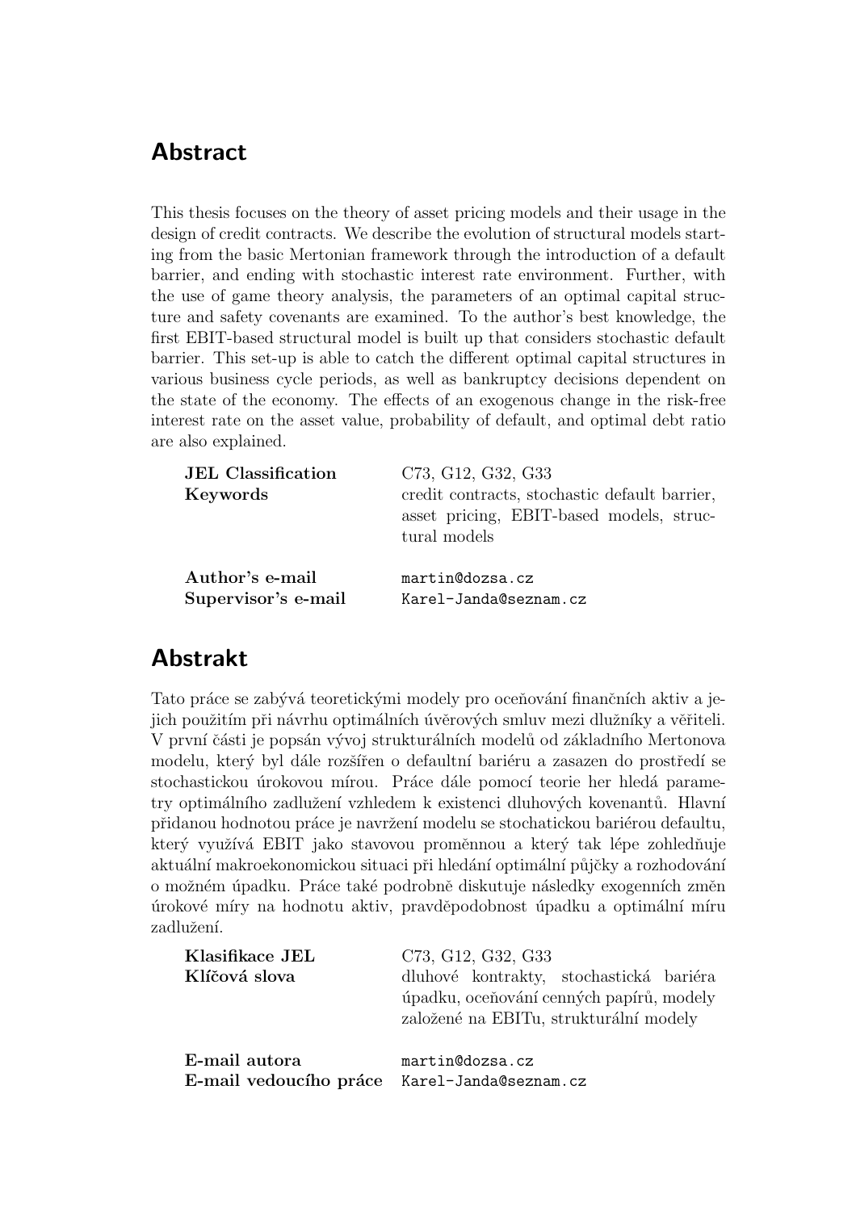## Abstract

This thesis focuses on the theory of asset pricing models and their usage in the design of credit contracts. We describe the evolution of structural models starting from the basic Mertonian framework through the introduction of a default barrier, and ending with stochastic interest rate environment. Further, with the use of game theory analysis, the parameters of an optimal capital structure and safety covenants are examined. To the author's best knowledge, the first EBIT-based structural model is built up that considers stochastic default barrier. This set-up is able to catch the different optimal capital structures in various business cycle periods, as well as bankruptcy decisions dependent on the state of the economy. The effects of an exogenous change in the risk-free interest rate on the asset value, probability of default, and optimal debt ratio are also explained.

| | |
|---|---|
| **JEL Classification** | C73, G12, G32, G33 |
| **Keywords** | credit contracts, stochastic default barrier, asset pricing, EBIT-based models, structural models |
| **Author's e-mail** | martin@dozsa.cz |
| **Supervisor's e-mail** | Karel-Janda@seznam.cz |

## Abstrakt

Tato práce se zabývá teoretickými modely pro oceňování finančních aktiv a jejich použitím při návrhu optimálních úvěrových smluv mezi dlužníky a věřiteli. V první části je popsán vývoj strukturálních modelů od základního Mertonova modelu, který byl dále rozšířen o defaultní bariéru a zasazen do prostředí se stochastickou úrokovou mírou. Práce dále pomocí teorie her hledá parametry optimálního zadlužení vzhledem k existenci dluhových kovenantů. Hlavní přidanou hodnotou práce je navržení modelu se stochatickou bariérou defaultu, který využívá EBIT jako stavovou proměnnou a který tak lépe zohledňuje aktuální makroekonomickou situaci při hledání optimální půjčky a rozhodování o možném úpadku. Práce také podrobně diskutuje následky exogenních změn úrokové míry na hodnotu aktiv, pravděpodobnost úpadku a optimální míru zadlužení.

| | |
|---|---|
| **Klasifikace JEL** | C73, G12, G32, G33 |
| **Klíčová slova** | dluhové kontrakty, stochastická bariéra úpadku, oceňování cenných papírů, modely založené na EBITu, strukturální modely |
| **E-mail autora** | martin@dozsa.cz |
| **E-mail vedoucího práce** | Karel-Janda@seznam.cz |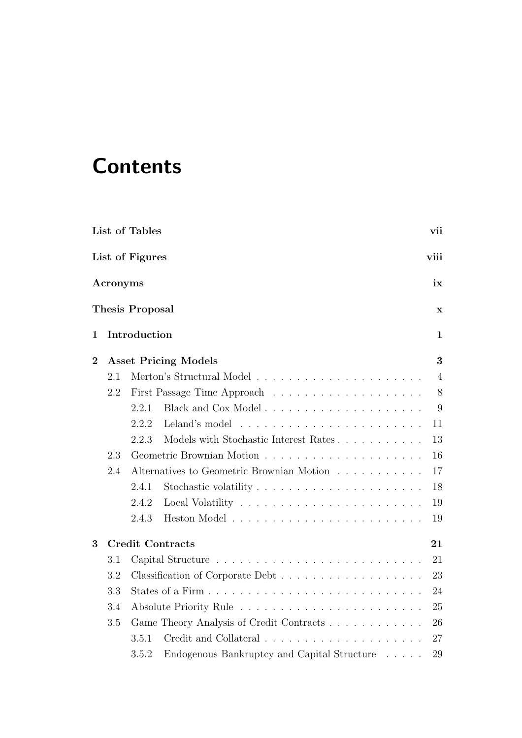# Contents

**List of Tables** **vii**

**List of Figures** **viii**

**Acronyms** **ix**

**Thesis Proposal** **x**

**1 Introduction** **1**

**2 Asset Pricing Models** **3**

- 2.1 Merton's Structural Model . . . . . . . . . . . . . . . . . . . . . 4
- 2.2 First Passage Time Approach . . . . . . . . . . . . . . . . . . . 8
  - 2.2.1 Black and Cox Model . . . . . . . . . . . . . . . . . . . 9
  - 2.2.2 Leland's model . . . . . . . . . . . . . . . . . . . . . . . 11
  - 2.2.3 Models with Stochastic Interest Rates . . . . . . . . . . . 13
- 2.3 Geometric Brownian Motion . . . . . . . . . . . . . . . . . . . . 16
- 2.4 Alternatives to Geometric Brownian Motion . . . . . . . . . . . 17
  - 2.4.1 Stochastic volatility . . . . . . . . . . . . . . . . . . . . . 18
  - 2.4.2 Local Volatility . . . . . . . . . . . . . . . . . . . . . . . 19
  - 2.4.3 Heston Model . . . . . . . . . . . . . . . . . . . . . . . . 19

**3 Credit Contracts** **21**

- 3.1 Capital Structure . . . . . . . . . . . . . . . . . . . . . . . . . . 21
- 3.2 Classification of Corporate Debt . . . . . . . . . . . . . . . . . . 23
- 3.3 States of a Firm . . . . . . . . . . . . . . . . . . . . . . . . . . . 24
- 3.4 Absolute Priority Rule . . . . . . . . . . . . . . . . . . . . . . . 25
- 3.5 Game Theory Analysis of Credit Contracts . . . . . . . . . . . . 26
  - 3.5.1 Credit and Collateral . . . . . . . . . . . . . . . . . . . . 27
  - 3.5.2 Endogenous Bankruptcy and Capital Structure . . . . . 29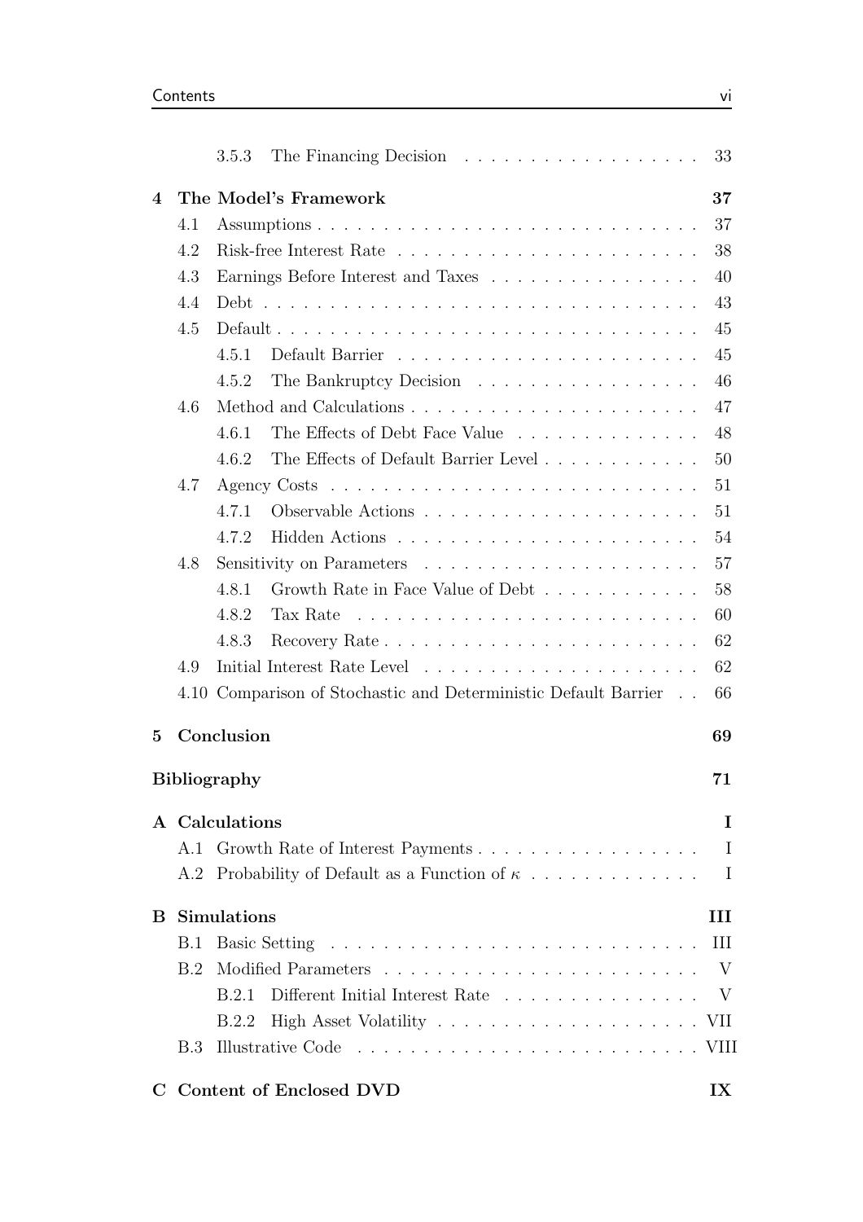3.5.3 The Financing Decision . . . . . . . . . . . . . . . . . . 33

**4 The Model's Framework** **37**

4.1 Assumptions . . . . . . . . . . . . . . . . . . . . . . . . . . . . . 37

4.2 Risk-free Interest Rate . . . . . . . . . . . . . . . . . . . . . . . 38

4.3 Earnings Before Interest and Taxes . . . . . . . . . . . . . . . . 40

4.4 Debt . . . . . . . . . . . . . . . . . . . . . . . . . . . . . . . . . 43

4.5 Default . . . . . . . . . . . . . . . . . . . . . . . . . . . . . . . . 45

4.5.1 Default Barrier . . . . . . . . . . . . . . . . . . . . . . 45

4.5.2 The Bankruptcy Decision . . . . . . . . . . . . . . . . . 46

4.6 Method and Calculations . . . . . . . . . . . . . . . . . . . . . . 47

4.6.1 The Effects of Debt Face Value . . . . . . . . . . . . . . 48

4.6.2 The Effects of Default Barrier Level . . . . . . . . . . . . 50

4.7 Agency Costs . . . . . . . . . . . . . . . . . . . . . . . . . . . . 51

4.7.1 Observable Actions . . . . . . . . . . . . . . . . . . . . . 51

4.7.2 Hidden Actions . . . . . . . . . . . . . . . . . . . . . . . 54

4.8 Sensitivity on Parameters . . . . . . . . . . . . . . . . . . . . . 57

4.8.1 Growth Rate in Face Value of Debt . . . . . . . . . . . . 58

4.8.2 Tax Rate . . . . . . . . . . . . . . . . . . . . . . . . . . 60

4.8.3 Recovery Rate . . . . . . . . . . . . . . . . . . . . . . . . 62

4.9 Initial Interest Rate Level . . . . . . . . . . . . . . . . . . . . . 62

4.10 Comparison of Stochastic and Deterministic Default Barrier . . 66

**5 Conclusion** **69**

**Bibliography** **71**

**A Calculations** **I**

A.1 Growth Rate of Interest Payments . . . . . . . . . . . . . . . . . I

A.2 Probability of Default as a Function of $\kappa$ . . . . . . . . . . . . . I

**B Simulations** **III**

B.1 Basic Setting . . . . . . . . . . . . . . . . . . . . . . . . . . . . III

B.2 Modified Parameters . . . . . . . . . . . . . . . . . . . . . . . . V

B.2.1 Different Initial Interest Rate . . . . . . . . . . . . . . . V

B.2.2 High Asset Volatility . . . . . . . . . . . . . . . . . . . . VII

B.3 Illustrative Code . . . . . . . . . . . . . . . . . . . . . . . . . . VIII

**C Content of Enclosed DVD** **IX**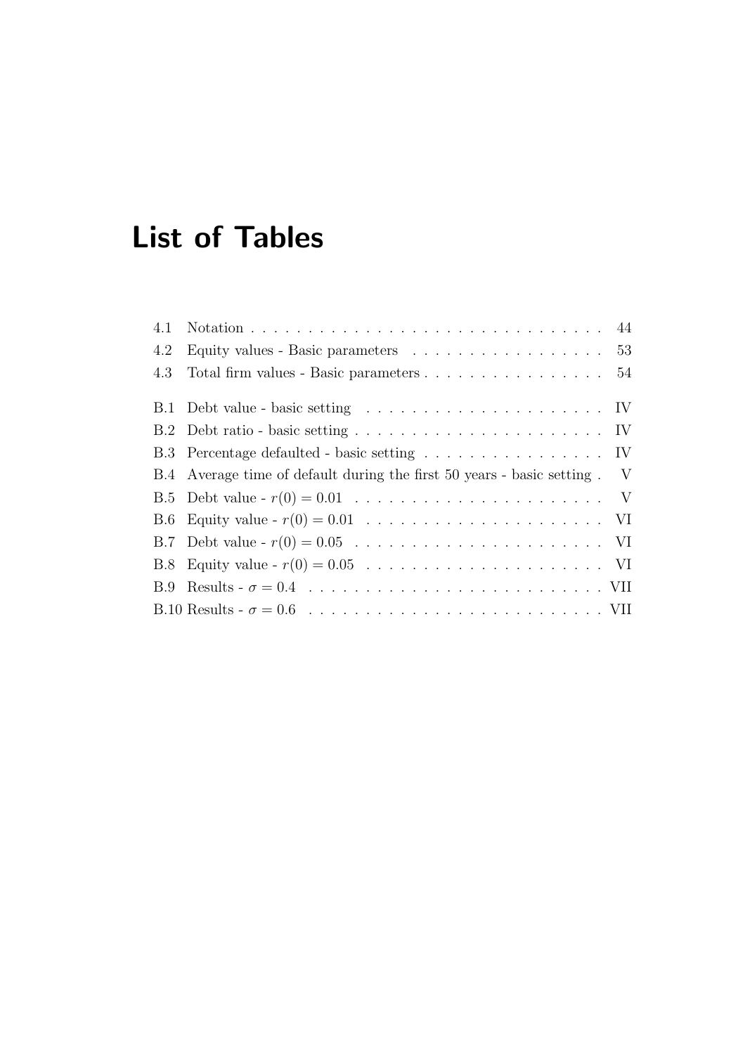# List of Tables

4.1 Notation . . . . . . . . . . . . . . . . . . . . . . . . . . . . . . . 44
4.2 Equity values - Basic parameters . . . . . . . . . . . . . . . . . 53
4.3 Total firm values - Basic parameters . . . . . . . . . . . . . . . . 54

B.1 Debt value - basic setting . . . . . . . . . . . . . . . . . . . . . IV
B.2 Debt ratio - basic setting . . . . . . . . . . . . . . . . . . . . . . IV
B.3 Percentage defaulted - basic setting . . . . . . . . . . . . . . . . IV
B.4 Average time of default during the first 50 years - basic setting . V
B.5 Debt value - $r(0) = 0.01$ . . . . . . . . . . . . . . . . . . . . . V
B.6 Equity value - $r(0) = 0.01$ . . . . . . . . . . . . . . . . . . . . VI
B.7 Debt value - $r(0) = 0.05$ . . . . . . . . . . . . . . . . . . . . . VI
B.8 Equity value - $r(0) = 0.05$ . . . . . . . . . . . . . . . . . . . . VI
B.9 Results - $\sigma = 0.4$ . . . . . . . . . . . . . . . . . . . . . . . . VII
B.10 Results - $\sigma = 0.6$ . . . . . . . . . . . . . . . . . . . . . . . VII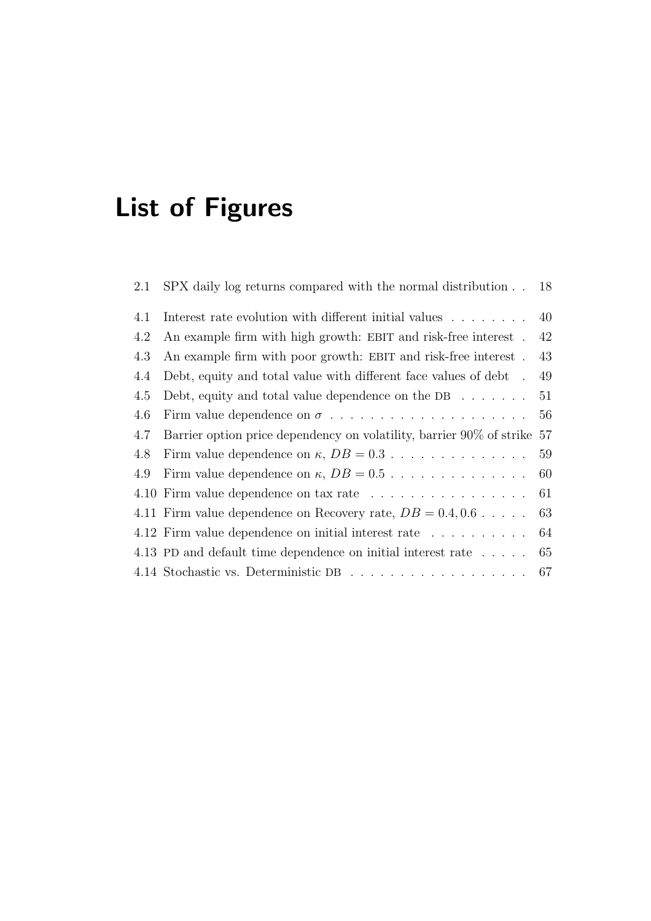# List of Figures

2.1 SPX daily log returns compared with the normal distribution . . 18

4.1 Interest rate evolution with different initial values . . . . . . . . 40
4.2 An example firm with high growth: EBIT and risk-free interest . 42
4.3 An example firm with poor growth: EBIT and risk-free interest . 43
4.4 Debt, equity and total value with different face values of debt . 49
4.5 Debt, equity and total value dependence on the DB . . . . . . . 51
4.6 Firm value dependence on $\sigma$ . . . . . . . . . . . . . . . . . . . 56
4.7 Barrier option price dependency on volatility, barrier 90% of strike 57
4.8 Firm value dependence on $\kappa$, $DB = 0.3$ . . . . . . . . . . . . . . 59
4.9 Firm value dependence on $\kappa$, $DB = 0.5$ . . . . . . . . . . . . . . 60
4.10 Firm value dependence on tax rate . . . . . . . . . . . . . . . . 61
4.11 Firm value dependence on Recovery rate, $DB = 0.4, 0.6$ . . . . . 63
4.12 Firm value dependence on initial interest rate . . . . . . . . . . 64
4.13 PD and default time dependence on initial interest rate . . . . . 65
4.14 Stochastic vs. Deterministic DB . . . . . . . . . . . . . . . . . . 67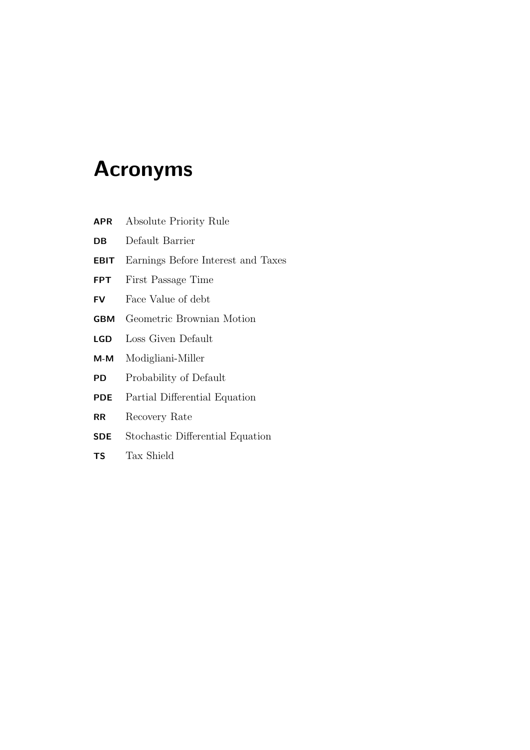# Acronyms

**APR** Absolute Priority Rule

**DB** Default Barrier

**EBIT** Earnings Before Interest and Taxes

**FPT** First Passage Time

**FV** Face Value of debt

**GBM** Geometric Brownian Motion

**LGD** Loss Given Default

**M-M** Modigliani-Miller

**PD** Probability of Default

**PDE** Partial Differential Equation

**RR** Recovery Rate

**SDE** Stochastic Differential Equation

**TS** Tax Shield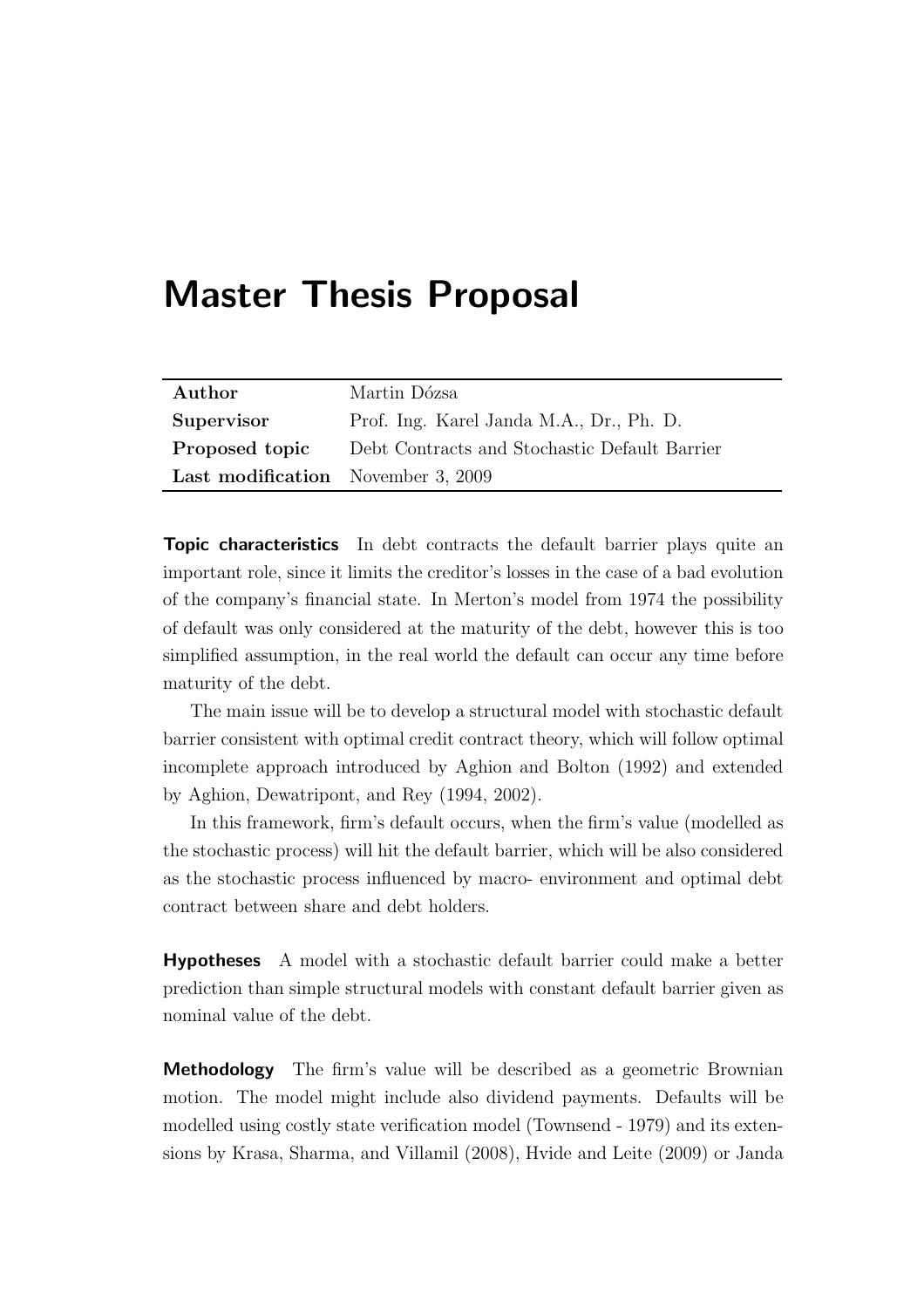# Master Thesis Proposal

| | |
|---|---|
| **Author** | Martin Dózsa |
| **Supervisor** | Prof. Ing. Karel Janda M.A., Dr., Ph. D. |
| **Proposed topic** | Debt Contracts and Stochastic Default Barrier |
| **Last modification** | November 3, 2009 |

**Topic characteristics** In debt contracts the default barrier plays quite an important role, since it limits the creditor's losses in the case of a bad evolution of the company's financial state. In Merton's model from 1974 the possibility of default was only considered at the maturity of the debt, however this is too simplified assumption, in the real world the default can occur any time before maturity of the debt.

The main issue will be to develop a structural model with stochastic default barrier consistent with optimal credit contract theory, which will follow optimal incomplete approach introduced by Aghion and Bolton (1992) and extended by Aghion, Dewatripont, and Rey (1994, 2002).

In this framework, firm's default occurs, when the firm's value (modelled as the stochastic process) will hit the default barrier, which will be also considered as the stochastic process influenced by macro- environment and optimal debt contract between share and debt holders.

**Hypotheses** A model with a stochastic default barrier could make a better prediction than simple structural models with constant default barrier given as nominal value of the debt.

**Methodology** The firm's value will be described as a geometric Brownian motion. The model might include also dividend payments. Defaults will be modelled using costly state verification model (Townsend - 1979) and its extensions by Krasa, Sharma, and Villamil (2008), Hvide and Leite (2009) or Janda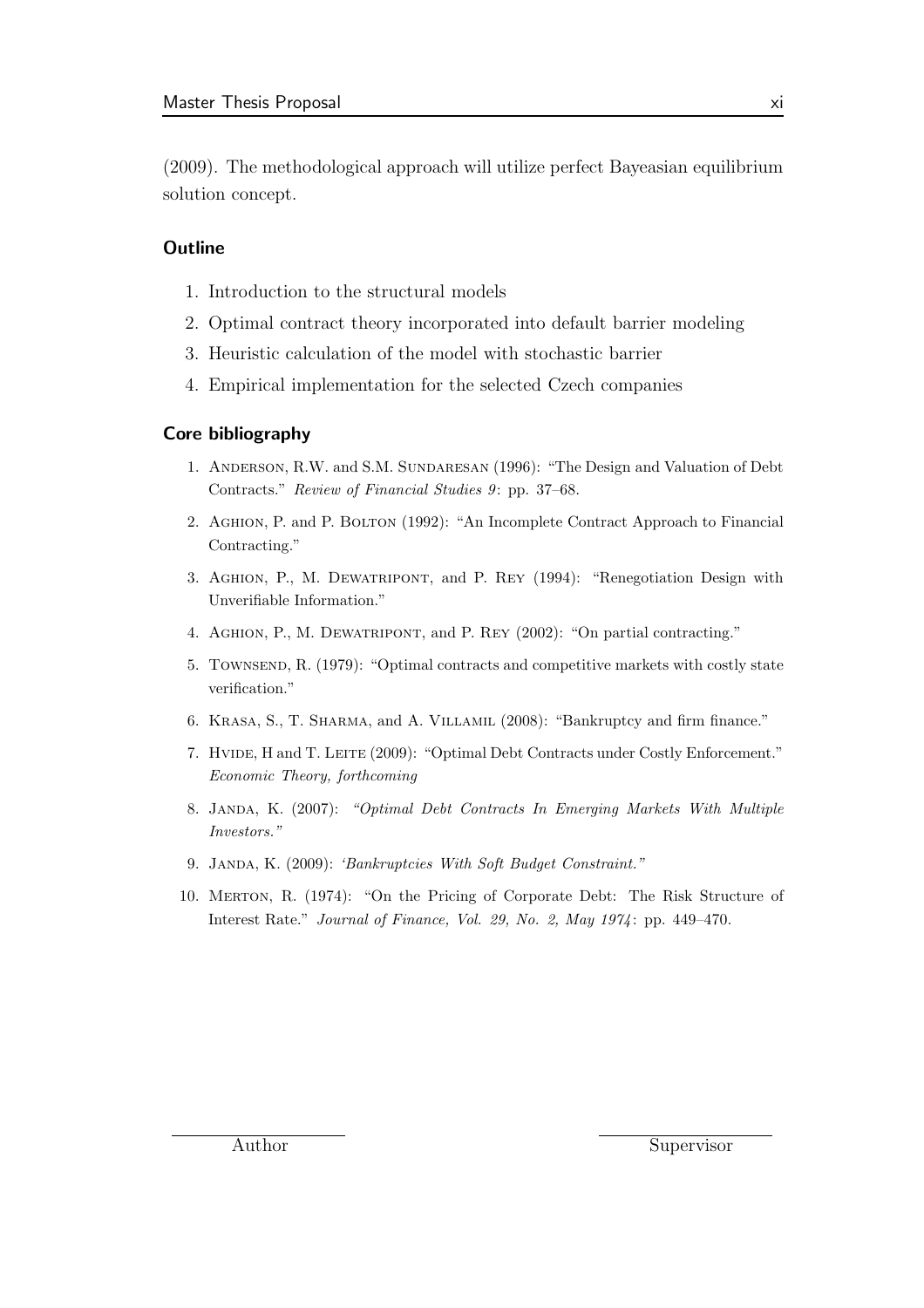(2009). The methodological approach will utilize perfect Bayeasian equilibrium solution concept.

### Outline

1. Introduction to the structural models
2. Optimal contract theory incorporated into default barrier modeling
3. Heuristic calculation of the model with stochastic barrier
4. Empirical implementation for the selected Czech companies

### Core bibliography

1. Anderson, R.W. and S.M. Sundaresan (1996): "The Design and Valuation of Debt Contracts." *Review of Financial Studies 9*: pp. 37–68.
2. Aghion, P. and P. Bolton (1992): "An Incomplete Contract Approach to Financial Contracting."
3. Aghion, P., M. Dewatripont, and P. Rey (1994): "Renegotiation Design with Unverifiable Information."
4. Aghion, P., M. Dewatripont, and P. Rey (2002): "On partial contracting."
5. Townsend, R. (1979): "Optimal contracts and competitive markets with costly state verification."
6. Krasa, S., T. Sharma, and A. Villamil (2008): "Bankruptcy and firm finance."
7. Hvide, H and T. Leite (2009): "Optimal Debt Contracts under Costly Enforcement." *Economic Theory, forthcoming*
8. Janda, K. (2007): *"Optimal Debt Contracts In Emerging Markets With Multiple Investors."*
9. Janda, K. (2009): *'Bankruptcies With Soft Budget Constraint."*
10. Merton, R. (1974): "On the Pricing of Corporate Debt: The Risk Structure of Interest Rate." *Journal of Finance, Vol. 29, No. 2, May 1974*: pp. 449–470.

Author

Supervisor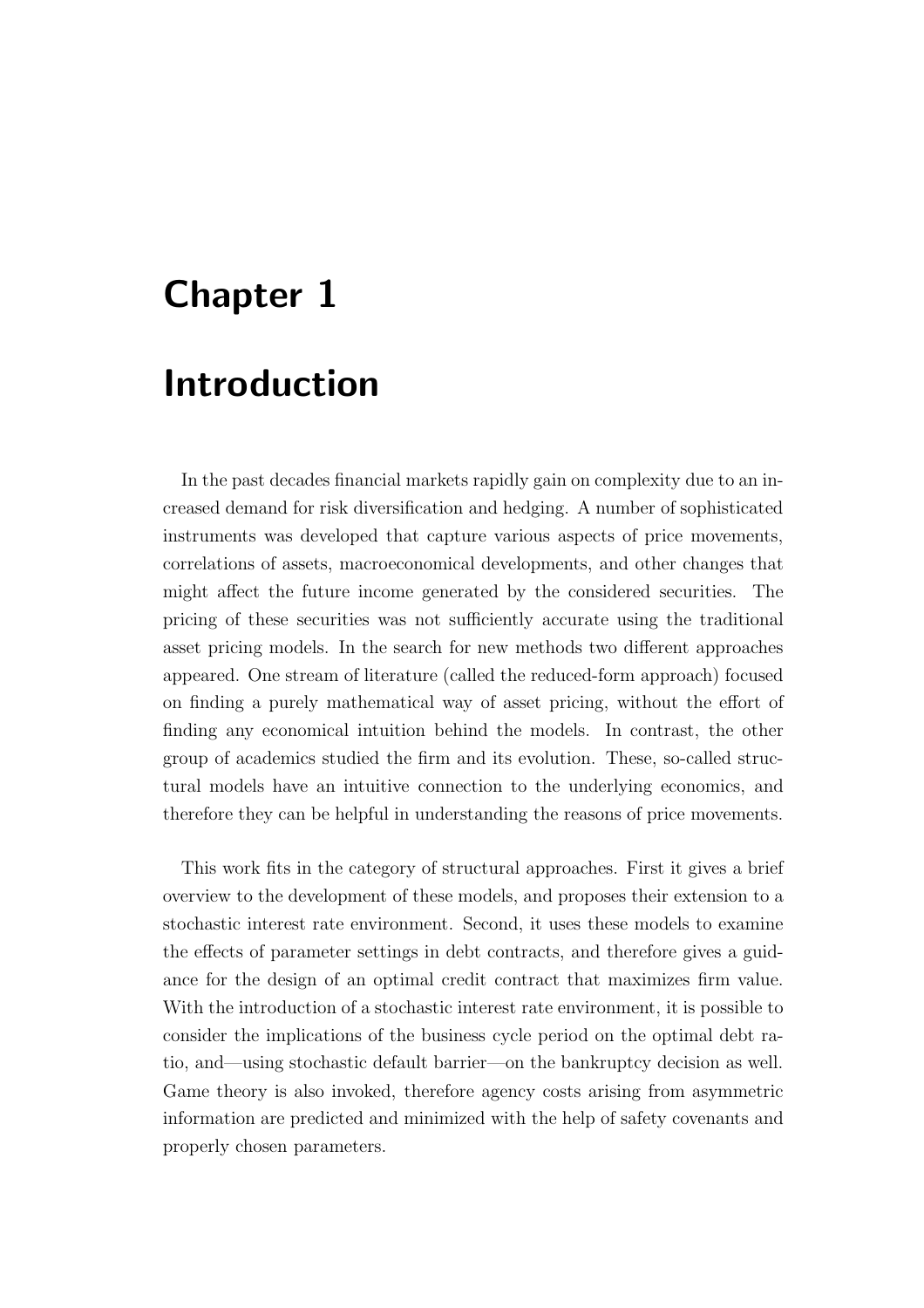# Chapter 1

# Introduction

In the past decades financial markets rapidly gain on complexity due to an increased demand for risk diversification and hedging. A number of sophisticated instruments was developed that capture various aspects of price movements, correlations of assets, macroeconomical developments, and other changes that might affect the future income generated by the considered securities. The pricing of these securities was not sufficiently accurate using the traditional asset pricing models. In the search for new methods two different approaches appeared. One stream of literature (called the reduced-form approach) focused on finding a purely mathematical way of asset pricing, without the effort of finding any economical intuition behind the models. In contrast, the other group of academics studied the firm and its evolution. These, so-called structural models have an intuitive connection to the underlying economics, and therefore they can be helpful in understanding the reasons of price movements.

This work fits in the category of structural approaches. First it gives a brief overview to the development of these models, and proposes their extension to a stochastic interest rate environment. Second, it uses these models to examine the effects of parameter settings in debt contracts, and therefore gives a guidance for the design of an optimal credit contract that maximizes firm value. With the introduction of a stochastic interest rate environment, it is possible to consider the implications of the business cycle period on the optimal debt ratio, and—using stochastic default barrier—on the bankruptcy decision as well. Game theory is also invoked, therefore agency costs arising from asymmetric information are predicted and minimized with the help of safety covenants and properly chosen parameters.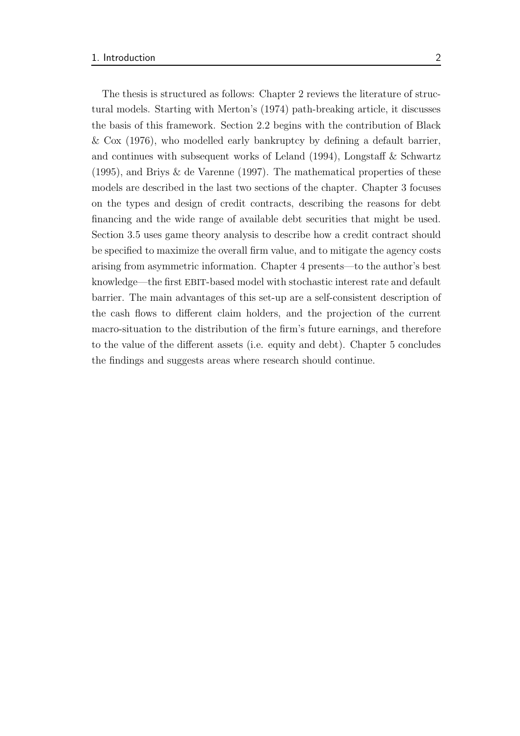The thesis is structured as follows: Chapter 2 reviews the literature of structural models. Starting with Merton's (1974) path-breaking article, it discusses the basis of this framework. Section 2.2 begins with the contribution of Black & Cox (1976), who modelled early bankruptcy by defining a default barrier, and continues with subsequent works of Leland (1994), Longstaff & Schwartz (1995), and Briys & de Varenne (1997). The mathematical properties of these models are described in the last two sections of the chapter. Chapter 3 focuses on the types and design of credit contracts, describing the reasons for debt financing and the wide range of available debt securities that might be used. Section 3.5 uses game theory analysis to describe how a credit contract should be specified to maximize the overall firm value, and to mitigate the agency costs arising from asymmetric information. Chapter 4 presents—to the author's best knowledge—the first EBIT-based model with stochastic interest rate and default barrier. The main advantages of this set-up are a self-consistent description of the cash flows to different claim holders, and the projection of the current macro-situation to the distribution of the firm's future earnings, and therefore to the value of the different assets (i.e. equity and debt). Chapter 5 concludes the findings and suggests areas where research should continue.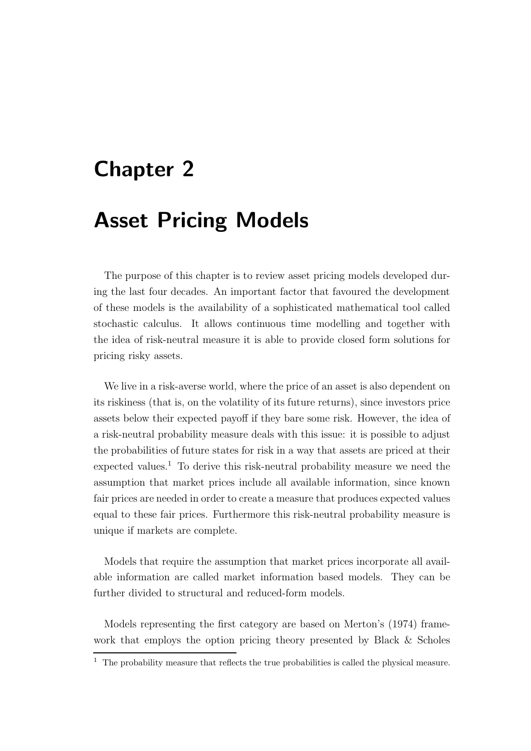# Chapter 2

# Asset Pricing Models

The purpose of this chapter is to review asset pricing models developed during the last four decades. An important factor that favoured the development of these models is the availability of a sophisticated mathematical tool called stochastic calculus. It allows continuous time modelling and together with the idea of risk-neutral measure it is able to provide closed form solutions for pricing risky assets.

We live in a risk-averse world, where the price of an asset is also dependent on its riskiness (that is, on the volatility of its future returns), since investors price assets below their expected payoff if they bare some risk. However, the idea of a risk-neutral probability measure deals with this issue: it is possible to adjust the probabilities of future states for risk in a way that assets are priced at their expected values.[1] To derive this risk-neutral probability measure we need the assumption that market prices include all available information, since known fair prices are needed in order to create a measure that produces expected values equal to these fair prices. Furthermore this risk-neutral probability measure is unique if markets are complete.

Models that require the assumption that market prices incorporate all available information are called market information based models. They can be further divided to structural and reduced-form models.

Models representing the first category are based on Merton's (1974) framework that employs the option pricing theory presented by Black & Scholes

[1] The probability measure that reflects the true probabilities is called the physical measure.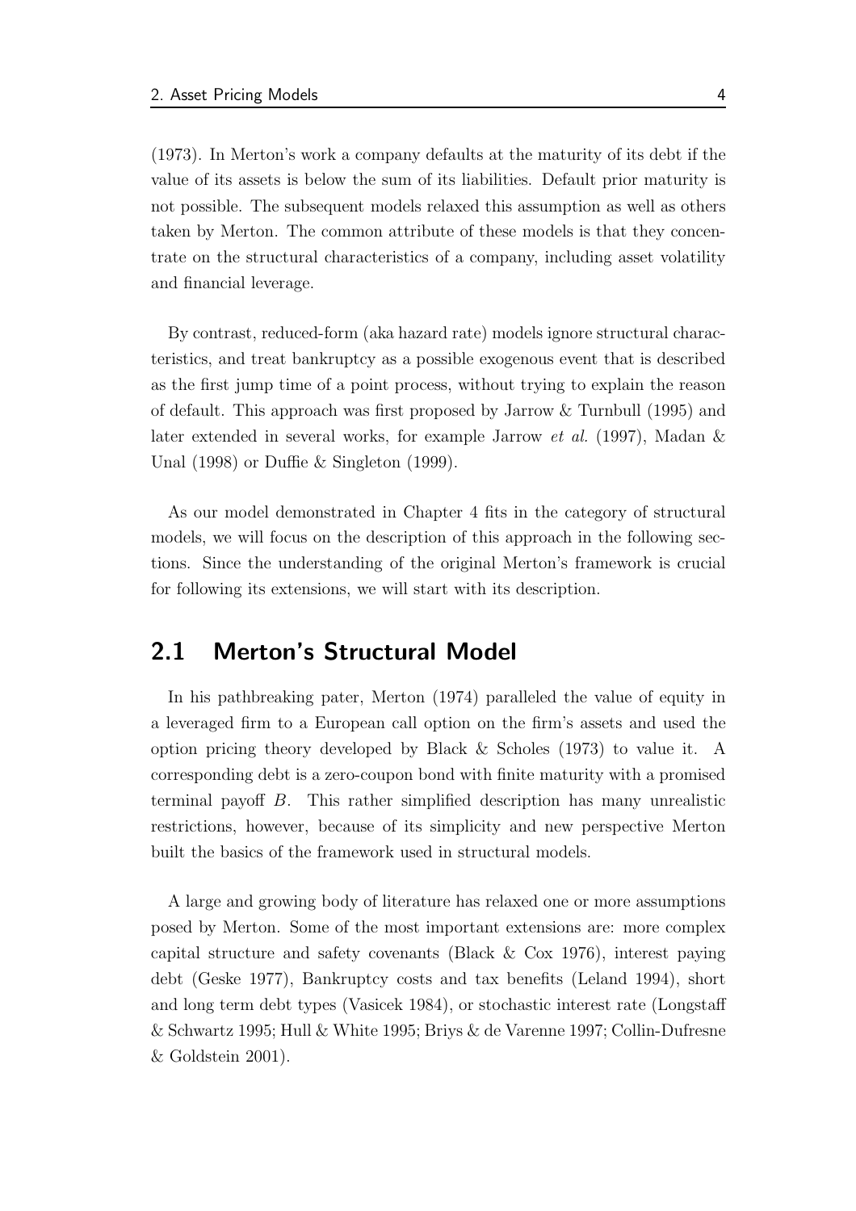(1973). In Merton's work a company defaults at the maturity of its debt if the value of its assets is below the sum of its liabilities. Default prior maturity is not possible. The subsequent models relaxed this assumption as well as others taken by Merton. The common attribute of these models is that they concentrate on the structural characteristics of a company, including asset volatility and financial leverage.

By contrast, reduced-form (aka hazard rate) models ignore structural characteristics, and treat bankruptcy as a possible exogenous event that is described as the first jump time of a point process, without trying to explain the reason of default. This approach was first proposed by Jarrow & Turnbull (1995) and later extended in several works, for example Jarrow *et al.* (1997), Madan & Unal (1998) or Duffie & Singleton (1999).

As our model demonstrated in Chapter 4 fits in the category of structural models, we will focus on the description of this approach in the following sections. Since the understanding of the original Merton's framework is crucial for following its extensions, we will start with its description.

## 2.1 Merton's Structural Model

In his pathbreaking pater, Merton (1974) paralleled the value of equity in a leveraged firm to a European call option on the firm's assets and used the option pricing theory developed by Black & Scholes (1973) to value it. A corresponding debt is a zero-coupon bond with finite maturity with a promised terminal payoff $B$. This rather simplified description has many unrealistic restrictions, however, because of its simplicity and new perspective Merton built the basics of the framework used in structural models.

A large and growing body of literature has relaxed one or more assumptions posed by Merton. Some of the most important extensions are: more complex capital structure and safety covenants (Black & Cox 1976), interest paying debt (Geske 1977), Bankruptcy costs and tax benefits (Leland 1994), short and long term debt types (Vasicek 1984), or stochastic interest rate (Longstaff & Schwartz 1995; Hull & White 1995; Briys & de Varenne 1997; Collin-Dufresne & Goldstein 2001).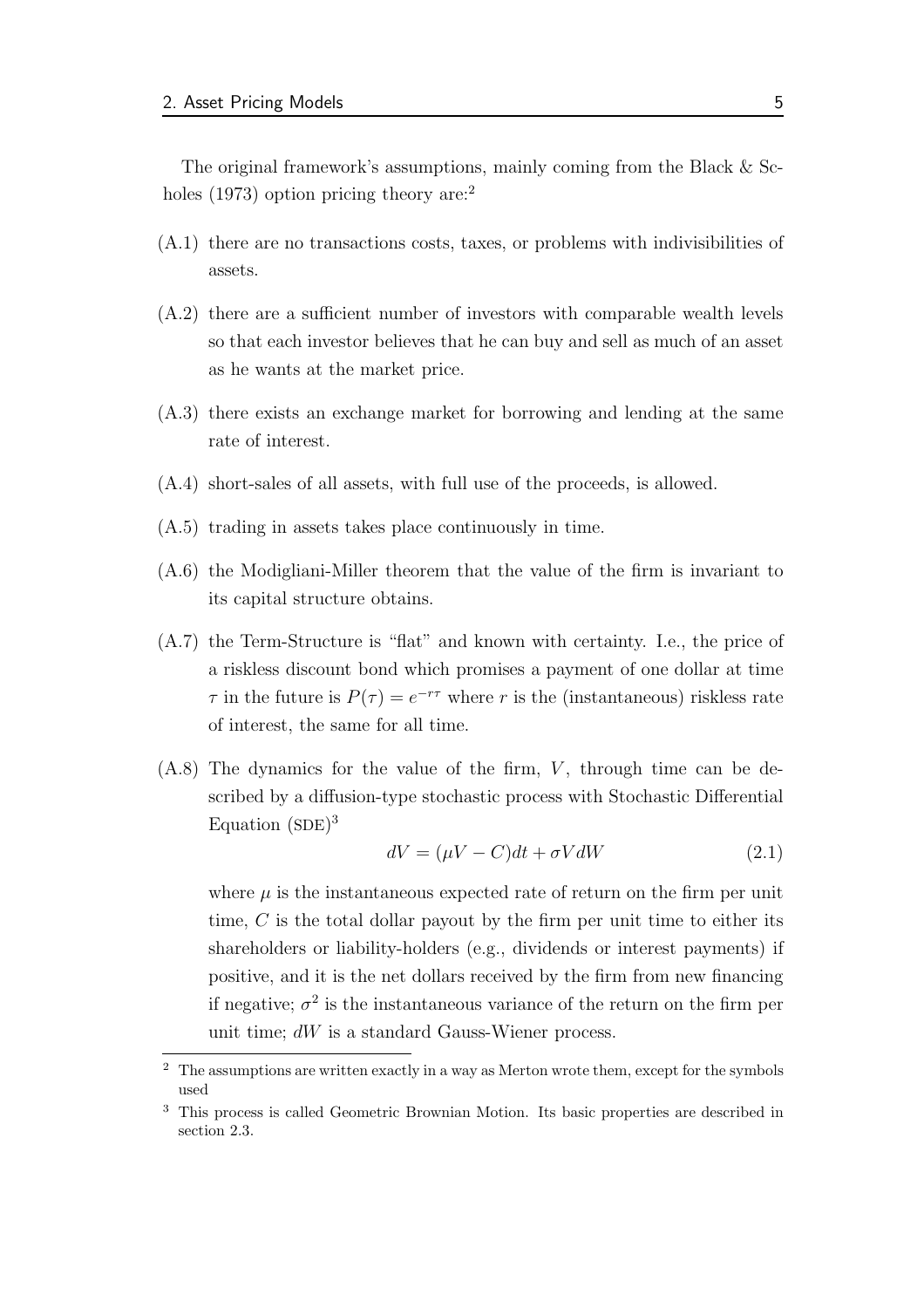The original framework's assumptions, mainly coming from the Black & Scholes (1973) option pricing theory are:[2]

(A.1) there are no transactions costs, taxes, or problems with indivisibilities of assets.

(A.2) there are a sufficient number of investors with comparable wealth levels so that each investor believes that he can buy and sell as much of an asset as he wants at the market price.

(A.3) there exists an exchange market for borrowing and lending at the same rate of interest.

(A.4) short-sales of all assets, with full use of the proceeds, is allowed.

(A.5) trading in assets takes place continuously in time.

(A.6) the Modigliani-Miller theorem that the value of the firm is invariant to its capital structure obtains.

(A.7) the Term-Structure is "flat" and known with certainty. I.e., the price of a riskless discount bond which promises a payment of one dollar at time $\tau$ in the future is $P(\tau) = e^{-r\tau}$ where $r$ is the (instantaneous) riskless rate of interest, the same for all time.

(A.8) The dynamics for the value of the firm, $V$, through time can be described by a diffusion-type stochastic process with Stochastic Differential Equation (SDE)[3]

$$dV = (\mu V - C)dt + \sigma V dW \tag{2.1}$$

where $\mu$ is the instantaneous expected rate of return on the firm per unit time, $C$ is the total dollar payout by the firm per unit time to either its shareholders or liability-holders (e.g., dividends or interest payments) if positive, and it is the net dollars received by the firm from new financing if negative; $\sigma^2$ is the instantaneous variance of the return on the firm per unit time; $dW$ is a standard Gauss-Wiener process.

[2] The assumptions are written exactly in a way as Merton wrote them, except for the symbols used

[3] This process is called Geometric Brownian Motion. Its basic properties are described in section 2.3.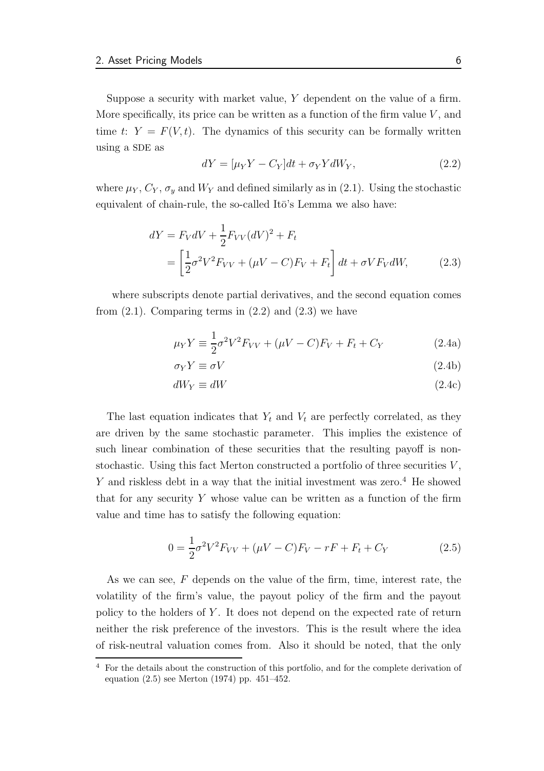Suppose a security with market value, $Y$ dependent on the value of a firm. More specifically, its price can be written as a function of the firm value $V$, and time $t$: $Y = F(V,t)$. The dynamics of this security can be formally written using a SDE as

$$dY = [\mu_Y Y - C_Y]dt + \sigma_Y Y dW_Y, \tag{2.2}$$

where $\mu_Y$, $C_Y$, $\sigma_y$ and $W_Y$ and defined similarly as in (2.1). Using the stochastic equivalent of chain-rule, the so-called Itō's Lemma we also have:

$$\begin{aligned} dY &= F_V dV + \frac{1}{2}F_{VV}(dV)^2 + F_t \\ &= \left[\frac{1}{2}\sigma^2 V^2 F_{VV} + (\mu V - C)F_V + F_t\right]dt + \sigma V F_V dW, \end{aligned} \tag{2.3}$$

where subscripts denote partial derivatives, and the second equation comes from (2.1). Comparing terms in (2.2) and (2.3) we have

$$\mu_Y Y \equiv \frac{1}{2}\sigma^2 V^2 F_{VV} + (\mu V - C)F_V + F_t + C_Y \tag{2.4a}$$

$$\sigma_Y Y \equiv \sigma V \tag{2.4b}$$

$$dW_Y \equiv dW \tag{2.4c}$$

The last equation indicates that $Y_t$ and $V_t$ are perfectly correlated, as they are driven by the same stochastic parameter. This implies the existence of such linear combination of these securities that the resulting payoff is non-stochastic. Using this fact Merton constructed a portfolio of three securities $V$, $Y$ and riskless debt in a way that the initial investment was zero.[4] He showed that for any security $Y$ whose value can be written as a function of the firm value and time has to satisfy the following equation:

$$0 = \frac{1}{2}\sigma^2 V^2 F_{VV} + (\mu V - C)F_V - rF + F_t + C_Y \tag{2.5}$$

As we can see, $F$ depends on the value of the firm, time, interest rate, the volatility of the firm's value, the payout policy of the firm and the payout policy to the holders of $Y$. It does not depend on the expected rate of return neither the risk preference of the investors. This is the result where the idea of risk-neutral valuation comes from. Also it should be noted, that the only

[4] For the details about the construction of this portfolio, and for the complete derivation of equation (2.5) see Merton (1974) pp. 451–452.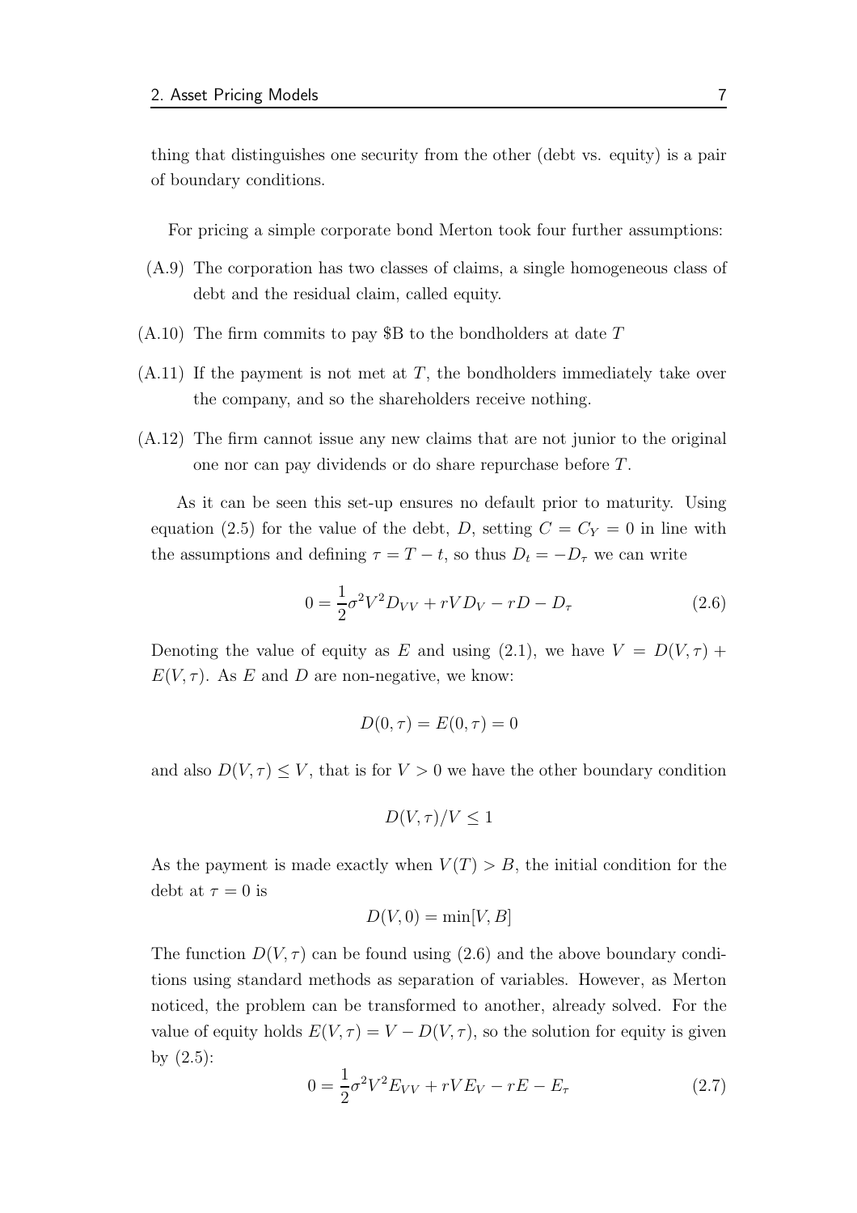thing that distinguishes one security from the other (debt vs. equity) is a pair of boundary conditions.

For pricing a simple corporate bond Merton took four further assumptions:

- (A.9) The corporation has two classes of claims, a single homogeneous class of debt and the residual claim, called equity.
- (A.10) The firm commits to pay $B to the bondholders at date $T$
- (A.11) If the payment is not met at $T$, the bondholders immediately take over the company, and so the shareholders receive nothing.
- (A.12) The firm cannot issue any new claims that are not junior to the original one nor can pay dividends or do share repurchase before $T$.

As it can be seen this set-up ensures no default prior to maturity. Using equation (2.5) for the value of the debt, $D$, setting $C = C_Y = 0$ in line with the assumptions and defining $\tau = T - t$, so thus $D_t = -D_\tau$ we can write

$$0 = \frac{1}{2}\sigma^2 V^2 D_{VV} + rVD_V - rD - D_\tau \tag{2.6}$$

Denoting the value of equity as $E$ and using (2.1), we have $V = D(V, \tau) + E(V, \tau)$. As $E$ and $D$ are non-negative, we know:

$$D(0, \tau) = E(0, \tau) = 0$$

and also $D(V, \tau) \leq V$, that is for $V > 0$ we have the other boundary condition

$$D(V, \tau)/V \leq 1$$

As the payment is made exactly when $V(T) > B$, the initial condition for the debt at $\tau = 0$ is

$$D(V, 0) = \min[V, B]$$

The function $D(V, \tau)$ can be found using (2.6) and the above boundary conditions using standard methods as separation of variables. However, as Merton noticed, the problem can be transformed to another, already solved. For the value of equity holds $E(V, \tau) = V - D(V, \tau)$, so the solution for equity is given by (2.5):

$$0 = \frac{1}{2}\sigma^2 V^2 E_{VV} + rVE_V - rE - E_\tau \tag{2.7}$$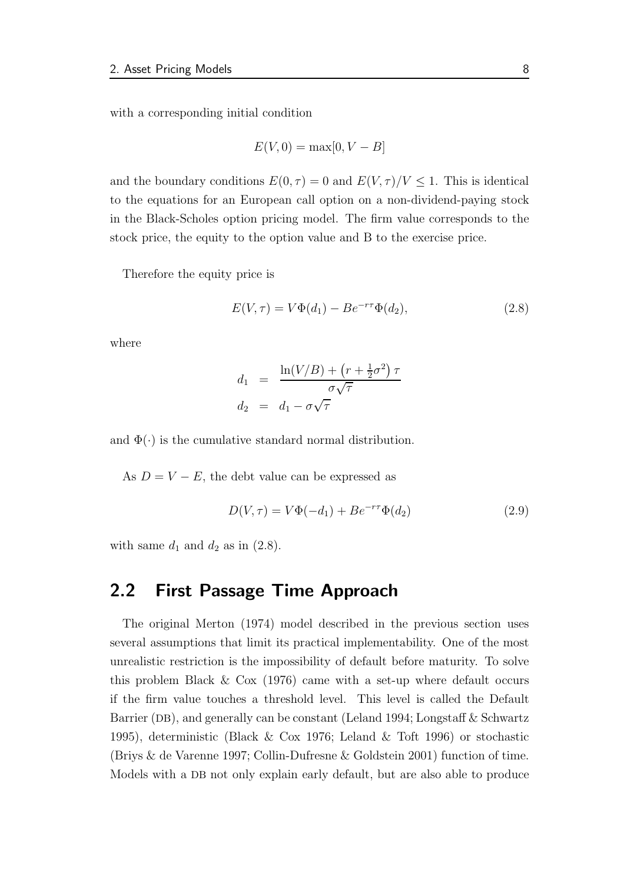with a corresponding initial condition

$$E(V, 0) = \max[0, V - B]$$

and the boundary conditions $E(0, \tau) = 0$ and $E(V, \tau)/V \leq 1$. This is identical to the equations for an European call option on a non-dividend-paying stock in the Black-Scholes option pricing model. The firm value corresponds to the stock price, the equity to the option value and B to the exercise price.

Therefore the equity price is

$$E(V, \tau) = V\Phi(d_1) - Be^{-r\tau}\Phi(d_2), \tag{2.8}$$

where

$$\begin{aligned} d_1 &= \frac{\ln(V/B) + \left(r + \frac{1}{2}\sigma^2\right)\tau}{\sigma\sqrt{\tau}} \\ d_2 &= d_1 - \sigma\sqrt{\tau} \end{aligned}$$

and $\Phi(\cdot)$ is the cumulative standard normal distribution.

As $D = V - E$, the debt value can be expressed as

$$D(V, \tau) = V\Phi(-d_1) + Be^{-r\tau}\Phi(d_2) \tag{2.9}$$

with same $d_1$ and $d_2$ as in (2.8).

## 2.2 First Passage Time Approach

The original Merton (1974) model described in the previous section uses several assumptions that limit its practical implementability. One of the most unrealistic restriction is the impossibility of default before maturity. To solve this problem Black & Cox (1976) came with a set-up where default occurs if the firm value touches a threshold level. This level is called the Default Barrier (DB), and generally can be constant (Leland 1994; Longstaff & Schwartz 1995), deterministic (Black & Cox 1976; Leland & Toft 1996) or stochastic (Briys & de Varenne 1997; Collin-Dufresne & Goldstein 2001) function of time. Models with a DB not only explain early default, but are also able to produce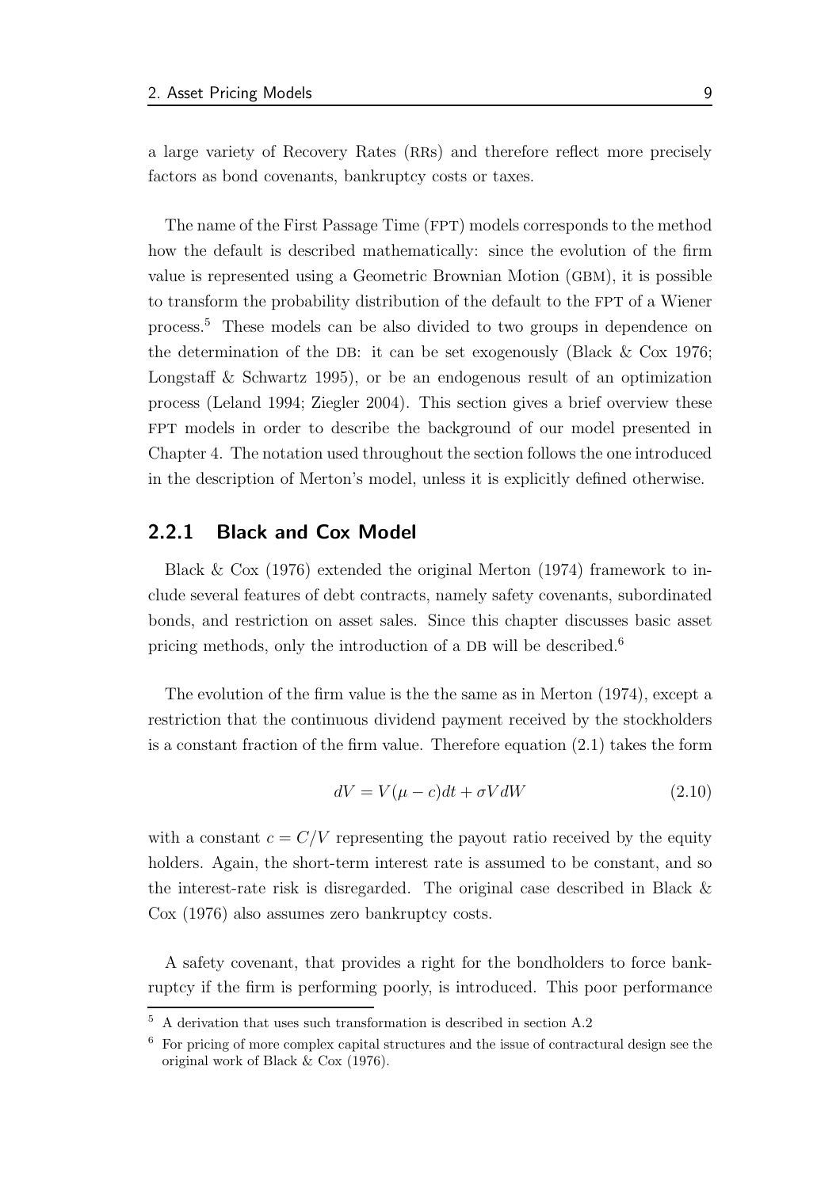a large variety of Recovery Rates (RRs) and therefore reflect more precisely factors as bond covenants, bankruptcy costs or taxes.

The name of the First Passage Time (FPT) models corresponds to the method how the default is described mathematically: since the evolution of the firm value is represented using a Geometric Brownian Motion (GBM), it is possible to transform the probability distribution of the default to the FPT of a Wiener process.[5] These models can be also divided to two groups in dependence on the determination of the DB: it can be set exogenously (Black & Cox 1976; Longstaff & Schwartz 1995), or be an endogenous result of an optimization process (Leland 1994; Ziegler 2004). This section gives a brief overview these FPT models in order to describe the background of our model presented in Chapter 4. The notation used throughout the section follows the one introduced in the description of Merton's model, unless it is explicitly defined otherwise.

### 2.2.1 Black and Cox Model

Black & Cox (1976) extended the original Merton (1974) framework to include several features of debt contracts, namely safety covenants, subordinated bonds, and restriction on asset sales. Since this chapter discusses basic asset pricing methods, only the introduction of a DB will be described.[6]

The evolution of the firm value is the the same as in Merton (1974), except a restriction that the continuous dividend payment received by the stockholders is a constant fraction of the firm value. Therefore equation (2.1) takes the form

$$dV = V(\mu - c)dt + \sigma V dW \tag{2.10}$$

with a constant $c = C/V$ representing the payout ratio received by the equity holders. Again, the short-term interest rate is assumed to be constant, and so the interest-rate risk is disregarded. The original case described in Black & Cox (1976) also assumes zero bankruptcy costs.

A safety covenant, that provides a right for the bondholders to force bankruptcy if the firm is performing poorly, is introduced. This poor performance

---

[5] A derivation that uses such transformation is described in section A.2

[6] For pricing of more complex capital structures and the issue of contractural design see the original work of Black & Cox (1976).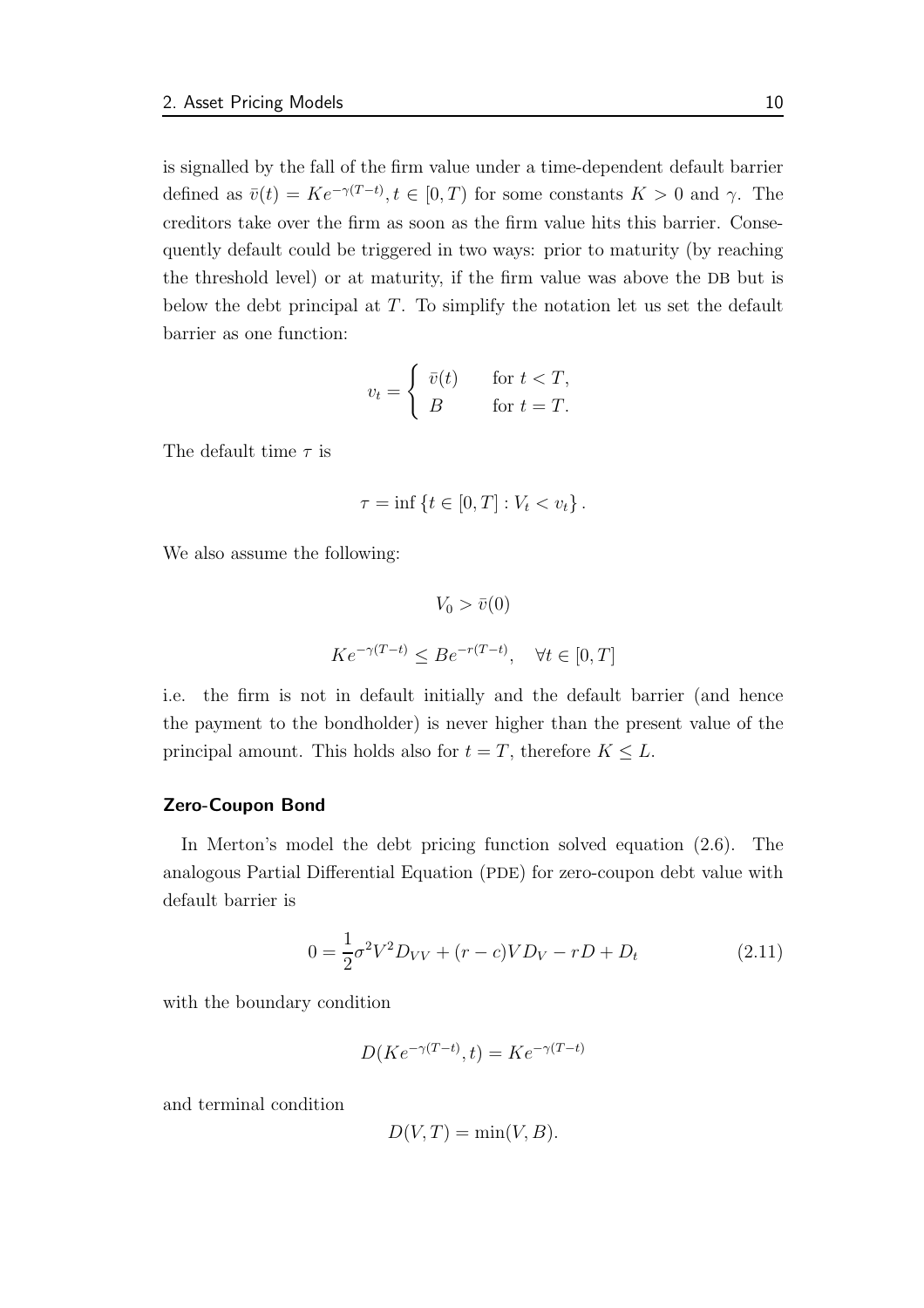is signalled by the fall of the firm value under a time-dependent default barrier defined as $\bar{v}(t) = Ke^{-\gamma(T-t)}, t \in [0, T)$ for some constants $K > 0$ and $\gamma$. The creditors take over the firm as soon as the firm value hits this barrier. Consequently default could be triggered in two ways: prior to maturity (by reaching the threshold level) or at maturity, if the firm value was above the DB but is below the debt principal at $T$. To simplify the notation let us set the default barrier as one function:

$$v_t = \begin{cases} \bar{v}(t) & \text{for } t < T, \\ B & \text{for } t = T. \end{cases}$$

The default time $\tau$ is

$$\tau = \inf \{t \in [0, T] : V_t < v_t\}.$$

We also assume the following:

$$V_0 > \bar{v}(0)$$

$$Ke^{-\gamma(T-t)} \leq Be^{-r(T-t)}, \quad \forall t \in [0, T]$$

i.e. the firm is not in default initially and the default barrier (and hence the payment to the bondholder) is never higher than the present value of the principal amount. This holds also for $t = T$, therefore $K \leq L$.

### Zero-Coupon Bond

In Merton's model the debt pricing function solved equation (2.6). The analogous Partial Differential Equation (PDE) for zero-coupon debt value with default barrier is

$$0 = \frac{1}{2}\sigma^2 V^2 D_{VV} + (r - c)VD_V - rD + D_t \tag{2.11}$$

with the boundary condition

$$D(Ke^{-\gamma(T-t)}, t) = Ke^{-\gamma(T-t)}$$

and terminal condition

$$D(V, T) = \min(V, B).$$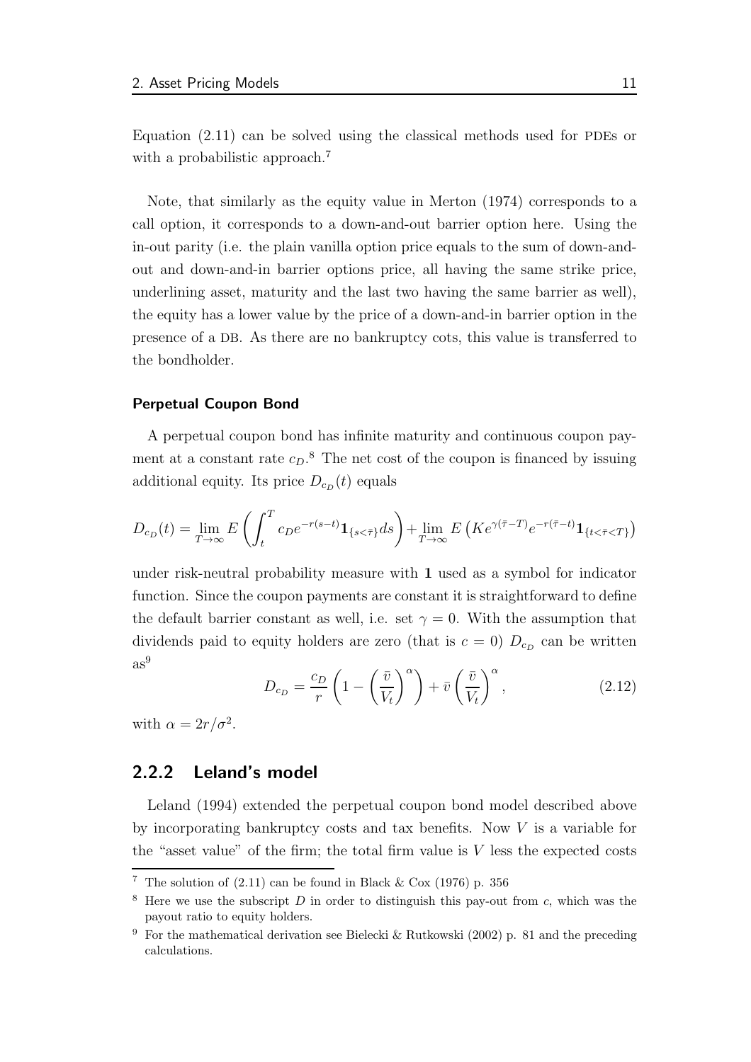Equation (2.11) can be solved using the classical methods used for PDEs or with a probabilistic approach.[7]

Note, that similarly as the equity value in Merton (1974) corresponds to a call option, it corresponds to a down-and-out barrier option here. Using the in-out parity (i.e. the plain vanilla option price equals to the sum of down-and-out and down-and-in barrier options price, all having the same strike price, underlining asset, maturity and the last two having the same barrier as well), the equity has a lower value by the price of a down-and-in barrier option in the presence of a DB. As there are no bankruptcy cots, this value is transferred to the bondholder.

#### Perpetual Coupon Bond

A perpetual coupon bond has infinite maturity and continuous coupon payment at a constant rate $c_D$.[8] The net cost of the coupon is financed by issuing additional equity. Its price $D_{c_D}(t)$ equals

$$D_{c_D}(t) = \lim_{T \to \infty} E\left(\int_t^T c_D e^{-r(s-t)} \mathbf{1}_{\{s<\bar{\tau}\}} ds\right) + \lim_{T \to \infty} E\left(K e^{\gamma(\bar{\tau}-T)} e^{-r(\bar{\tau}-t)} \mathbf{1}_{\{t<\bar{\tau}<T\}}\right)$$

under risk-neutral probability measure with $\mathbf{1}$ used as a symbol for indicator function. Since the coupon payments are constant it is straightforward to define the default barrier constant as well, i.e. set $\gamma = 0$. With the assumption that dividends paid to equity holders are zero (that is $c = 0$) $D_{c_D}$ can be written as[9]

$$D_{c_D} = \frac{c_D}{r}\left(1 - \left(\frac{\bar{v}}{V_t}\right)^{\alpha}\right) + \bar{v}\left(\frac{\bar{v}}{V_t}\right)^{\alpha}, \tag{2.12}$$

with $\alpha = 2r/\sigma^2$.

### 2.2.2 Leland's model

Leland (1994) extended the perpetual coupon bond model described above by incorporating bankruptcy costs and tax benefits. Now $V$ is a variable for the "asset value" of the firm; the total firm value is $V$ less the expected costs

---

[7] The solution of (2.11) can be found in Black & Cox (1976) p. 356

[8] Here we use the subscript $D$ in order to distinguish this pay-out from $c$, which was the payout ratio to equity holders.

[9] For the mathematical derivation see Bielecki & Rutkowski (2002) p. 81 and the preceding calculations.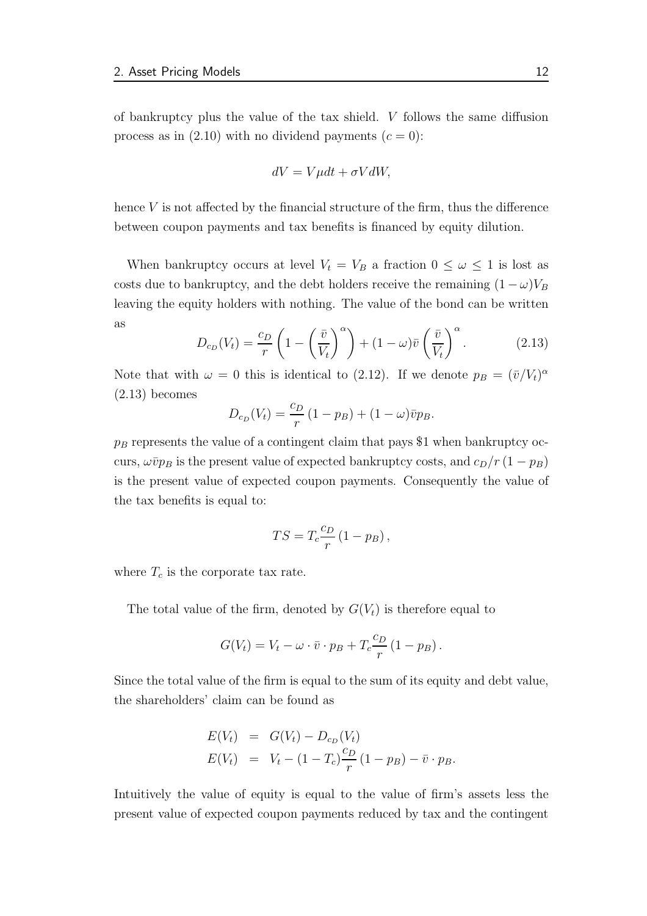of bankruptcy plus the value of the tax shield. $V$ follows the same diffusion process as in (2.10) with no dividend payments ($c = 0$):

$$dV = V\mu dt + \sigma V dW,$$

hence $V$ is not affected by the financial structure of the firm, thus the difference between coupon payments and tax benefits is financed by equity dilution.

When bankruptcy occurs at level $V_t = V_B$ a fraction $0 \leq \omega \leq 1$ is lost as costs due to bankruptcy, and the debt holders receive the remaining $(1-\omega)V_B$ leaving the equity holders with nothing. The value of the bond can be written as

$$D_{c_D}(V_t) = \frac{c_D}{r}\left(1 - \left(\frac{\bar{v}}{V_t}\right)^{\alpha}\right) + (1-\omega)\bar{v}\left(\frac{\bar{v}}{V_t}\right)^{\alpha}. \tag{2.13}$$

Note that with $\omega = 0$ this is identical to (2.12). If we denote $p_B = (\bar{v}/V_t)^{\alpha}$ (2.13) becomes

$$D_{c_D}(V_t) = \frac{c_D}{r}\left(1 - p_B\right) + (1-\omega)\bar{v}p_B.$$

$p_B$ represents the value of a contingent claim that pays \$1 when bankruptcy occurs, $\omega\bar{v}p_B$ is the present value of expected bankruptcy costs, and $c_D/r\left(1 - p_B\right)$ is the present value of expected coupon payments. Consequently the value of the tax benefits is equal to:

$$TS = T_c\frac{c_D}{r}\left(1 - p_B\right),$$

where $T_c$ is the corporate tax rate.

The total value of the firm, denoted by $G(V_t)$ is therefore equal to

$$G(V_t) = V_t - \omega \cdot \bar{v} \cdot p_B + T_c\frac{c_D}{r}\left(1 - p_B\right).$$

Since the total value of the firm is equal to the sum of its equity and debt value, the shareholders' claim can be found as

$$\begin{aligned}
E(V_t) &= G(V_t) - D_{c_D}(V_t) \\
E(V_t) &= V_t - (1 - T_c)\frac{c_D}{r}\left(1 - p_B\right) - \bar{v} \cdot p_B.
\end{aligned}$$

Intuitively the value of equity is equal to the value of firm's assets less the present value of expected coupon payments reduced by tax and the contingent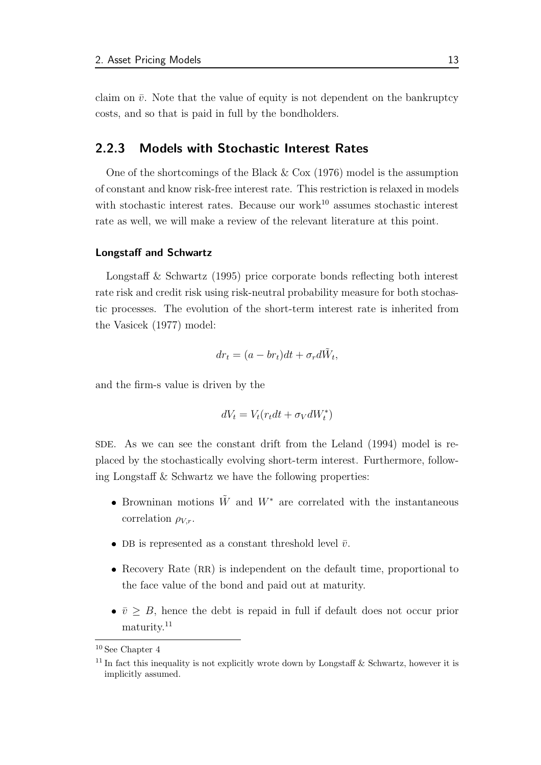claim on $\bar{v}$. Note that the value of equity is not dependent on the bankruptcy costs, and so that is paid in full by the bondholders.

### 2.2.3 Models with Stochastic Interest Rates

One of the shortcomings of the Black & Cox (1976) model is the assumption of constant and know risk-free interest rate. This restriction is relaxed in models with stochastic interest rates. Because our work[10] assumes stochastic interest rate as well, we will make a review of the relevant literature at this point.

#### Longstaff and Schwartz

Longstaff & Schwartz (1995) price corporate bonds reflecting both interest rate risk and credit risk using risk-neutral probability measure for both stochastic processes. The evolution of the short-term interest rate is inherited from the Vasicek (1977) model:

$$dr_t = (a - br_t)dt + \sigma_r d\tilde{W}_t,$$

and the firm-s value is driven by the

$$dV_t = V_t(r_t dt + \sigma_V dW_t^*)$$

SDE. As we can see the constant drift from the Leland (1994) model is replaced by the stochastically evolving short-term interest. Furthermore, following Longstaff & Schwartz we have the following properties:

- Browninan motions $\tilde{W}$ and $W^*$ are correlated with the instantaneous correlation $\rho_{V,r}$.
- DB is represented as a constant threshold level $\bar{v}$.
- Recovery Rate (RR) is independent on the default time, proportional to the face value of the bond and paid out at maturity.
- $\bar{v} \geq B$, hence the debt is repaid in full if default does not occur prior maturity.[11]

[10] See Chapter 4

[11] In fact this inequality is not explicitly wrote down by Longstaff & Schwartz, however it is implicitly assumed.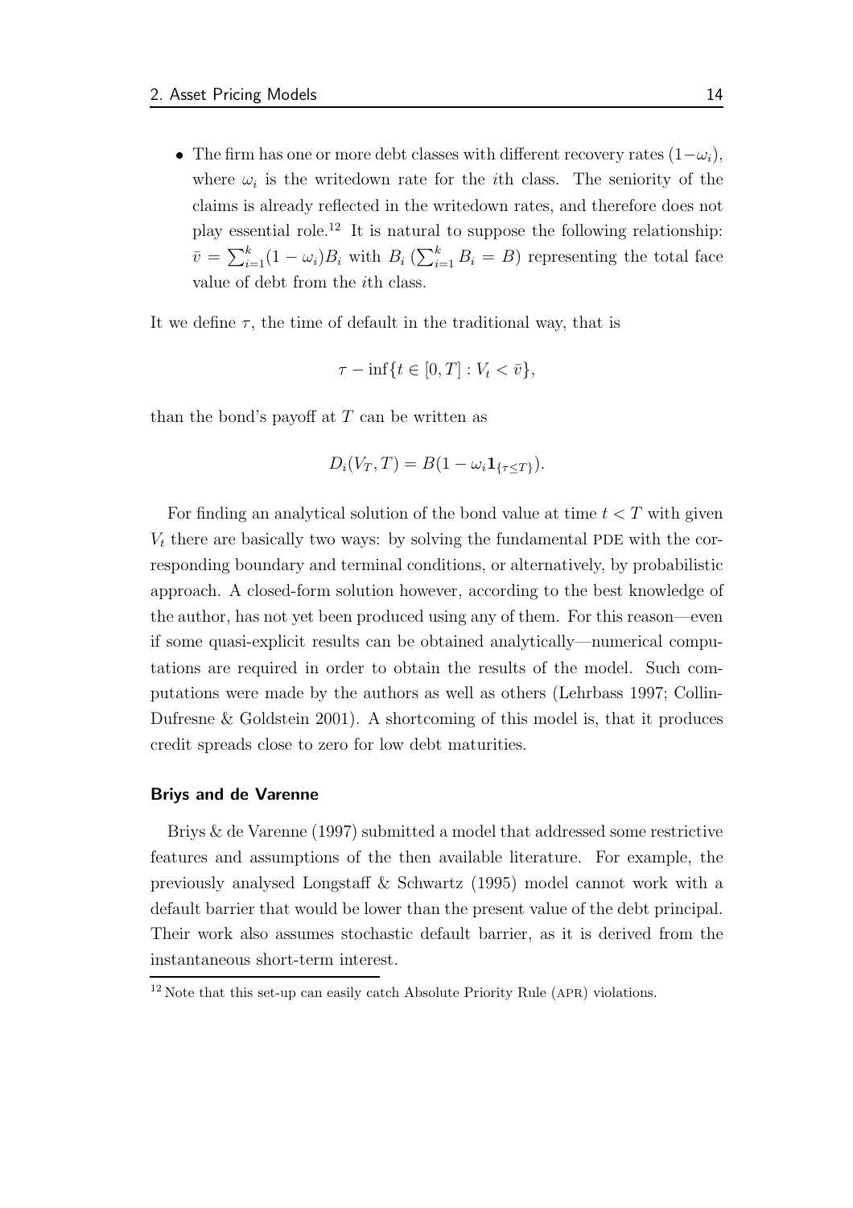- The firm has one or more debt classes with different recovery rates $(1-\omega_i)$, where $\omega_i$ is the writedown rate for the $i$th class. The seniority of the claims is already reflected in the writedown rates, and therefore does not play essential role.[12] It is natural to suppose the following relationship: $\bar{v} = \sum_{i=1}^{k}(1-\omega_i)B_i$ with $B_i$ ($\sum_{i=1}^{k} B_i = B$) representing the total face value of debt from the $i$th class.

It we define $\tau$, the time of default in the traditional way, that is

$$\tau - \inf\{t \in [0,T] : V_t < \bar{v}\},$$

than the bond's payoff at $T$ can be written as

$$D_i(V_T, T) = B(1 - \omega_i \mathbf{1}_{\{\tau \leq T\}}).$$

For finding an analytical solution of the bond value at time $t < T$ with given $V_t$ there are basically two ways: by solving the fundamental PDE with the corresponding boundary and terminal conditions, or alternatively, by probabilistic approach. A closed-form solution however, according to the best knowledge of the author, has not yet been produced using any of them. For this reason—even if some quasi-explicit results can be obtained analytically—numerical computations are required in order to obtain the results of the model. Such computations were made by the authors as well as others (Lehrbass 1997; Collin-Dufresne & Goldstein 2001). A shortcoming of this model is, that it produces credit spreads close to zero for low debt maturities.

#### Briys and de Varenne

Briys & de Varenne (1997) submitted a model that addressed some restrictive features and assumptions of the then available literature. For example, the previously analysed Longstaff & Schwartz (1995) model cannot work with a default barrier that would be lower than the present value of the debt principal. Their work also assumes stochastic default barrier, as it is derived from the instantaneous short-term interest.

[12] Note that this set-up can easily catch Absolute Priority Rule (APR) violations.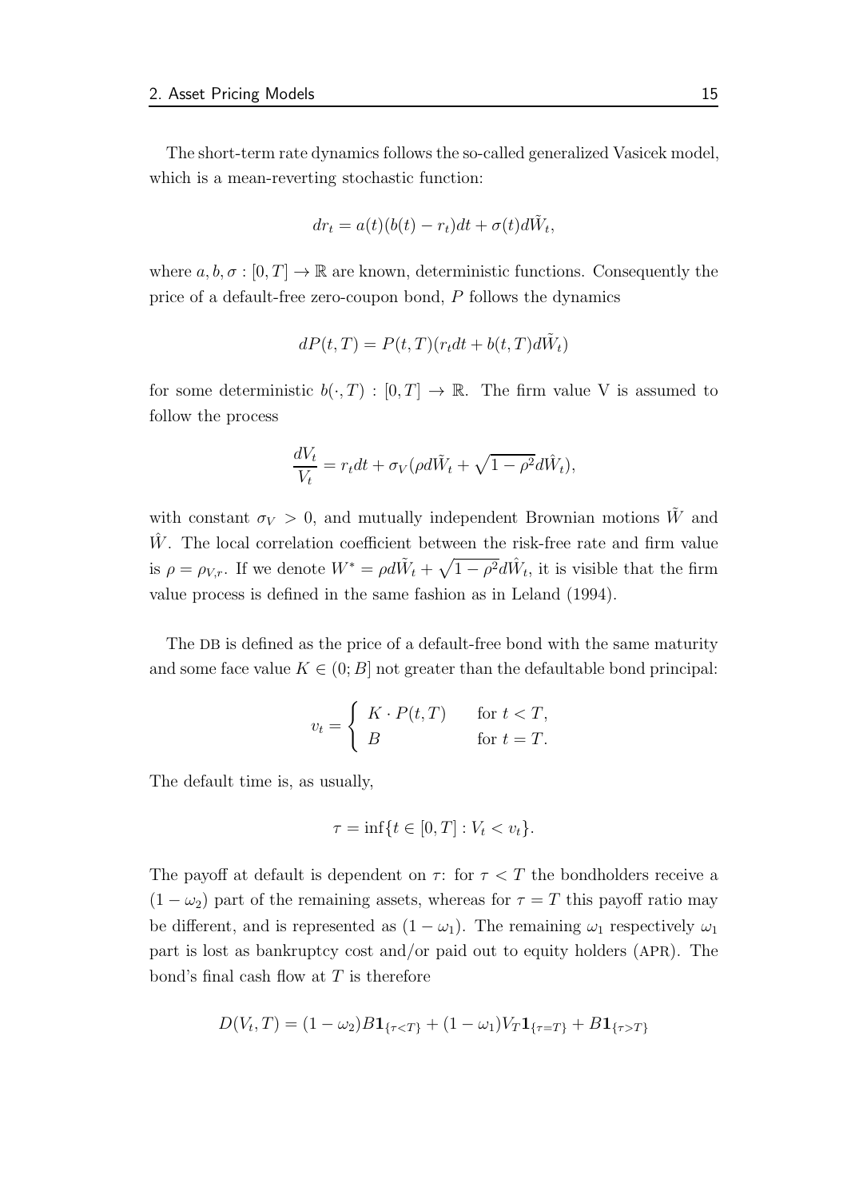The short-term rate dynamics follows the so-called generalized Vasicek model, which is a mean-reverting stochastic function:

$$dr_t = a(t)(b(t) - r_t)dt + \sigma(t)d\tilde{W}_t,$$

where $a, b, \sigma : [0, T] \to \mathbb{R}$ are known, deterministic functions. Consequently the price of a default-free zero-coupon bond, $P$ follows the dynamics

$$dP(t, T) = P(t, T)(r_t dt + b(t, T)d\tilde{W}_t)$$

for some deterministic $b(\cdot, T) : [0, T] \to \mathbb{R}$. The firm value V is assumed to follow the process

$$\frac{dV_t}{V_t} = r_t dt + \sigma_V(\rho d\tilde{W}_t + \sqrt{1 - \rho^2}d\hat{W}_t),$$

with constant $\sigma_V > 0$, and mutually independent Brownian motions $\tilde{W}$ and $\hat{W}$. The local correlation coefficient between the risk-free rate and firm value is $\rho = \rho_{V,r}$. If we denote $W^* = \rho d\tilde{W}_t + \sqrt{1 - \rho^2}d\hat{W}_t$, it is visible that the firm value process is defined in the same fashion as in Leland (1994).

The DB is defined as the price of a default-free bond with the same maturity and some face value $K \in (0; B]$ not greater than the defaultable bond principal:

$$v_t = \begin{cases} K \cdot P(t, T) & \text{for } t < T, \\ B & \text{for } t = T. \end{cases}$$

The default time is, as usually,

$$\tau = \inf\{t \in [0, T] : V_t < v_t\}.$$

The payoff at default is dependent on $\tau$: for $\tau < T$ the bondholders receive a $(1 - \omega_2)$ part of the remaining assets, whereas for $\tau = T$ this payoff ratio may be different, and is represented as $(1 - \omega_1)$. The remaining $\omega_1$ respectively $\omega_1$ part is lost as bankruptcy cost and/or paid out to equity holders (APR). The bond's final cash flow at $T$ is therefore

$$D(V_t, T) = (1 - \omega_2)B\mathbf{1}_{\{\tau<T\}} + (1 - \omega_1)V_T\mathbf{1}_{\{\tau=T\}} + B\mathbf{1}_{\{\tau>T\}}$$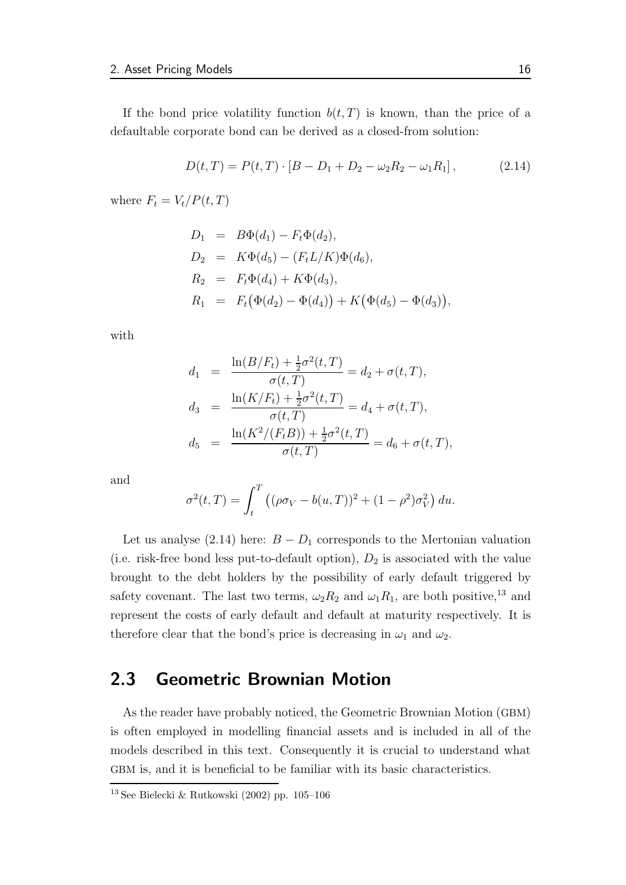If the bond price volatility function $b(t, T)$ is known, than the price of a defaultable corporate bond can be derived as a closed-from solution:

$$D(t, T) = P(t, T) \cdot [B - D_1 + D_2 - \omega_2 R_2 - \omega_1 R_1], \tag{2.14}$$

where $F_t = V_t / P(t, T)$

$$\begin{aligned}
D_1 &= B\Phi(d_1) - F_t\Phi(d_2), \\
D_2 &= K\Phi(d_5) - (F_t L/K)\Phi(d_6), \\
R_2 &= F_t\Phi(d_4) + K\Phi(d_3), \\
R_1 &= F_t\big(\Phi(d_2) - \Phi(d_4)\big) + K\big(\Phi(d_5) - \Phi(d_3)\big),
\end{aligned}$$

with

$$\begin{aligned}
d_1 &= \frac{\ln(B/F_t) + \frac{1}{2}\sigma^2(t, T)}{\sigma(t, T)} = d_2 + \sigma(t, T), \\
d_3 &= \frac{\ln(K/F_t) + \frac{1}{2}\sigma^2(t, T)}{\sigma(t, T)} = d_4 + \sigma(t, T), \\
d_5 &= \frac{\ln(K^2/(F_t B)) + \frac{1}{2}\sigma^2(t, T)}{\sigma(t, T)} = d_6 + \sigma(t, T),
\end{aligned}$$

and

$$\sigma^2(t, T) = \int_t^T \left((\rho\sigma_V - b(u, T))^2 + (1 - \rho^2)\sigma_V^2\right) du.$$

Let us analyse (2.14) here: $B - D_1$ corresponds to the Mertonian valuation (i.e. risk-free bond less put-to-default option), $D_2$ is associated with the value brought to the debt holders by the possibility of early default triggered by safety covenant. The last two terms, $\omega_2 R_2$ and $\omega_1 R_1$, are both positive,[13] and represent the costs of early default and default at maturity respectively. It is therefore clear that the bond's price is decreasing in $\omega_1$ and $\omega_2$.

## 2.3 Geometric Brownian Motion

As the reader have probably noticed, the Geometric Brownian Motion (GBM) is often employed in modelling financial assets and is included in all of the models described in this text. Consequently it is crucial to understand what GBM is, and it is beneficial to be familiar with its basic characteristics.

[13] See Bielecki & Rutkowski (2002) pp. 105–106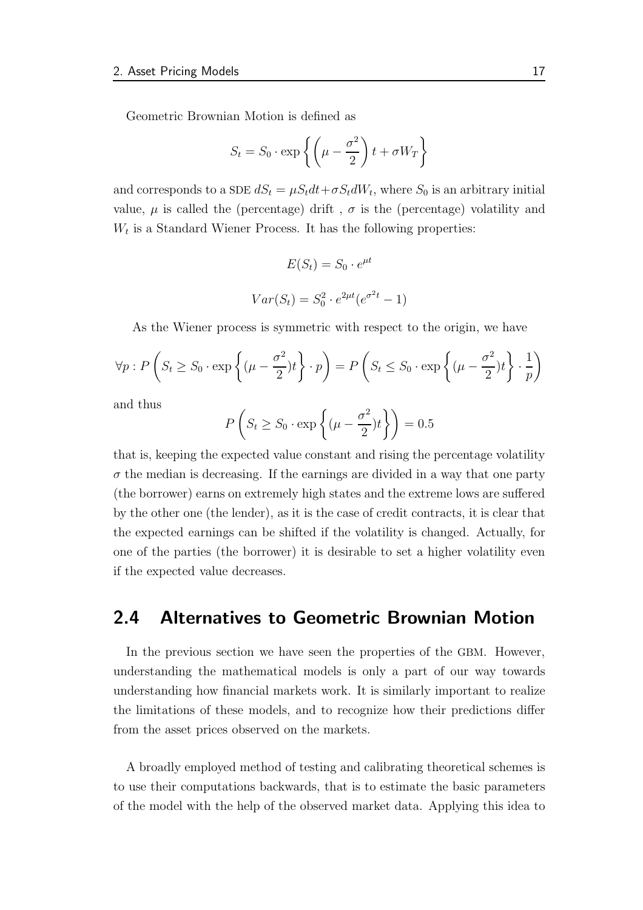Geometric Brownian Motion is defined as

$$S_t = S_0 \cdot \exp\left\{\left(\mu - \frac{\sigma^2}{2}\right)t + \sigma W_T\right\}$$

and corresponds to a SDE $dS_t = \mu S_t dt + \sigma S_t dW_t$, where $S_0$ is an arbitrary initial value, $\mu$ is called the (percentage) drift , $\sigma$ is the (percentage) volatility and $W_t$ is a Standard Wiener Process. It has the following properties:

$$E(S_t) = S_0 \cdot e^{\mu t}$$

$$Var(S_t) = S_0^2 \cdot e^{2\mu t}(e^{\sigma^2 t} - 1)$$

As the Wiener process is symmetric with respect to the origin, we have

$$\forall p : P\left(S_t \geq S_0 \cdot \exp\left\{(\mu - \frac{\sigma^2}{2})t\right\} \cdot p\right) = P\left(S_t \leq S_0 \cdot \exp\left\{(\mu - \frac{\sigma^2}{2})t\right\} \cdot \frac{1}{p}\right)$$

and thus

$$P\left(S_t \geq S_0 \cdot \exp\left\{(\mu - \frac{\sigma^2}{2})t\right\}\right) = 0.5$$

that is, keeping the expected value constant and rising the percentage volatility $\sigma$ the median is decreasing. If the earnings are divided in a way that one party (the borrower) earns on extremely high states and the extreme lows are suffered by the other one (the lender), as it is the case of credit contracts, it is clear that the expected earnings can be shifted if the volatility is changed. Actually, for one of the parties (the borrower) it is desirable to set a higher volatility even if the expected value decreases.

## 2.4 Alternatives to Geometric Brownian Motion

In the previous section we have seen the properties of the GBM. However, understanding the mathematical models is only a part of our way towards understanding how financial markets work. It is similarly important to realize the limitations of these models, and to recognize how their predictions differ from the asset prices observed on the markets.

A broadly employed method of testing and calibrating theoretical schemes is to use their computations backwards, that is to estimate the basic parameters of the model with the help of the observed market data. Applying this idea to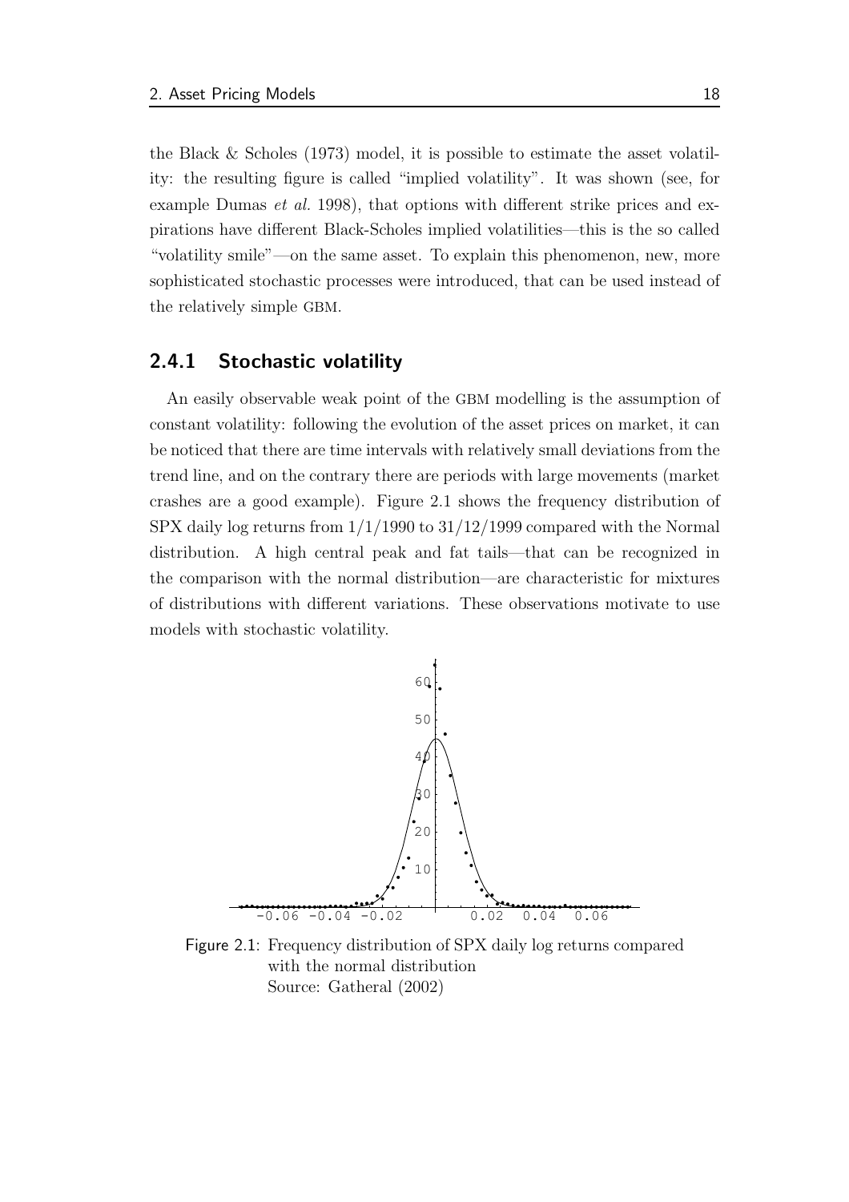the Black & Scholes (1973) model, it is possible to estimate the asset volatility: the resulting figure is called "implied volatility". It was shown (see, for example Dumas *et al.* 1998), that options with different strike prices and expirations have different Black-Scholes implied volatilities—this is the so called "volatility smile"—on the same asset. To explain this phenomenon, new, more sophisticated stochastic processes were introduced, that can be used instead of the relatively simple GBM.

### 2.4.1 Stochastic volatility

An easily observable weak point of the GBM modelling is the assumption of constant volatility: following the evolution of the asset prices on market, it can be noticed that there are time intervals with relatively small deviations from the trend line, and on the contrary there are periods with large movements (market crashes are a good example). Figure 2.1 shows the frequency distribution of SPX daily log returns from 1/1/1990 to 31/12/1999 compared with the Normal distribution. A high central peak and fat tails—that can be recognized in the comparison with the normal distribution—are characteristic for mixtures of distributions with different variations. These observations motivate to use models with stochastic volatility.

Figure 2.1: Frequency distribution of SPX daily log returns compared with the normal distribution
Source: Gatheral (2002)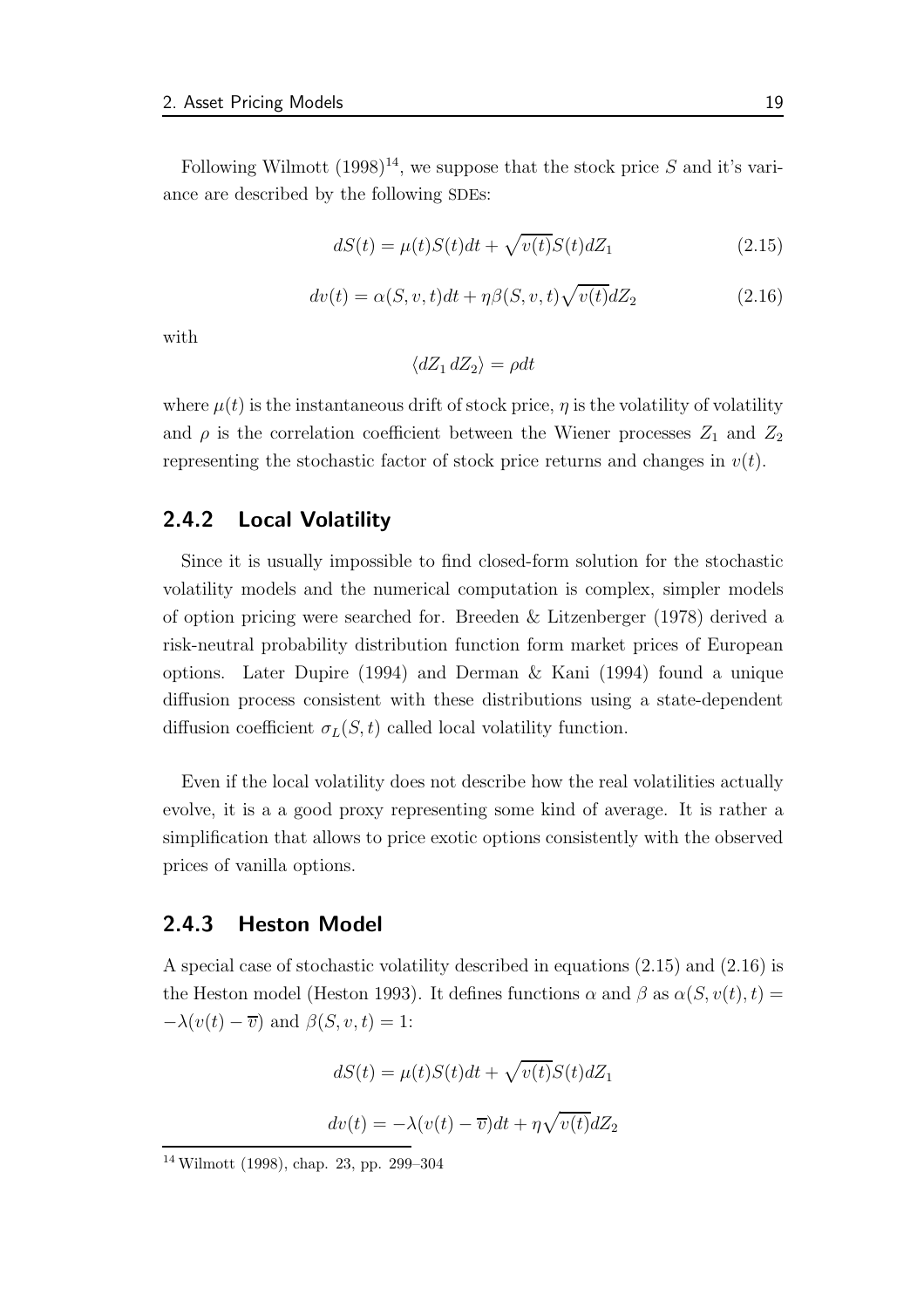Following Wilmott (1998)[14], we suppose that the stock price $S$ and it's variance are described by the following SDEs:

$$dS(t) = \mu(t)S(t)dt + \sqrt{v(t)}S(t)dZ_1 \tag{2.15}$$

$$dv(t) = \alpha(S, v, t)dt + \eta\beta(S, v, t)\sqrt{v(t)}dZ_2 \tag{2.16}$$

with

$$\langle dZ_1 \, dZ_2 \rangle = \rho dt$$

where $\mu(t)$ is the instantaneous drift of stock price, $\eta$ is the volatility of volatility and $\rho$ is the correlation coefficient between the Wiener processes $Z_1$ and $Z_2$ representing the stochastic factor of stock price returns and changes in $v(t)$.

### 2.4.2 Local Volatility

Since it is usually impossible to find closed-form solution for the stochastic volatility models and the numerical computation is complex, simpler models of option pricing were searched for. Breeden & Litzenberger (1978) derived a risk-neutral probability distribution function form market prices of European options. Later Dupire (1994) and Derman & Kani (1994) found a unique diffusion process consistent with these distributions using a state-dependent diffusion coefficient $\sigma_L(S, t)$ called local volatility function.

Even if the local volatility does not describe how the real volatilities actually evolve, it is a a good proxy representing some kind of average. It is rather a simplification that allows to price exotic options consistently with the observed prices of vanilla options.

### 2.4.3 Heston Model

A special case of stochastic volatility described in equations (2.15) and (2.16) is the Heston model (Heston 1993). It defines functions $\alpha$ and $\beta$ as $\alpha(S, v(t), t) = -\lambda(v(t) - \overline{v})$ and $\beta(S, v, t) = 1$:

$$dS(t) = \mu(t)S(t)dt + \sqrt{v(t)}S(t)dZ_1$$

$$dv(t) = -\lambda(v(t) - \overline{v})dt + \eta\sqrt{v(t)}dZ_2$$

[14] Wilmott (1998), chap. 23, pp. 299–304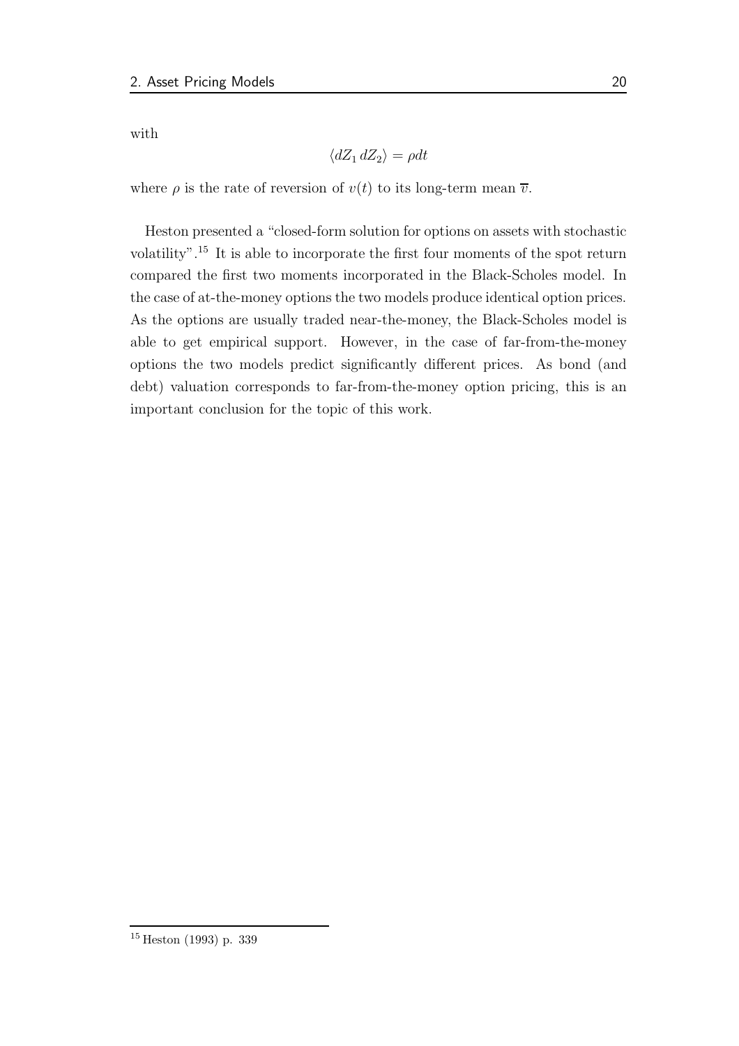with

$$\langle dZ_1\, dZ_2 \rangle = \rho dt$$

where $\rho$ is the rate of reversion of $v(t)$ to its long-term mean $\overline{v}$.

Heston presented a "closed-form solution for options on assets with stochastic volatility".[15] It is able to incorporate the first four moments of the spot return compared the first two moments incorporated in the Black-Scholes model. In the case of at-the-money options the two models produce identical option prices. As the options are usually traded near-the-money, the Black-Scholes model is able to get empirical support. However, in the case of far-from-the-money options the two models predict significantly different prices. As bond (and debt) valuation corresponds to far-from-the-money option pricing, this is an important conclusion for the topic of this work.

[15] Heston (1993) p. 339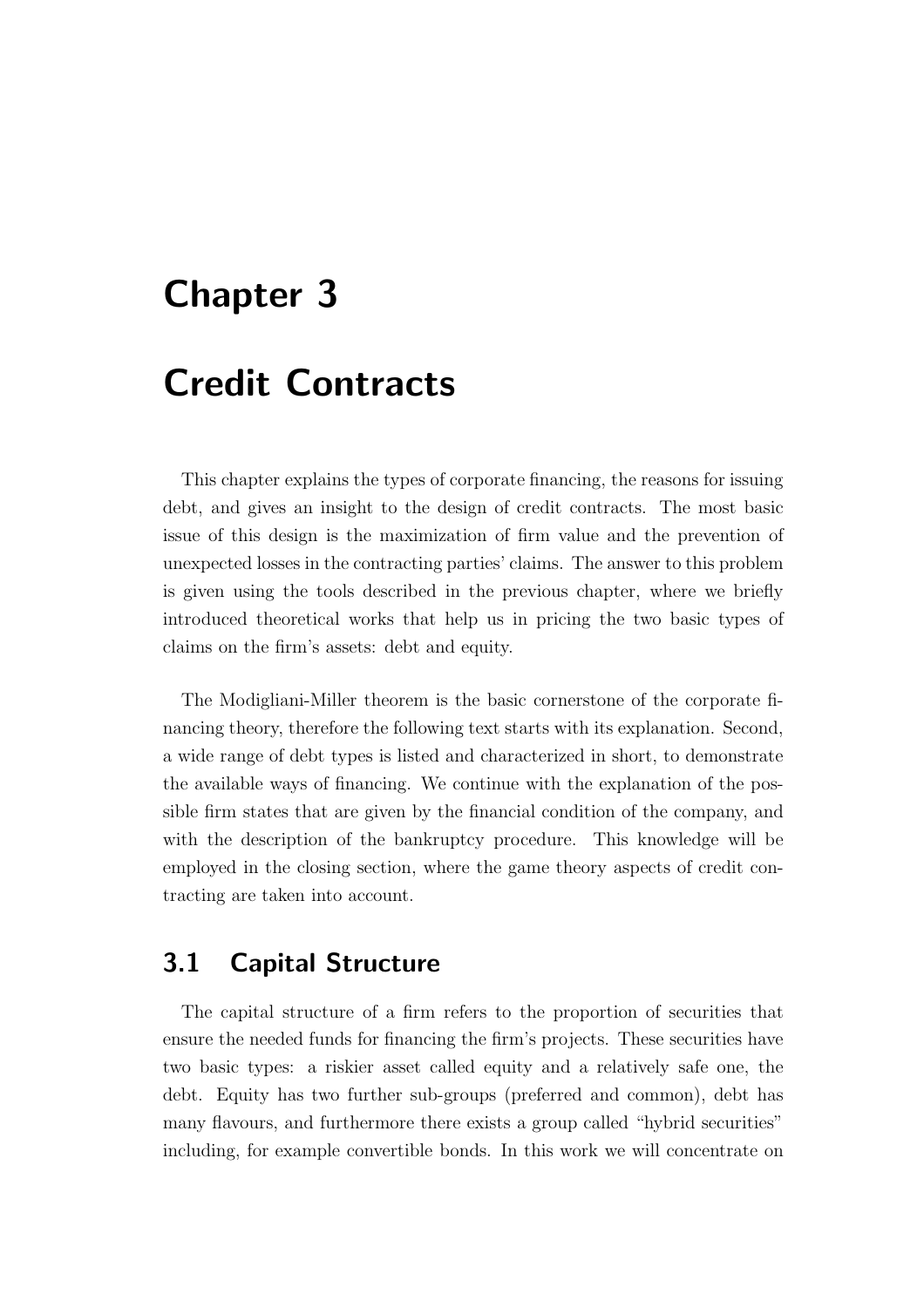# Chapter 3

# Credit Contracts

This chapter explains the types of corporate financing, the reasons for issuing debt, and gives an insight to the design of credit contracts. The most basic issue of this design is the maximization of firm value and the prevention of unexpected losses in the contracting parties' claims. The answer to this problem is given using the tools described in the previous chapter, where we briefly introduced theoretical works that help us in pricing the two basic types of claims on the firm's assets: debt and equity.

The Modigliani-Miller theorem is the basic cornerstone of the corporate financing theory, therefore the following text starts with its explanation. Second, a wide range of debt types is listed and characterized in short, to demonstrate the available ways of financing. We continue with the explanation of the possible firm states that are given by the financial condition of the company, and with the description of the bankruptcy procedure. This knowledge will be employed in the closing section, where the game theory aspects of credit contracting are taken into account.

## 3.1 Capital Structure

The capital structure of a firm refers to the proportion of securities that ensure the needed funds for financing the firm's projects. These securities have two basic types: a riskier asset called equity and a relatively safe one, the debt. Equity has two further sub-groups (preferred and common), debt has many flavours, and furthermore there exists a group called "hybrid securities" including, for example convertible bonds. In this work we will concentrate on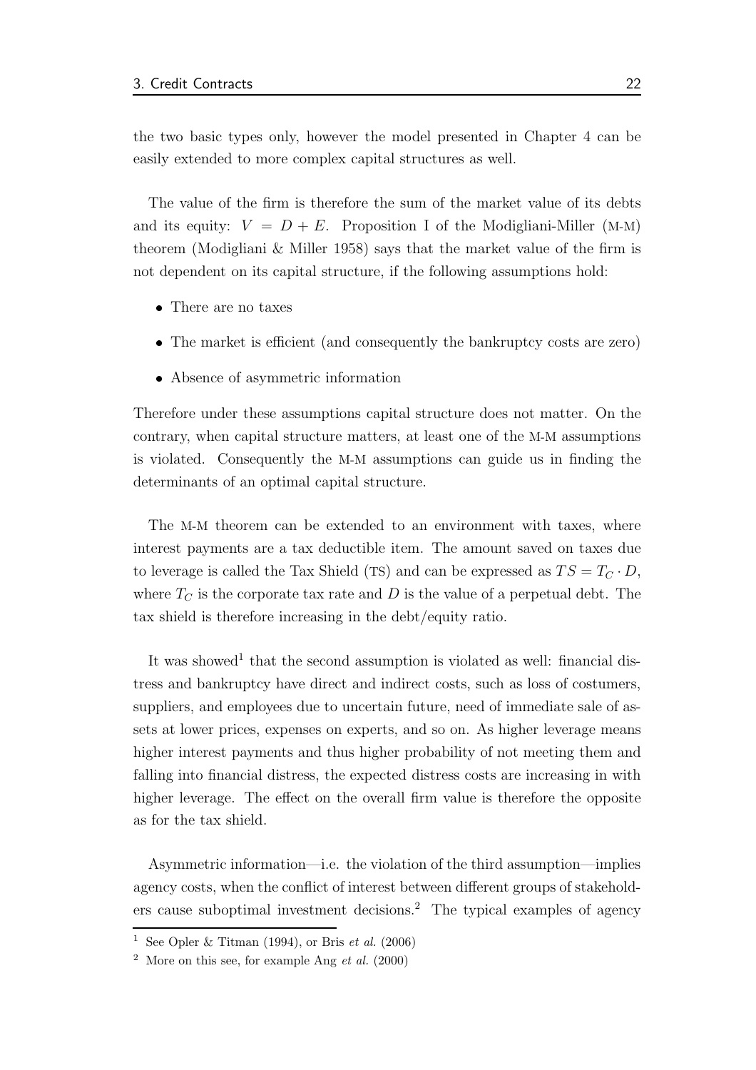the two basic types only, however the model presented in Chapter 4 can be easily extended to more complex capital structures as well.

The value of the firm is therefore the sum of the market value of its debts and its equity: $V = D + E$. Proposition I of the Modigliani-Miller (M-M) theorem (Modigliani & Miller 1958) says that the market value of the firm is not dependent on its capital structure, if the following assumptions hold:

- There are no taxes
- The market is efficient (and consequently the bankruptcy costs are zero)
- Absence of asymmetric information

Therefore under these assumptions capital structure does not matter. On the contrary, when capital structure matters, at least one of the M-M assumptions is violated. Consequently the M-M assumptions can guide us in finding the determinants of an optimal capital structure.

The M-M theorem can be extended to an environment with taxes, where interest payments are a tax deductible item. The amount saved on taxes due to leverage is called the Tax Shield (TS) and can be expressed as $TS = T_C \cdot D$, where $T_C$ is the corporate tax rate and $D$ is the value of a perpetual debt. The tax shield is therefore increasing in the debt/equity ratio.

It was showed[1] that the second assumption is violated as well: financial distress and bankruptcy have direct and indirect costs, such as loss of costumers, suppliers, and employees due to uncertain future, need of immediate sale of assets at lower prices, expenses on experts, and so on. As higher leverage means higher interest payments and thus higher probability of not meeting them and falling into financial distress, the expected distress costs are increasing in with higher leverage. The effect on the overall firm value is therefore the opposite as for the tax shield.

Asymmetric information—i.e. the violation of the third assumption—implies agency costs, when the conflict of interest between different groups of stakeholders cause suboptimal investment decisions.[2] The typical examples of agency

[1] See Opler & Titman (1994), or Bris *et al.* (2006)

[2] More on this see, for example Ang *et al.* (2000)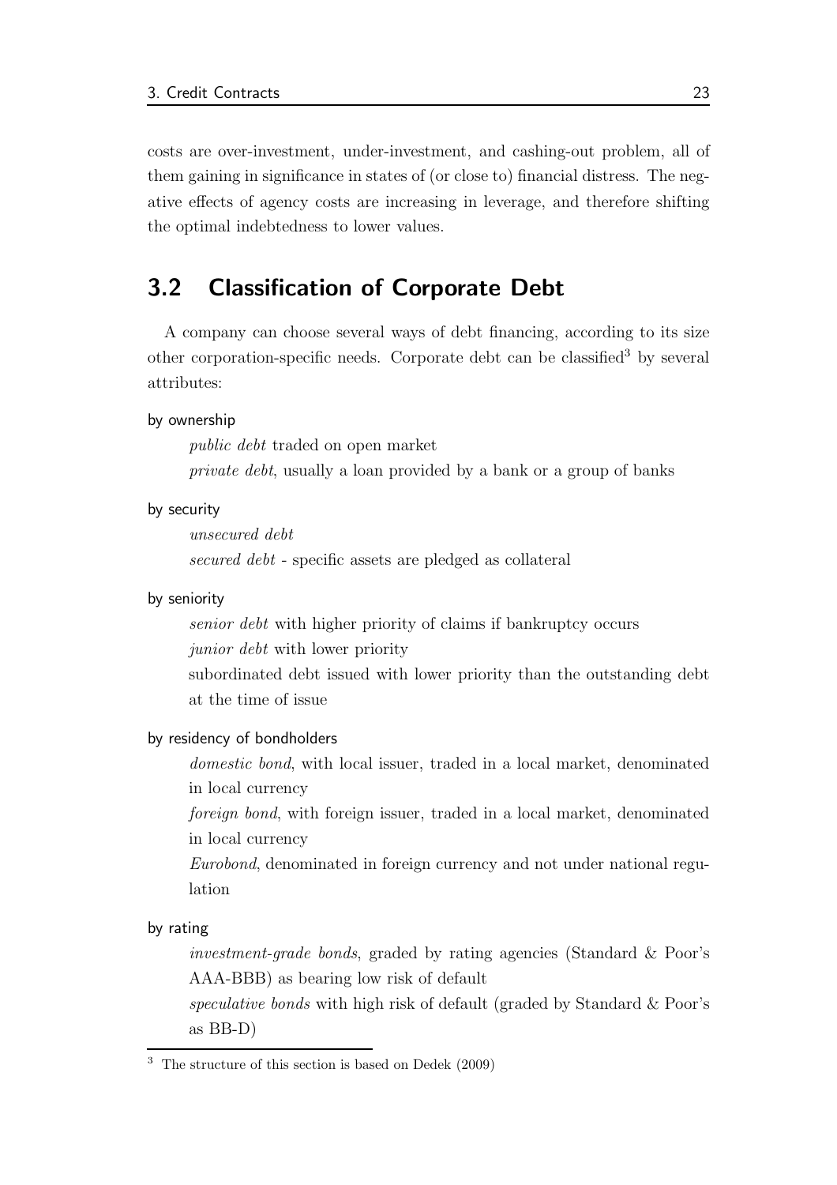costs are over-investment, under-investment, and cashing-out problem, all of them gaining in significance in states of (or close to) financial distress. The negative effects of agency costs are increasing in leverage, and therefore shifting the optimal indebtedness to lower values.

## 3.2 Classification of Corporate Debt

A company can choose several ways of debt financing, according to its size other corporation-specific needs. Corporate debt can be classified[3] by several attributes:

**by ownership**

*public debt* traded on open market

*private debt*, usually a loan provided by a bank or a group of banks

**by security**

*unsecured debt*

*secured debt* - specific assets are pledged as collateral

**by seniority**

*senior debt* with higher priority of claims if bankruptcy occurs

*junior debt* with lower priority

subordinated debt issued with lower priority than the outstanding debt at the time of issue

**by residency of bondholders**

*domestic bond*, with local issuer, traded in a local market, denominated in local currency

*foreign bond*, with foreign issuer, traded in a local market, denominated in local currency

*Eurobond*, denominated in foreign currency and not under national regulation

**by rating**

*investment-grade bonds*, graded by rating agencies (Standard & Poor's AAA-BBB) as bearing low risk of default

*speculative bonds* with high risk of default (graded by Standard & Poor's as BB-D)

[3] The structure of this section is based on Dedek (2009)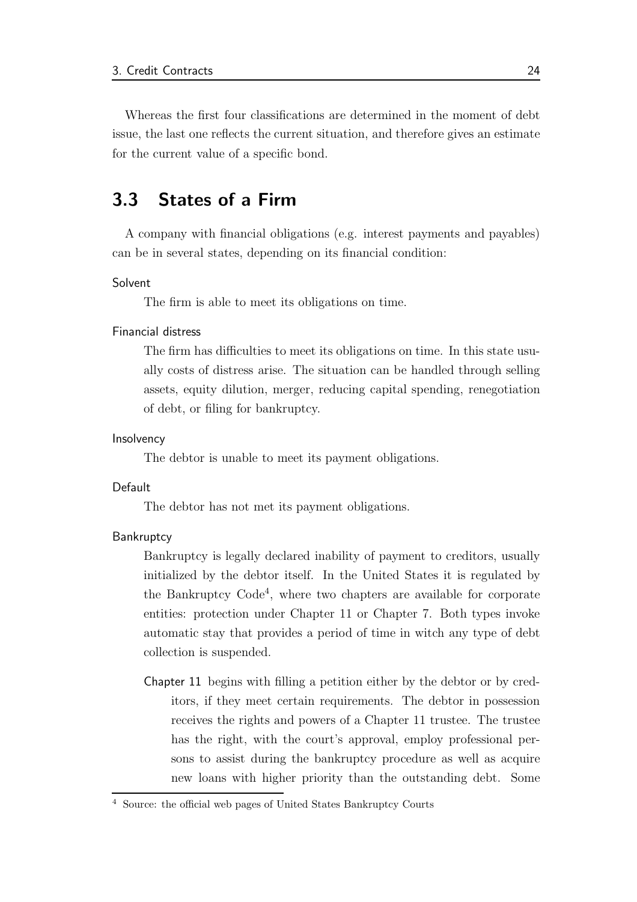Whereas the first four classifications are determined in the moment of debt issue, the last one reflects the current situation, and therefore gives an estimate for the current value of a specific bond.

## 3.3 States of a Firm

A company with financial obligations (e.g. interest payments and payables) can be in several states, depending on its financial condition:

**Solvent**

The firm is able to meet its obligations on time.

**Financial distress**

The firm has difficulties to meet its obligations on time. In this state usually costs of distress arise. The situation can be handled through selling assets, equity dilution, merger, reducing capital spending, renegotiation of debt, or filing for bankruptcy.

**Insolvency**

The debtor is unable to meet its payment obligations.

**Default**

The debtor has not met its payment obligations.

**Bankruptcy**

Bankruptcy is legally declared inability of payment to creditors, usually initialized by the debtor itself. In the United States it is regulated by the Bankruptcy Code[4], where two chapters are available for corporate entities: protection under Chapter 11 or Chapter 7. Both types invoke automatic stay that provides a period of time in witch any type of debt collection is suspended.

**Chapter 11** begins with filling a petition either by the debtor or by creditors, if they meet certain requirements. The debtor in possession receives the rights and powers of a Chapter 11 trustee. The trustee has the right, with the court's approval, employ professional persons to assist during the bankruptcy procedure as well as acquire new loans with higher priority than the outstanding debt. Some

[4] Source: the official web pages of United States Bankruptcy Courts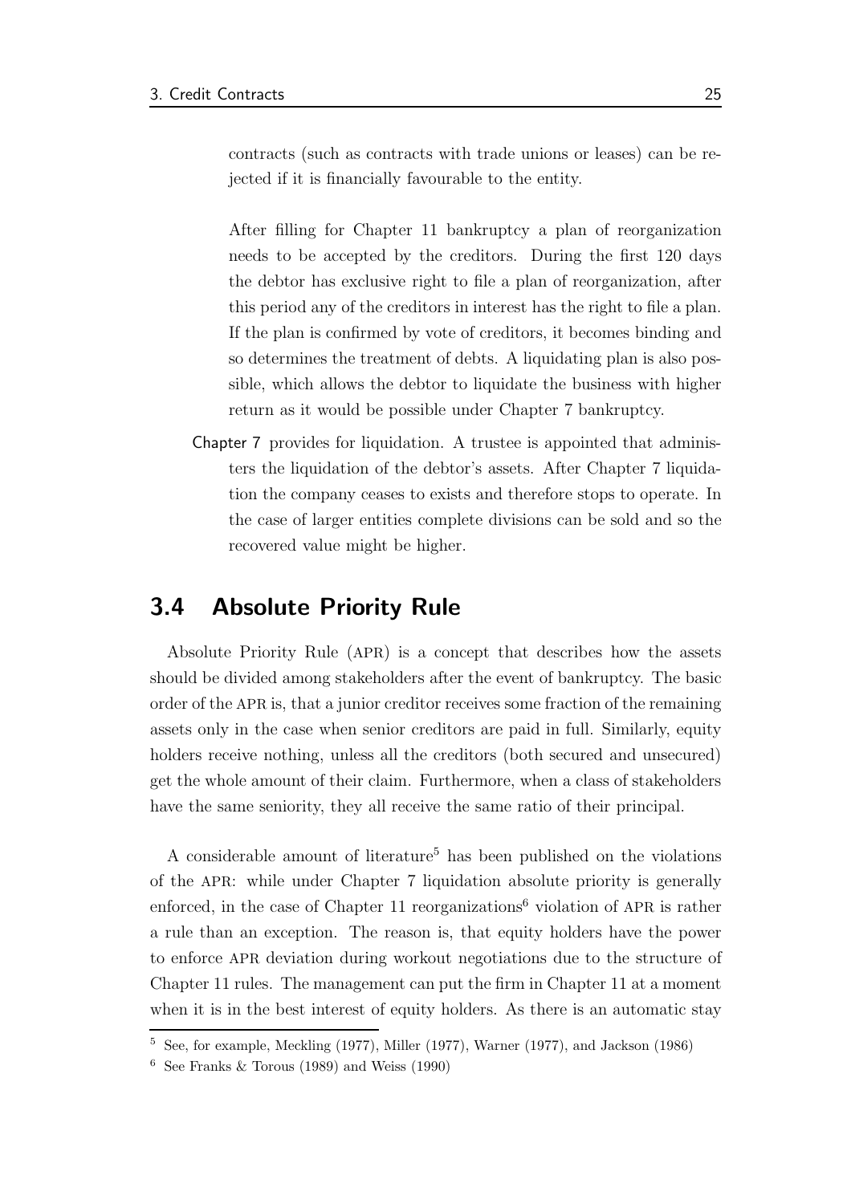contracts (such as contracts with trade unions or leases) can be rejected if it is financially favourable to the entity.

After filling for Chapter 11 bankruptcy a plan of reorganization needs to be accepted by the creditors. During the first 120 days the debtor has exclusive right to file a plan of reorganization, after this period any of the creditors in interest has the right to file a plan. If the plan is confirmed by vote of creditors, it becomes binding and so determines the treatment of debts. A liquidating plan is also possible, which allows the debtor to liquidate the business with higher return as it would be possible under Chapter 7 bankruptcy.

Chapter 7 provides for liquidation. A trustee is appointed that administers the liquidation of the debtor's assets. After Chapter 7 liquidation the company ceases to exists and therefore stops to operate. In the case of larger entities complete divisions can be sold and so the recovered value might be higher.

## 3.4 Absolute Priority Rule

Absolute Priority Rule (APR) is a concept that describes how the assets should be divided among stakeholders after the event of bankruptcy. The basic order of the APR is, that a junior creditor receives some fraction of the remaining assets only in the case when senior creditors are paid in full. Similarly, equity holders receive nothing, unless all the creditors (both secured and unsecured) get the whole amount of their claim. Furthermore, when a class of stakeholders have the same seniority, they all receive the same ratio of their principal.

A considerable amount of literature[5] has been published on the violations of the APR: while under Chapter 7 liquidation absolute priority is generally enforced, in the case of Chapter 11 reorganizations[6] violation of APR is rather a rule than an exception. The reason is, that equity holders have the power to enforce APR deviation during workout negotiations due to the structure of Chapter 11 rules. The management can put the firm in Chapter 11 at a moment when it is in the best interest of equity holders. As there is an automatic stay

[5] See, for example, Meckling (1977), Miller (1977), Warner (1977), and Jackson (1986)

[6] See Franks & Torous (1989) and Weiss (1990)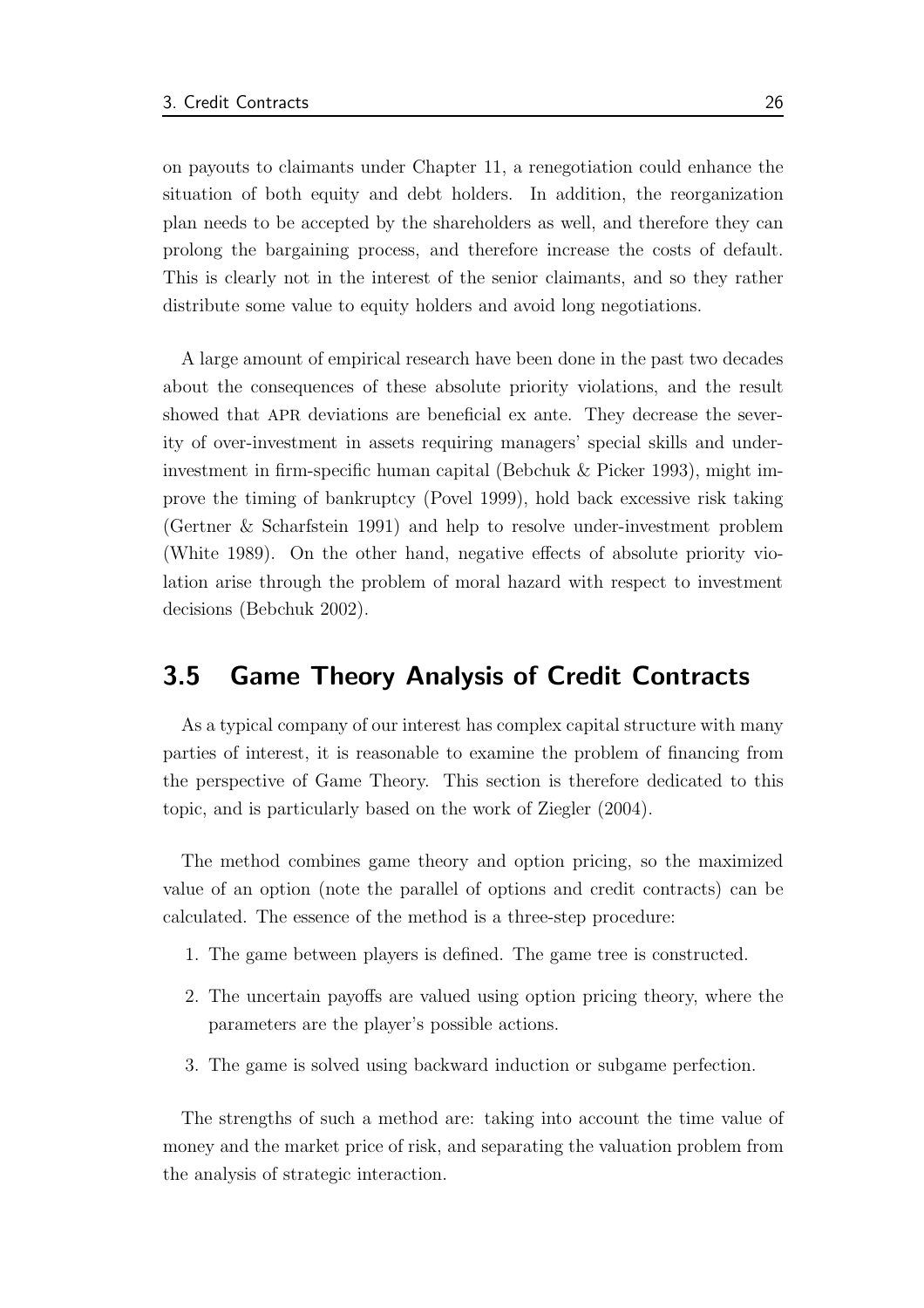on payouts to claimants under Chapter 11, a renegotiation could enhance the situation of both equity and debt holders. In addition, the reorganization plan needs to be accepted by the shareholders as well, and therefore they can prolong the bargaining process, and therefore increase the costs of default. This is clearly not in the interest of the senior claimants, and so they rather distribute some value to equity holders and avoid long negotiations.

A large amount of empirical research have been done in the past two decades about the consequences of these absolute priority violations, and the result showed that APR deviations are beneficial ex ante. They decrease the severity of over-investment in assets requiring managers' special skills and under-investment in firm-specific human capital (Bebchuk & Picker 1993), might improve the timing of bankruptcy (Povel 1999), hold back excessive risk taking (Gertner & Scharfstein 1991) and help to resolve under-investment problem (White 1989). On the other hand, negative effects of absolute priority violation arise through the problem of moral hazard with respect to investment decisions (Bebchuk 2002).

## 3.5 Game Theory Analysis of Credit Contracts

As a typical company of our interest has complex capital structure with many parties of interest, it is reasonable to examine the problem of financing from the perspective of Game Theory. This section is therefore dedicated to this topic, and is particularly based on the work of Ziegler (2004).

The method combines game theory and option pricing, so the maximized value of an option (note the parallel of options and credit contracts) can be calculated. The essence of the method is a three-step procedure:

1. The game between players is defined. The game tree is constructed.
2. The uncertain payoffs are valued using option pricing theory, where the parameters are the player's possible actions.
3. The game is solved using backward induction or subgame perfection.

The strengths of such a method are: taking into account the time value of money and the market price of risk, and separating the valuation problem from the analysis of strategic interaction.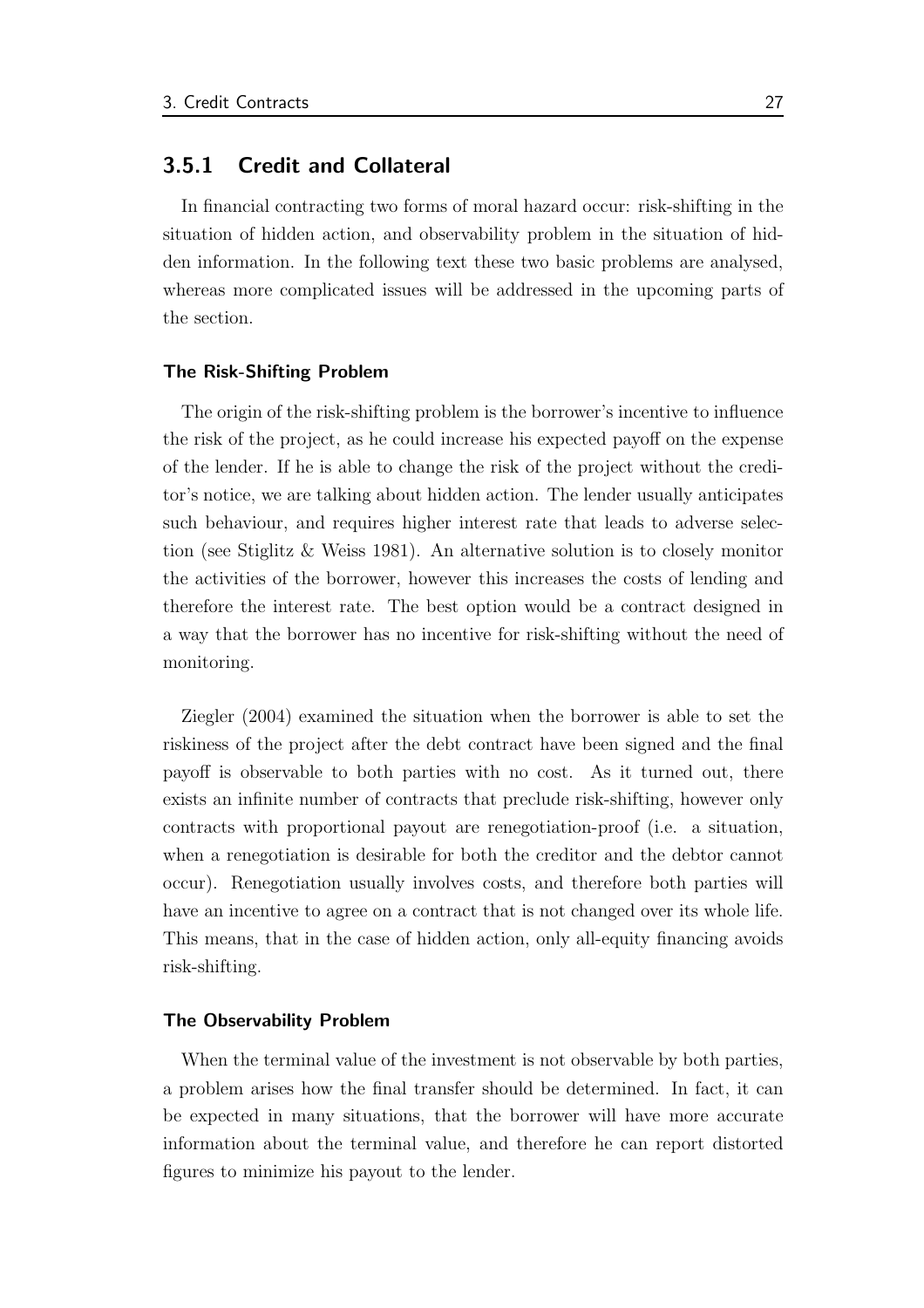### 3.5.1 Credit and Collateral

In financial contracting two forms of moral hazard occur: risk-shifting in the situation of hidden action, and observability problem in the situation of hidden information. In the following text these two basic problems are analysed, whereas more complicated issues will be addressed in the upcoming parts of the section.

#### The Risk-Shifting Problem

The origin of the risk-shifting problem is the borrower's incentive to influence the risk of the project, as he could increase his expected payoff on the expense of the lender. If he is able to change the risk of the project without the creditor's notice, we are talking about hidden action. The lender usually anticipates such behaviour, and requires higher interest rate that leads to adverse selection (see Stiglitz & Weiss 1981). An alternative solution is to closely monitor the activities of the borrower, however this increases the costs of lending and therefore the interest rate. The best option would be a contract designed in a way that the borrower has no incentive for risk-shifting without the need of monitoring.

Ziegler (2004) examined the situation when the borrower is able to set the riskiness of the project after the debt contract have been signed and the final payoff is observable to both parties with no cost. As it turned out, there exists an infinite number of contracts that preclude risk-shifting, however only contracts with proportional payout are renegotiation-proof (i.e. a situation, when a renegotiation is desirable for both the creditor and the debtor cannot occur). Renegotiation usually involves costs, and therefore both parties will have an incentive to agree on a contract that is not changed over its whole life. This means, that in the case of hidden action, only all-equity financing avoids risk-shifting.

#### The Observability Problem

When the terminal value of the investment is not observable by both parties, a problem arises how the final transfer should be determined. In fact, it can be expected in many situations, that the borrower will have more accurate information about the terminal value, and therefore he can report distorted figures to minimize his payout to the lender.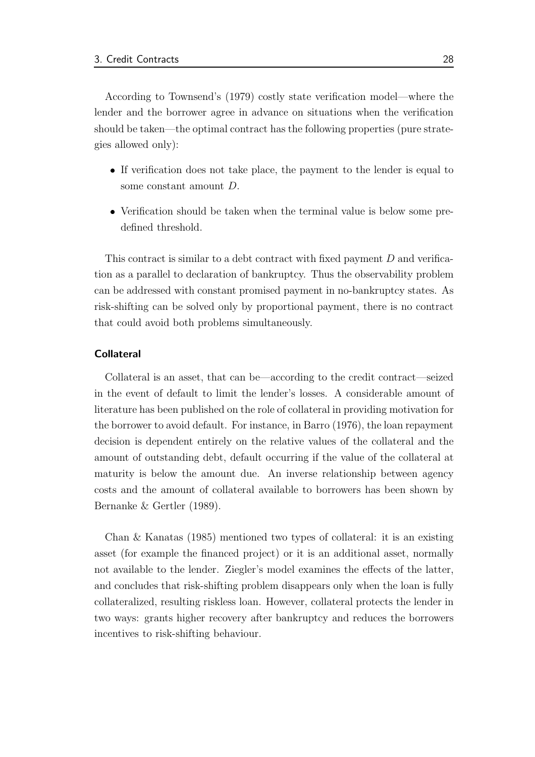According to Townsend's (1979) costly state verification model—where the lender and the borrower agree in advance on situations when the verification should be taken—the optimal contract has the following properties (pure strategies allowed only):

- If verification does not take place, the payment to the lender is equal to some constant amount $D$.
- Verification should be taken when the terminal value is below some predefined threshold.

This contract is similar to a debt contract with fixed payment $D$ and verification as a parallel to declaration of bankruptcy. Thus the observability problem can be addressed with constant promised payment in no-bankruptcy states. As risk-shifting can be solved only by proportional payment, there is no contract that could avoid both problems simultaneously.

### Collateral

Collateral is an asset, that can be—according to the credit contract—seized in the event of default to limit the lender's losses. A considerable amount of literature has been published on the role of collateral in providing motivation for the borrower to avoid default. For instance, in Barro (1976), the loan repayment decision is dependent entirely on the relative values of the collateral and the amount of outstanding debt, default occurring if the value of the collateral at maturity is below the amount due. An inverse relationship between agency costs and the amount of collateral available to borrowers has been shown by Bernanke & Gertler (1989).

Chan & Kanatas (1985) mentioned two types of collateral: it is an existing asset (for example the financed project) or it is an additional asset, normally not available to the lender. Ziegler's model examines the effects of the latter, and concludes that risk-shifting problem disappears only when the loan is fully collateralized, resulting riskless loan. However, collateral protects the lender in two ways: grants higher recovery after bankruptcy and reduces the borrowers incentives to risk-shifting behaviour.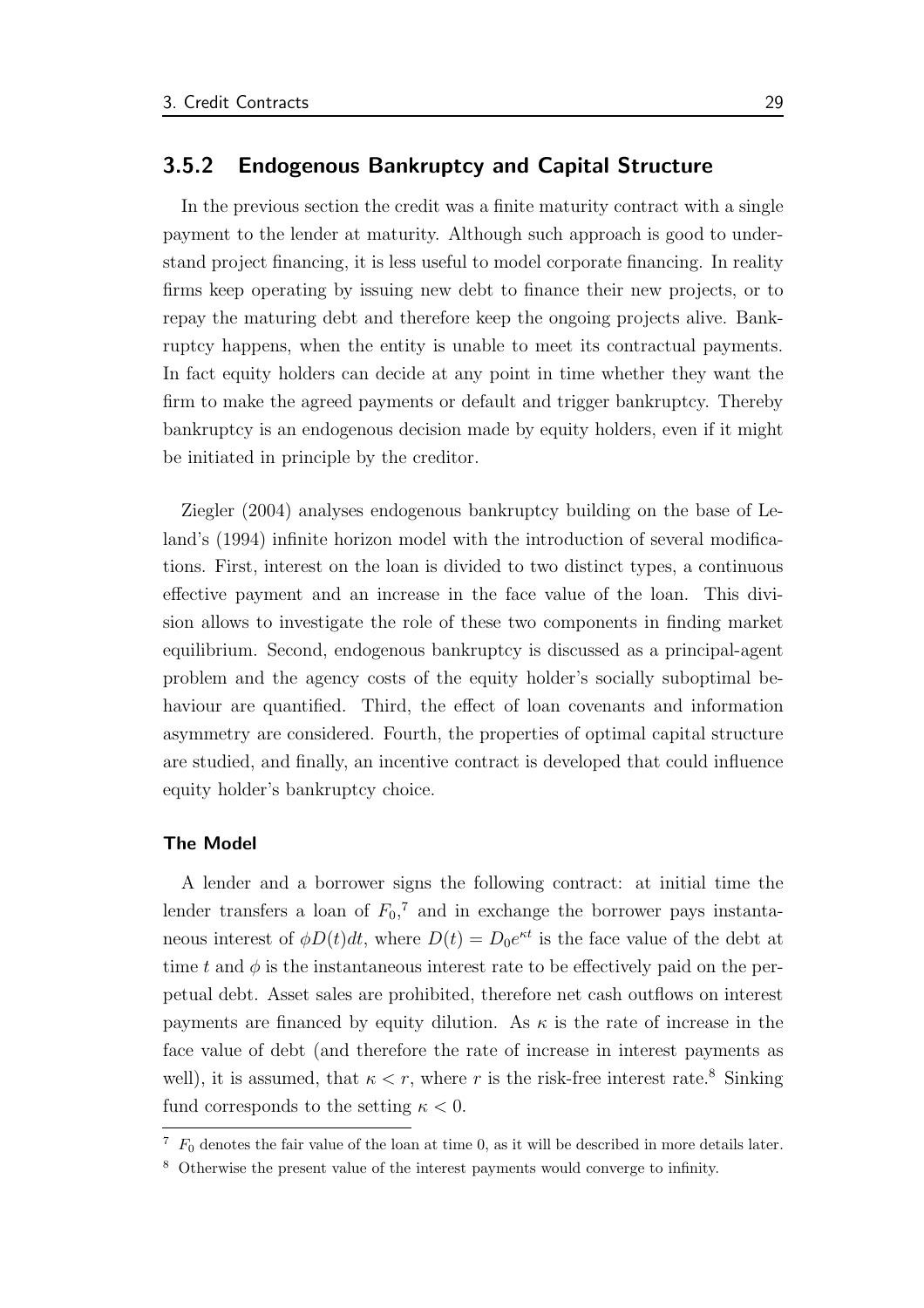### 3.5.2 Endogenous Bankruptcy and Capital Structure

In the previous section the credit was a finite maturity contract with a single payment to the lender at maturity. Although such approach is good to understand project financing, it is less useful to model corporate financing. In reality firms keep operating by issuing new debt to finance their new projects, or to repay the maturing debt and therefore keep the ongoing projects alive. Bankruptcy happens, when the entity is unable to meet its contractual payments. In fact equity holders can decide at any point in time whether they want the firm to make the agreed payments or default and trigger bankruptcy. Thereby bankruptcy is an endogenous decision made by equity holders, even if it might be initiated in principle by the creditor.

Ziegler (2004) analyses endogenous bankruptcy building on the base of Leland's (1994) infinite horizon model with the introduction of several modifications. First, interest on the loan is divided to two distinct types, a continuous effective payment and an increase in the face value of the loan. This division allows to investigate the role of these two components in finding market equilibrium. Second, endogenous bankruptcy is discussed as a principal-agent problem and the agency costs of the equity holder's socially suboptimal behaviour are quantified. Third, the effect of loan covenants and information asymmetry are considered. Fourth, the properties of optimal capital structure are studied, and finally, an incentive contract is developed that could influence equity holder's bankruptcy choice.

#### The Model

A lender and a borrower signs the following contract: at initial time the lender transfers a loan of $F_0$,[7] and in exchange the borrower pays instantaneous interest of $\phi D(t)dt$, where $D(t) = D_0 e^{\kappa t}$ is the face value of the debt at time $t$ and $\phi$ is the instantaneous interest rate to be effectively paid on the perpetual debt. Asset sales are prohibited, therefore net cash outflows on interest payments are financed by equity dilution. As $\kappa$ is the rate of increase in the face value of debt (and therefore the rate of increase in interest payments as well), it is assumed, that $\kappa < r$, where $r$ is the risk-free interest rate.[8] Sinking fund corresponds to the setting $\kappa < 0$.

[7] $F_0$ denotes the fair value of the loan at time 0, as it will be described in more details later.

[8] Otherwise the present value of the interest payments would converge to infinity.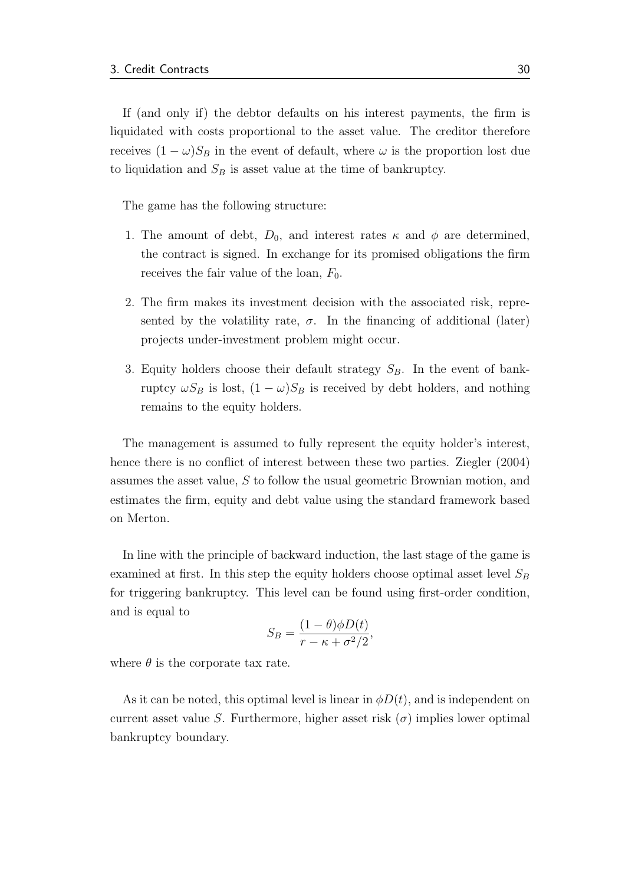If (and only if) the debtor defaults on his interest payments, the firm is liquidated with costs proportional to the asset value. The creditor therefore receives $(1-\omega)S_B$ in the event of default, where $\omega$ is the proportion lost due to liquidation and $S_B$ is asset value at the time of bankruptcy.

The game has the following structure:

1. The amount of debt, $D_0$, and interest rates $\kappa$ and $\phi$ are determined, the contract is signed. In exchange for its promised obligations the firm receives the fair value of the loan, $F_0$.
2. The firm makes its investment decision with the associated risk, represented by the volatility rate, $\sigma$. In the financing of additional (later) projects under-investment problem might occur.
3. Equity holders choose their default strategy $S_B$. In the event of bankruptcy $\omega S_B$ is lost, $(1-\omega)S_B$ is received by debt holders, and nothing remains to the equity holders.

The management is assumed to fully represent the equity holder's interest, hence there is no conflict of interest between these two parties. Ziegler (2004) assumes the asset value, $S$ to follow the usual geometric Brownian motion, and estimates the firm, equity and debt value using the standard framework based on Merton.

In line with the principle of backward induction, the last stage of the game is examined at first. In this step the equity holders choose optimal asset level $S_B$ for triggering bankruptcy. This level can be found using first-order condition, and is equal to

$$S_B = \frac{(1-\theta)\phi D(t)}{r - \kappa + \sigma^2/2},$$

where $\theta$ is the corporate tax rate.

As it can be noted, this optimal level is linear in $\phi D(t)$, and is independent on current asset value $S$. Furthermore, higher asset risk ($\sigma$) implies lower optimal bankruptcy boundary.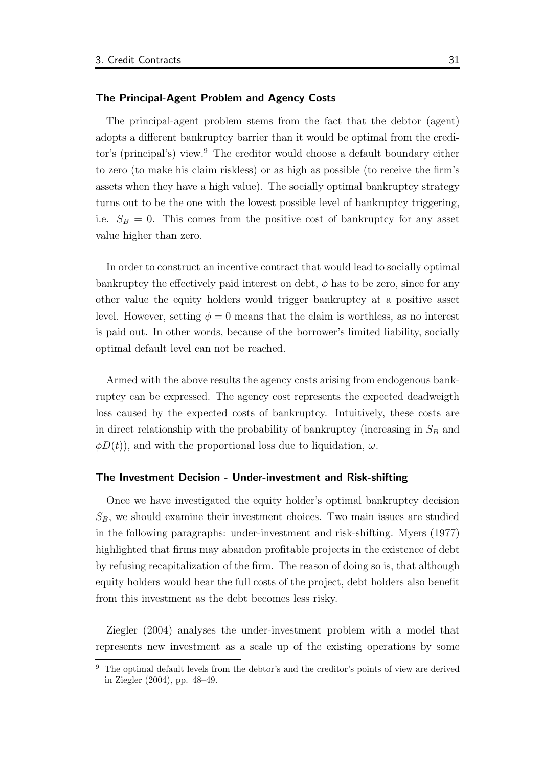#### The Principal-Agent Problem and Agency Costs

The principal-agent problem stems from the fact that the debtor (agent) adopts a different bankruptcy barrier than it would be optimal from the creditor's (principal's) view.[9] The creditor would choose a default boundary either to zero (to make his claim riskless) or as high as possible (to receive the firm's assets when they have a high value). The socially optimal bankruptcy strategy turns out to be the one with the lowest possible level of bankruptcy triggering, i.e. $S_B = 0$. This comes from the positive cost of bankruptcy for any asset value higher than zero.

In order to construct an incentive contract that would lead to socially optimal bankruptcy the effectively paid interest on debt, $\phi$ has to be zero, since for any other value the equity holders would trigger bankruptcy at a positive asset level. However, setting $\phi = 0$ means that the claim is worthless, as no interest is paid out. In other words, because of the borrower's limited liability, socially optimal default level can not be reached.

Armed with the above results the agency costs arising from endogenous bankruptcy can be expressed. The agency cost represents the expected deadweigth loss caused by the expected costs of bankruptcy. Intuitively, these costs are in direct relationship with the probability of bankruptcy (increasing in $S_B$ and $\phi D(t)$), and with the proportional loss due to liquidation, $\omega$.

#### The Investment Decision - Under-investment and Risk-shifting

Once we have investigated the equity holder's optimal bankruptcy decision $S_B$, we should examine their investment choices. Two main issues are studied in the following paragraphs: under-investment and risk-shifting. Myers (1977) highlighted that firms may abandon profitable projects in the existence of debt by refusing recapitalization of the firm. The reason of doing so is, that although equity holders would bear the full costs of the project, debt holders also benefit from this investment as the debt becomes less risky.

Ziegler (2004) analyses the under-investment problem with a model that represents new investment as a scale up of the existing operations by some

[9] The optimal default levels from the debtor's and the creditor's points of view are derived in Ziegler (2004), pp. 48–49.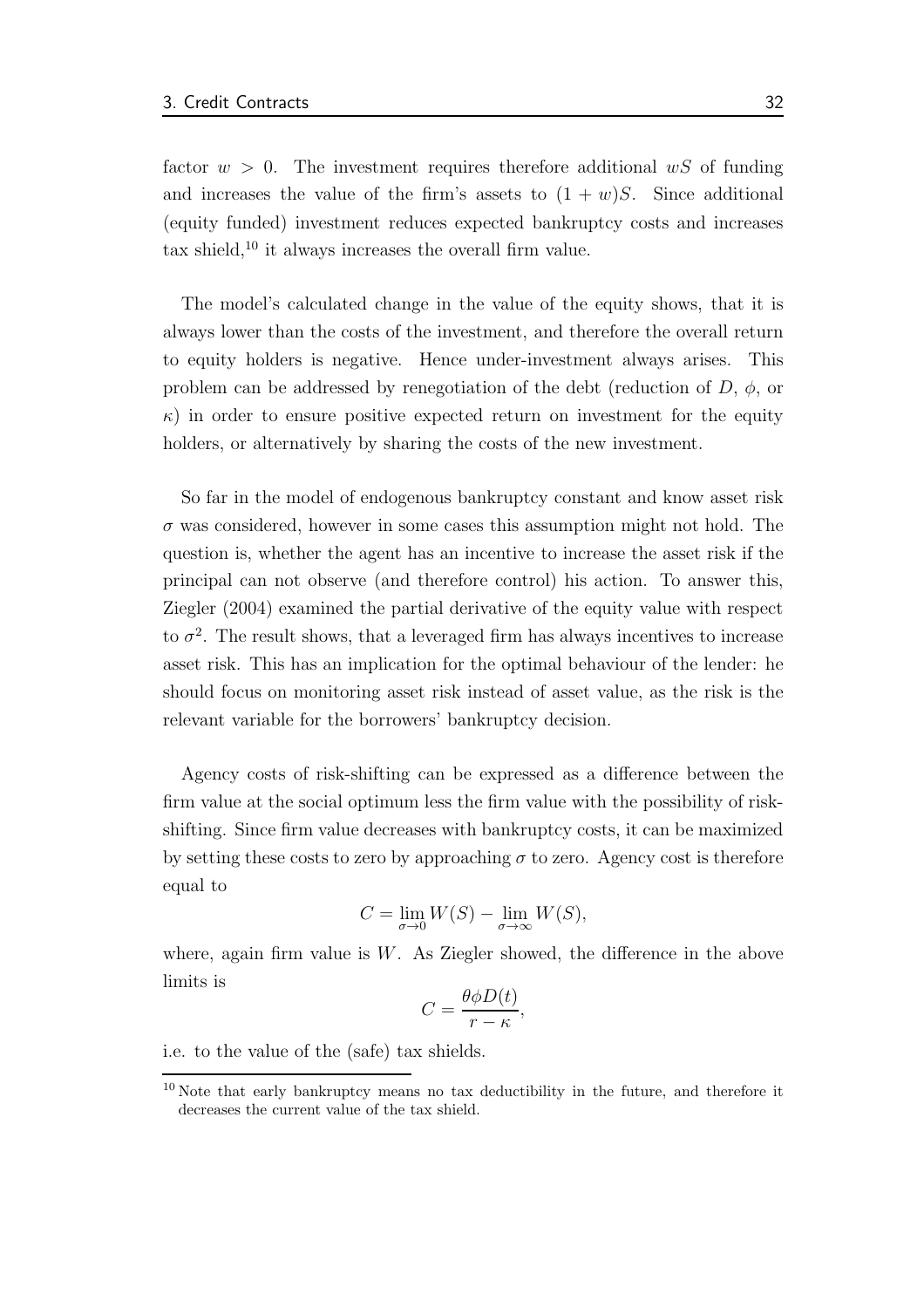factor $w > 0$. The investment requires therefore additional $wS$ of funding and increases the value of the firm's assets to $(1 + w)S$. Since additional (equity funded) investment reduces expected bankruptcy costs and increases tax shield,[10] it always increases the overall firm value.

The model's calculated change in the value of the equity shows, that it is always lower than the costs of the investment, and therefore the overall return to equity holders is negative. Hence under-investment always arises. This problem can be addressed by renegotiation of the debt (reduction of $D$, $\phi$, or $\kappa$) in order to ensure positive expected return on investment for the equity holders, or alternatively by sharing the costs of the new investment.

So far in the model of endogenous bankruptcy constant and know asset risk $\sigma$ was considered, however in some cases this assumption might not hold. The question is, whether the agent has an incentive to increase the asset risk if the principal can not observe (and therefore control) his action. To answer this, Ziegler (2004) examined the partial derivative of the equity value with respect to $\sigma^2$. The result shows, that a leveraged firm has always incentives to increase asset risk. This has an implication for the optimal behaviour of the lender: he should focus on monitoring asset risk instead of asset value, as the risk is the relevant variable for the borrowers' bankruptcy decision.

Agency costs of risk-shifting can be expressed as a difference between the firm value at the social optimum less the firm value with the possibility of risk-shifting. Since firm value decreases with bankruptcy costs, it can be maximized by setting these costs to zero by approaching $\sigma$ to zero. Agency cost is therefore equal to

$$C = \lim_{\sigma \to 0} W(S) - \lim_{\sigma \to \infty} W(S),$$

where, again firm value is $W$. As Ziegler showed, the difference in the above limits is

$$C = \frac{\theta \phi D(t)}{r - \kappa},$$

i.e. to the value of the (safe) tax shields.

[10] Note that early bankruptcy means no tax deductibility in the future, and therefore it decreases the current value of the tax shield.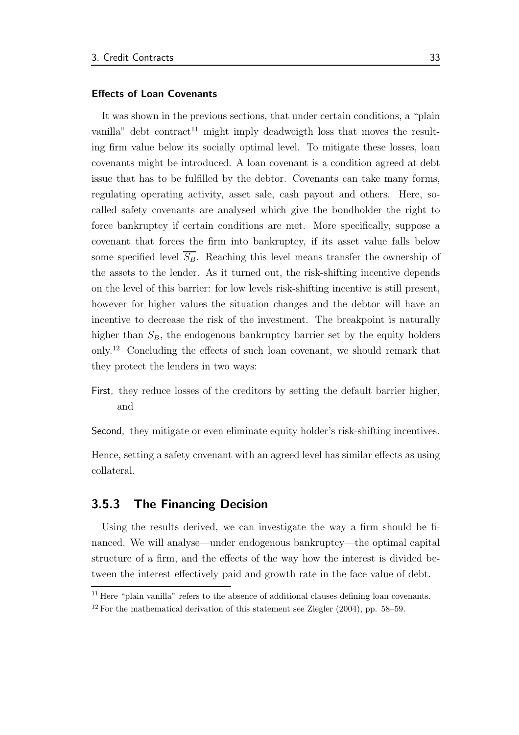#### Effects of Loan Covenants

It was shown in the previous sections, that under certain conditions, a "plain vanilla" debt contract[11] might imply deadweigth loss that moves the resulting firm value below its socially optimal level. To mitigate these losses, loan covenants might be introduced. A loan covenant is a condition agreed at debt issue that has to be fulfilled by the debtor. Covenants can take many forms, regulating operating activity, asset sale, cash payout and others. Here, so-called safety covenants are analysed which give the bondholder the right to force bankruptcy if certain conditions are met. More specifically, suppose a covenant that forces the firm into bankruptcy, if its asset value falls below some specified level $\overline{S_B}$. Reaching this level means transfer the ownership of the assets to the lender. As it turned out, the risk-shifting incentive depends on the level of this barrier: for low levels risk-shifting incentive is still present, however for higher values the situation changes and the debtor will have an incentive to decrease the risk of the investment. The breakpoint is naturally higher than $S_B$, the endogenous bankruptcy barrier set by the equity holders only.[12] Concluding the effects of such loan covenant, we should remark that they protect the lenders in two ways:

First, they reduce losses of the creditors by setting the default barrier higher, and

Second, they mitigate or even eliminate equity holder's risk-shifting incentives.

Hence, setting a safety covenant with an agreed level has similar effects as using collateral.

### 3.5.3 The Financing Decision

Using the results derived, we can investigate the way a firm should be financed. We will analyse—under endogenous bankruptcy—the optimal capital structure of a firm, and the effects of the way how the interest is divided between the interest effectively paid and growth rate in the face value of debt.

[11] Here "plain vanilla" refers to the absence of additional clauses defining loan covenants.

[12] For the mathematical derivation of this statement see Ziegler (2004), pp. 58–59.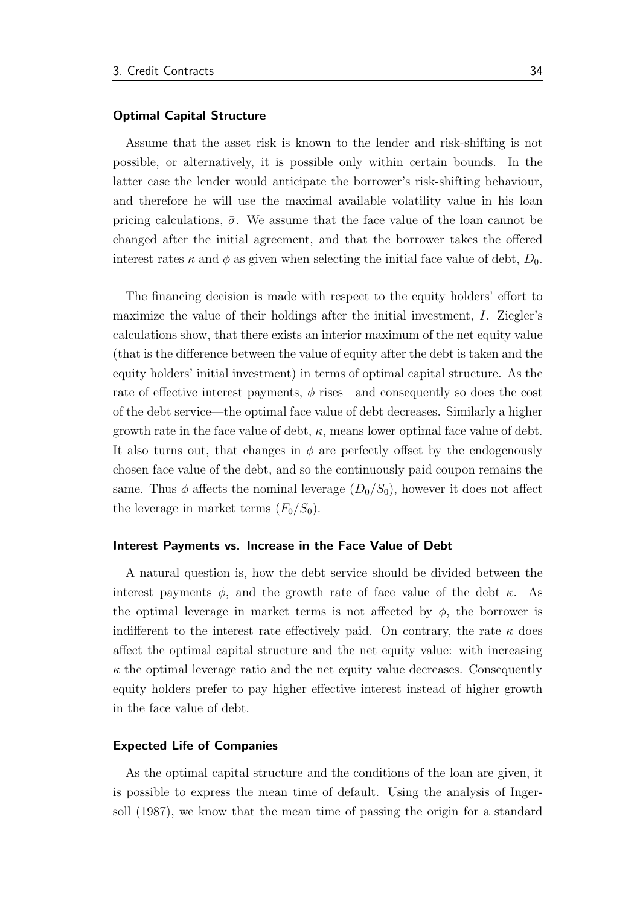#### Optimal Capital Structure

Assume that the asset risk is known to the lender and risk-shifting is not possible, or alternatively, it is possible only within certain bounds. In the latter case the lender would anticipate the borrower's risk-shifting behaviour, and therefore he will use the maximal available volatility value in his loan pricing calculations, $\bar{\sigma}$. We assume that the face value of the loan cannot be changed after the initial agreement, and that the borrower takes the offered interest rates $\kappa$ and $\phi$ as given when selecting the initial face value of debt, $D_0$.

The financing decision is made with respect to the equity holders' effort to maximize the value of their holdings after the initial investment, $I$. Ziegler's calculations show, that there exists an interior maximum of the net equity value (that is the difference between the value of equity after the debt is taken and the equity holders' initial investment) in terms of optimal capital structure. As the rate of effective interest payments, $\phi$ rises—and consequently so does the cost of the debt service—the optimal face value of debt decreases. Similarly a higher growth rate in the face value of debt, $\kappa$, means lower optimal face value of debt. It also turns out, that changes in $\phi$ are perfectly offset by the endogenously chosen face value of the debt, and so the continuously paid coupon remains the same. Thus $\phi$ affects the nominal leverage ($D_0/S_0$), however it does not affect the leverage in market terms ($F_0/S_0$).

#### Interest Payments vs. Increase in the Face Value of Debt

A natural question is, how the debt service should be divided between the interest payments $\phi$, and the growth rate of face value of the debt $\kappa$. As the optimal leverage in market terms is not affected by $\phi$, the borrower is indifferent to the interest rate effectively paid. On contrary, the rate $\kappa$ does affect the optimal capital structure and the net equity value: with increasing $\kappa$ the optimal leverage ratio and the net equity value decreases. Consequently equity holders prefer to pay higher effective interest instead of higher growth in the face value of debt.

#### Expected Life of Companies

As the optimal capital structure and the conditions of the loan are given, it is possible to express the mean time of default. Using the analysis of Ingersoll (1987), we know that the mean time of passing the origin for a standard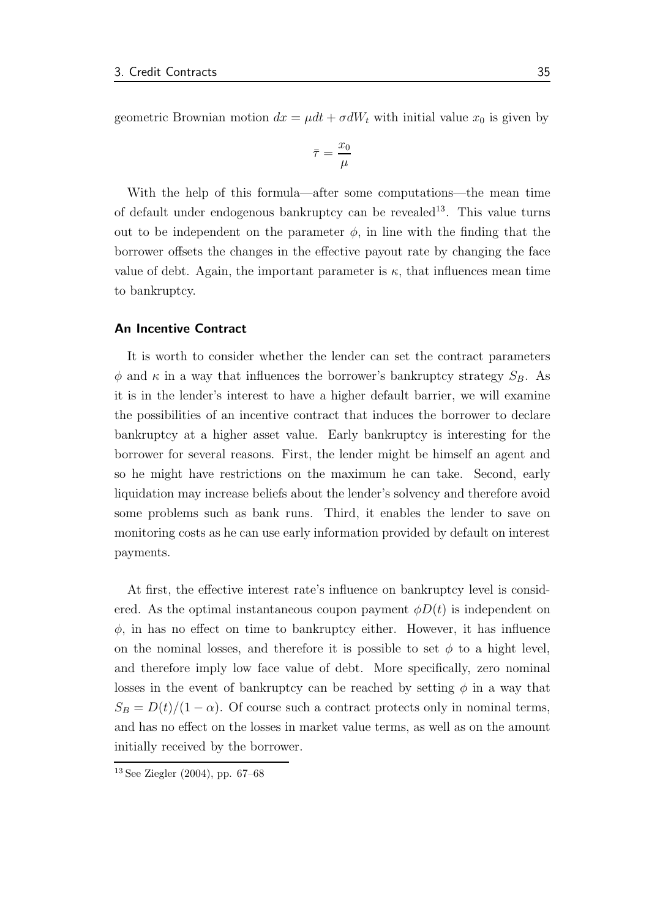geometric Brownian motion $dx = \mu dt + \sigma dW_t$ with initial value $x_0$ is given by

$$\bar{\tau} = \frac{x_0}{\mu}$$

With the help of this formula—after some computations—the mean time of default under endogenous bankruptcy can be revealed[13]. This value turns out to be independent on the parameter $\phi$, in line with the finding that the borrower offsets the changes in the effective payout rate by changing the face value of debt. Again, the important parameter is $\kappa$, that influences mean time to bankruptcy.

#### An Incentive Contract

It is worth to consider whether the lender can set the contract parameters $\phi$ and $\kappa$ in a way that influences the borrower's bankruptcy strategy $S_B$. As it is in the lender's interest to have a higher default barrier, we will examine the possibilities of an incentive contract that induces the borrower to declare bankruptcy at a higher asset value. Early bankruptcy is interesting for the borrower for several reasons. First, the lender might be himself an agent and so he might have restrictions on the maximum he can take. Second, early liquidation may increase beliefs about the lender's solvency and therefore avoid some problems such as bank runs. Third, it enables the lender to save on monitoring costs as he can use early information provided by default on interest payments.

At first, the effective interest rate's influence on bankruptcy level is considered. As the optimal instantaneous coupon payment $\phi D(t)$ is independent on $\phi$, in has no effect on time to bankruptcy either. However, it has influence on the nominal losses, and therefore it is possible to set $\phi$ to a hight level, and therefore imply low face value of debt. More specifically, zero nominal losses in the event of bankruptcy can be reached by setting $\phi$ in a way that $S_B = D(t)/(1 - \alpha)$. Of course such a contract protects only in nominal terms, and has no effect on the losses in market value terms, as well as on the amount initially received by the borrower.

[13] See Ziegler (2004), pp. 67–68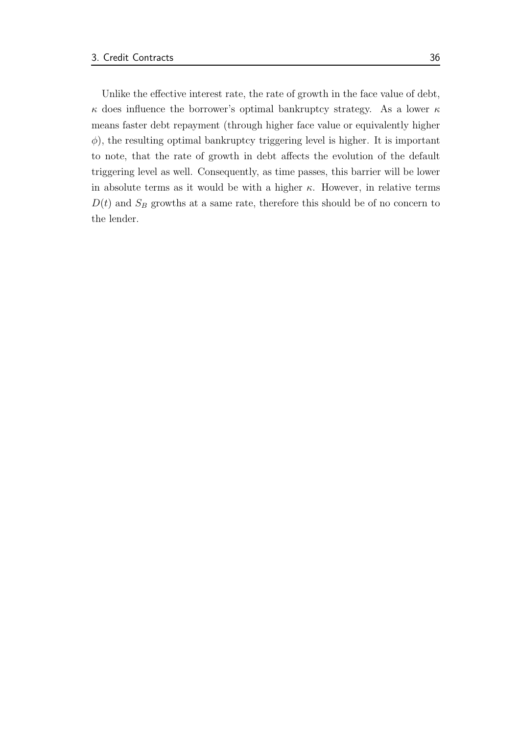Unlike the effective interest rate, the rate of growth in the face value of debt, $\kappa$ does influence the borrower's optimal bankruptcy strategy. As a lower $\kappa$ means faster debt repayment (through higher face value or equivalently higher $\phi$), the resulting optimal bankruptcy triggering level is higher. It is important to note, that the rate of growth in debt affects the evolution of the default triggering level as well. Consequently, as time passes, this barrier will be lower in absolute terms as it would be with a higher $\kappa$. However, in relative terms $D(t)$ and $S_B$ growths at a same rate, therefore this should be of no concern to the lender.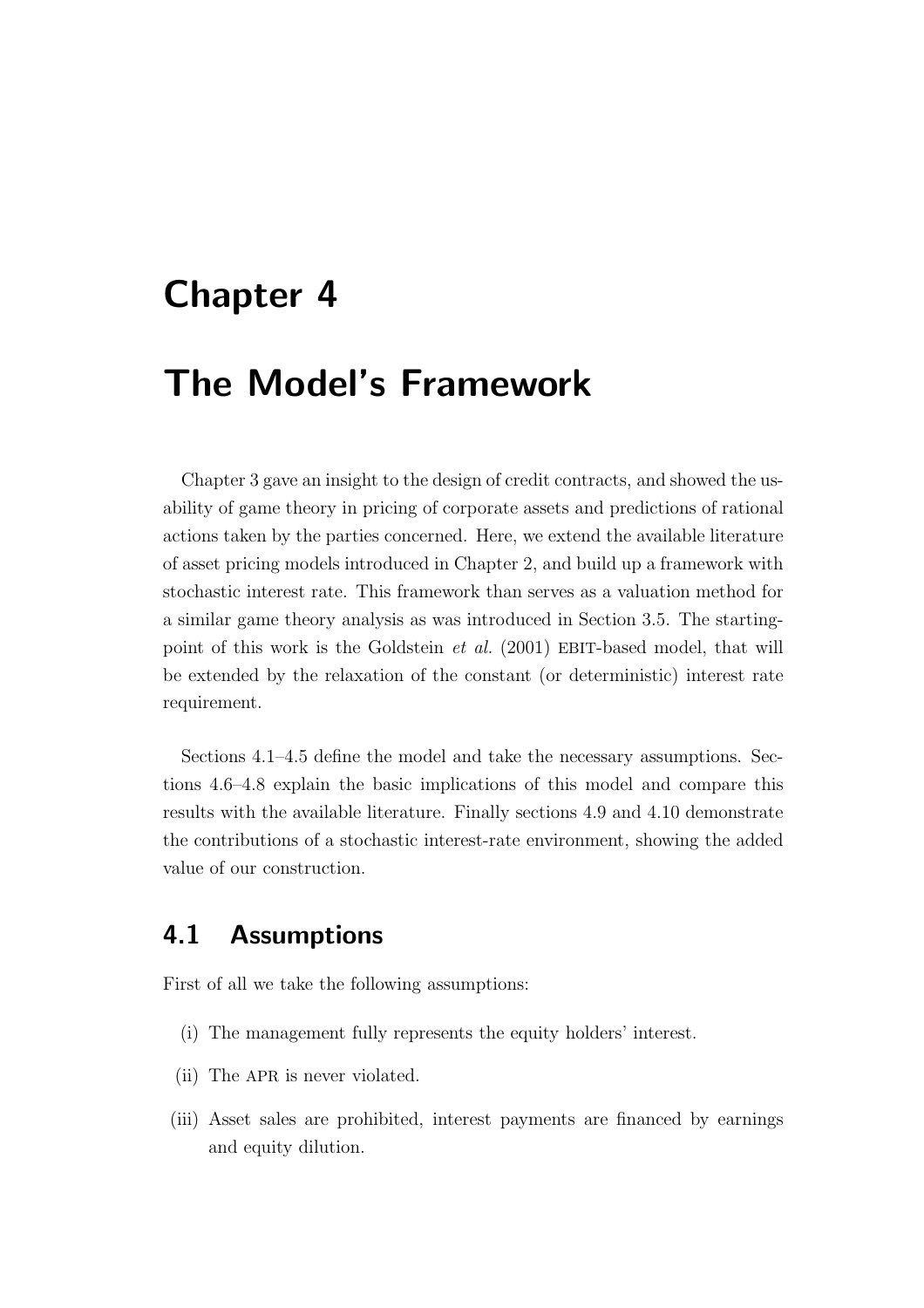# Chapter 4

# The Model's Framework

Chapter 3 gave an insight to the design of credit contracts, and showed the usability of game theory in pricing of corporate assets and predictions of rational actions taken by the parties concerned. Here, we extend the available literature of asset pricing models introduced in Chapter 2, and build up a framework with stochastic interest rate. This framework than serves as a valuation method for a similar game theory analysis as was introduced in Section 3.5. The starting-point of this work is the Goldstein *et al.* (2001) EBIT-based model, that will be extended by the relaxation of the constant (or deterministic) interest rate requirement.

Sections 4.1–4.5 define the model and take the necessary assumptions. Sections 4.6–4.8 explain the basic implications of this model and compare this results with the available literature. Finally sections 4.9 and 4.10 demonstrate the contributions of a stochastic interest-rate environment, showing the added value of our construction.

## 4.1 Assumptions

First of all we take the following assumptions:

(i) The management fully represents the equity holders' interest.

(ii) The APR is never violated.

(iii) Asset sales are prohibited, interest payments are financed by earnings and equity dilution.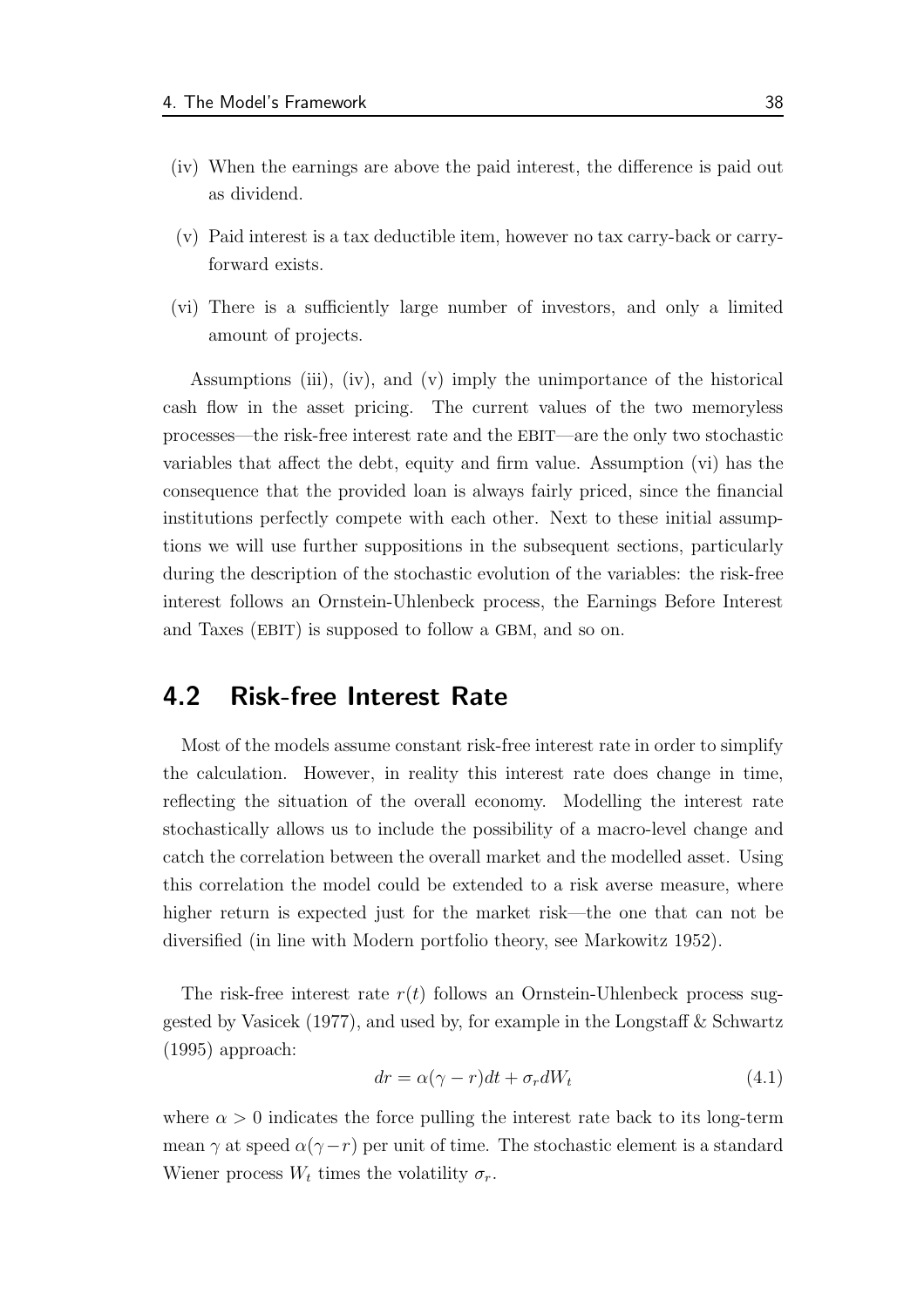(iv) When the earnings are above the paid interest, the difference is paid out as dividend.

(v) Paid interest is a tax deductible item, however no tax carry-back or carry-forward exists.

(vi) There is a sufficiently large number of investors, and only a limited amount of projects.

Assumptions (iii), (iv), and (v) imply the unimportance of the historical cash flow in the asset pricing. The current values of the two memoryless processes—the risk-free interest rate and the EBIT—are the only two stochastic variables that affect the debt, equity and firm value. Assumption (vi) has the consequence that the provided loan is always fairly priced, since the financial institutions perfectly compete with each other. Next to these initial assumptions we will use further suppositions in the subsequent sections, particularly during the description of the stochastic evolution of the variables: the risk-free interest follows an Ornstein-Uhlenbeck process, the Earnings Before Interest and Taxes (EBIT) is supposed to follow a GBM, and so on.

## 4.2 Risk-free Interest Rate

Most of the models assume constant risk-free interest rate in order to simplify the calculation. However, in reality this interest rate does change in time, reflecting the situation of the overall economy. Modelling the interest rate stochastically allows us to include the possibility of a macro-level change and catch the correlation between the overall market and the modelled asset. Using this correlation the model could be extended to a risk averse measure, where higher return is expected just for the market risk—the one that can not be diversified (in line with Modern portfolio theory, see Markowitz 1952).

The risk-free interest rate $r(t)$ follows an Ornstein-Uhlenbeck process suggested by Vasicek (1977), and used by, for example in the Longstaff & Schwartz (1995) approach:

$$dr = \alpha(\gamma - r)dt + \sigma_r dW_t \tag{4.1}$$

where $\alpha > 0$ indicates the force pulling the interest rate back to its long-term mean $\gamma$ at speed $\alpha(\gamma - r)$ per unit of time. The stochastic element is a standard Wiener process $W_t$ times the volatility $\sigma_r$.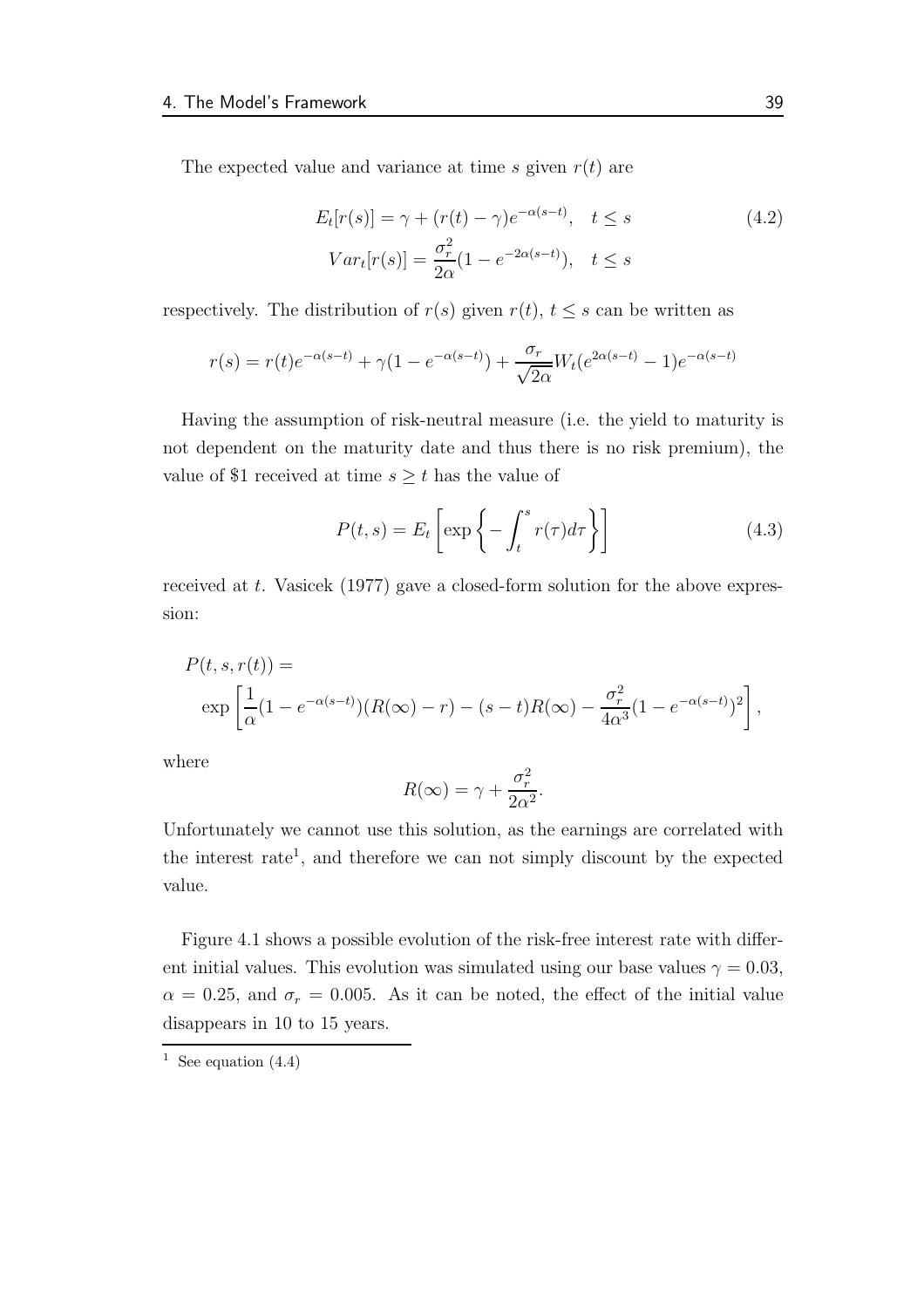The expected value and variance at time $s$ given $r(t)$ are

$$
\begin{aligned}
E_t[r(s)] &= \gamma + (r(t) - \gamma)e^{-\alpha(s-t)}, \quad t \leq s \\
Var_t[r(s)] &= \frac{\sigma_r^2}{2\alpha}(1 - e^{-2\alpha(s-t)}), \quad t \leq s
\end{aligned}
\tag{4.2}
$$

respectively. The distribution of $r(s)$ given $r(t)$, $t \leq s$ can be written as

$$
r(s) = r(t)e^{-\alpha(s-t)} + \gamma(1 - e^{-\alpha(s-t)}) + \frac{\sigma_r}{\sqrt{2\alpha}} W_t(e^{2\alpha(s-t)} - 1)e^{-\alpha(s-t)}
$$

Having the assumption of risk-neutral measure (i.e. the yield to maturity is not dependent on the maturity date and thus there is no risk premium), the value of \$1 received at time $s \geq t$ has the value of

$$
P(t, s) = E_t \left[ \exp \left\{ - \int_t^s r(\tau) d\tau \right\} \right] \tag{4.3}
$$

received at $t$. Vasicek (1977) gave a closed-form solution for the above expression:

$$
P(t, s, r(t)) = \exp \left[ \frac{1}{\alpha}(1 - e^{-\alpha(s-t)})(R(\infty) - r) - (s-t)R(\infty) - \frac{\sigma_r^2}{4\alpha^3}(1 - e^{-\alpha(s-t)})^2 \right],
$$

where

$$
R(\infty) = \gamma + \frac{\sigma_r^2}{2\alpha^2}.
$$

Unfortunately we cannot use this solution, as the earnings are correlated with the interest rate[1], and therefore we can not simply discount by the expected value.

Figure 4.1 shows a possible evolution of the risk-free interest rate with different initial values. This evolution was simulated using our base values $\gamma = 0.03$, $\alpha = 0.25$, and $\sigma_r = 0.005$. As it can be noted, the effect of the initial value disappears in 10 to 15 years.

[1] See equation (4.4)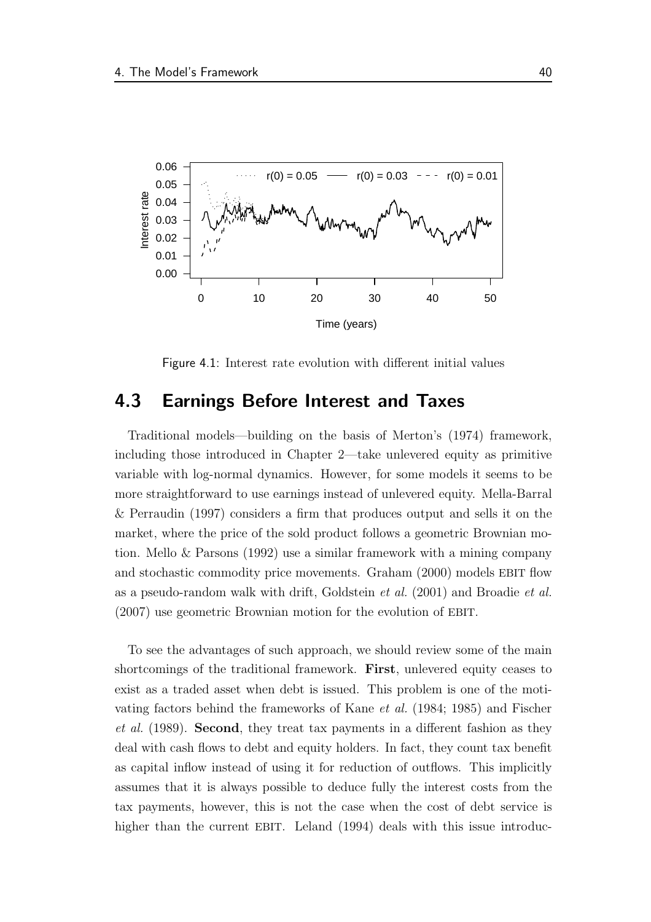Figure 4.1: Interest rate evolution with different initial values

## 4.3 Earnings Before Interest and Taxes

Traditional models—building on the basis of Merton's (1974) framework, including those introduced in Chapter 2—take unlevered equity as primitive variable with log-normal dynamics. However, for some models it seems to be more straightforward to use earnings instead of unlevered equity. Mella-Barral & Perraudin (1997) considers a firm that produces output and sells it on the market, where the price of the sold product follows a geometric Brownian motion. Mello & Parsons (1992) use a similar framework with a mining company and stochastic commodity price movements. Graham (2000) models EBIT flow as a pseudo-random walk with drift, Goldstein *et al.* (2001) and Broadie *et al.* (2007) use geometric Brownian motion for the evolution of EBIT.

To see the advantages of such approach, we should review some of the main shortcomings of the traditional framework. **First**, unlevered equity ceases to exist as a traded asset when debt is issued. This problem is one of the motivating factors behind the frameworks of Kane *et al.* (1984; 1985) and Fischer *et al.* (1989). **Second**, they treat tax payments in a different fashion as they deal with cash flows to debt and equity holders. In fact, they count tax benefit as capital inflow instead of using it for reduction of outflows. This implicitly assumes that it is always possible to deduce fully the interest costs from the tax payments, however, this is not the case when the cost of debt service is higher than the current EBIT. Leland (1994) deals with this issue introduc-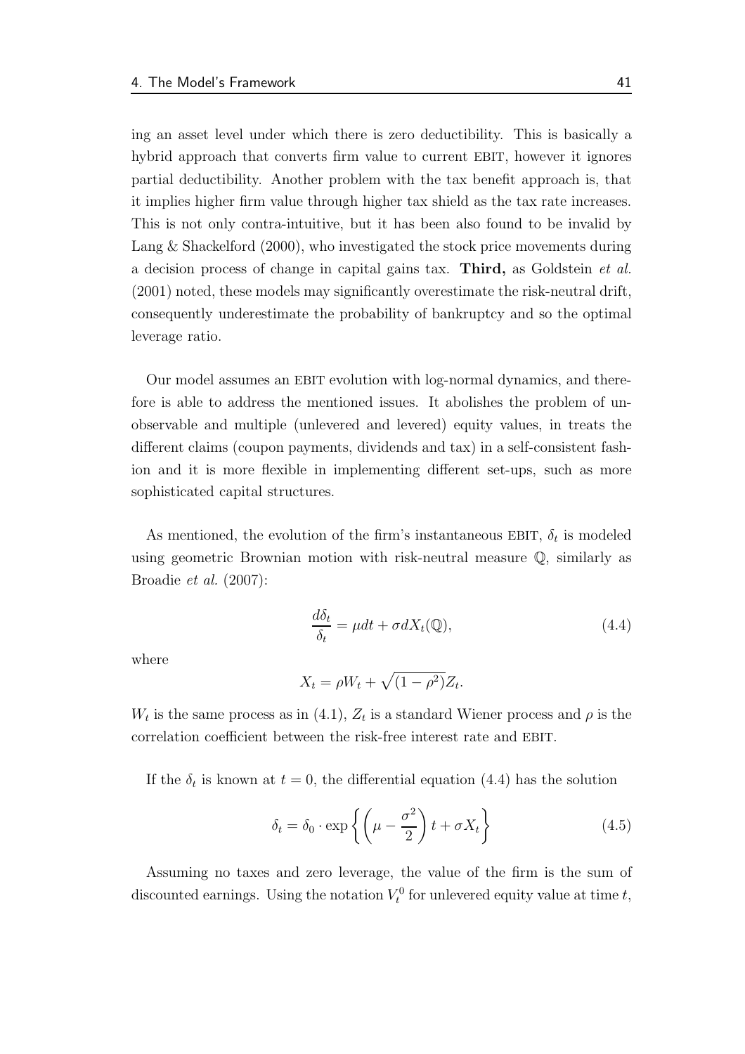ing an asset level under which there is zero deductibility. This is basically a hybrid approach that converts firm value to current EBIT, however it ignores partial deductibility. Another problem with the tax benefit approach is, that it implies higher firm value through higher tax shield as the tax rate increases. This is not only contra-intuitive, but it has been also found to be invalid by Lang & Shackelford (2000), who investigated the stock price movements during a decision process of change in capital gains tax. **Third,** as Goldstein *et al.* (2001) noted, these models may significantly overestimate the risk-neutral drift, consequently underestimate the probability of bankruptcy and so the optimal leverage ratio.

Our model assumes an EBIT evolution with log-normal dynamics, and therefore is able to address the mentioned issues. It abolishes the problem of unobservable and multiple (unlevered and levered) equity values, in treats the different claims (coupon payments, dividends and tax) in a self-consistent fashion and it is more flexible in implementing different set-ups, such as more sophisticated capital structures.

As mentioned, the evolution of the firm's instantaneous EBIT, $\delta_t$ is modeled using geometric Brownian motion with risk-neutral measure $\mathbb{Q}$, similarly as Broadie *et al.* (2007):

$$\frac{d\delta_t}{\delta_t} = \mu dt + \sigma dX_t(\mathbb{Q}), \tag{4.4}$$

where

$$X_t = \rho W_t + \sqrt{(1-\rho^2)} Z_t.$$

$W_t$ is the same process as in (4.1), $Z_t$ is a standard Wiener process and $\rho$ is the correlation coefficient between the risk-free interest rate and EBIT.

If the $\delta_t$ is known at $t = 0$, the differential equation (4.4) has the solution

$$\delta_t = \delta_0 \cdot \exp\left\{ \left( \mu - \frac{\sigma^2}{2} \right) t + \sigma X_t \right\} \tag{4.5}$$

Assuming no taxes and zero leverage, the value of the firm is the sum of discounted earnings. Using the notation $V_t^0$ for unlevered equity value at time $t$,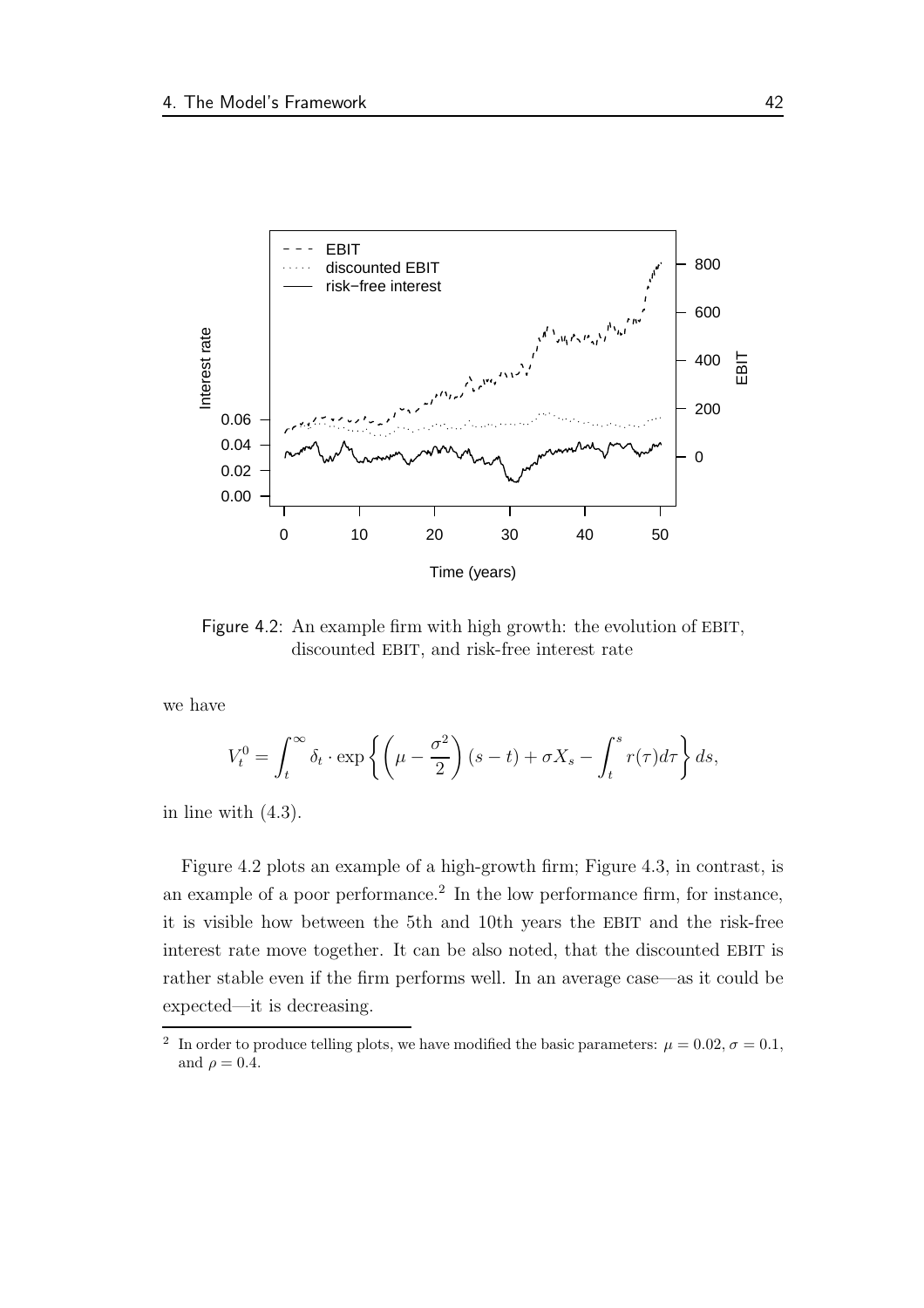Figure 4.2: An example firm with high growth: the evolution of EBIT, discounted EBIT, and risk-free interest rate

we have

$$V_t^0 = \int_t^\infty \delta_t \cdot \exp\left\{ \left( \mu - \frac{\sigma^2}{2} \right)(s-t) + \sigma X_s - \int_t^s r(\tau) d\tau \right\} ds,$$

in line with (4.3).

Figure 4.2 plots an example of a high-growth firm; Figure 4.3, in contrast, is an example of a poor performance.[2] In the low performance firm, for instance, it is visible how between the 5th and 10th years the EBIT and the risk-free interest rate move together. It can be also noted, that the discounted EBIT is rather stable even if the firm performs well. In an average case—as it could be expected—it is decreasing.

[2] In order to produce telling plots, we have modified the basic parameters: $\mu = 0.02$, $\sigma = 0.1$, and $\rho = 0.4$.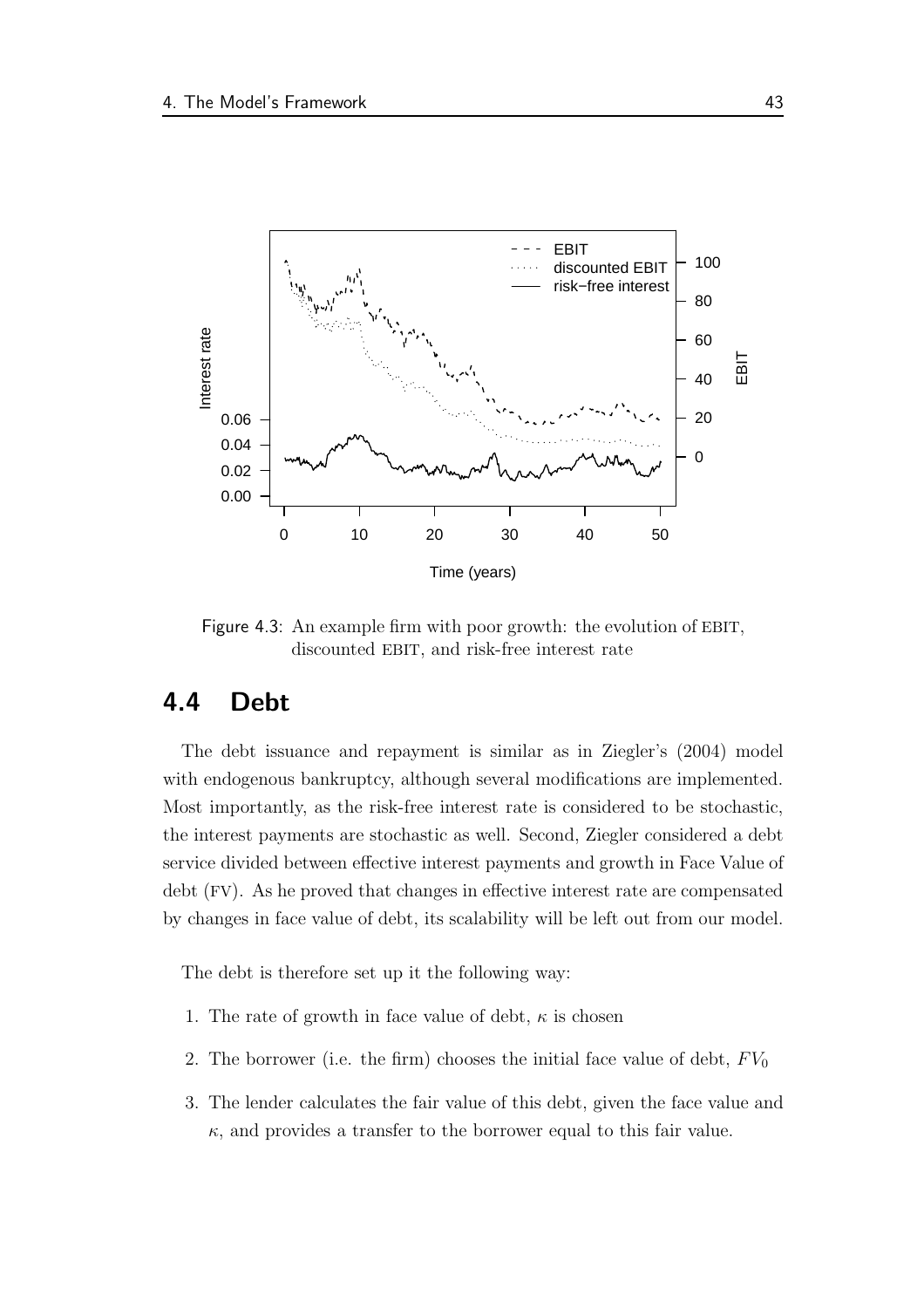Figure 4.3: An example firm with poor growth: the evolution of EBIT, discounted EBIT, and risk-free interest rate

## 4.4 Debt

The debt issuance and repayment is similar as in Ziegler's (2004) model with endogenous bankruptcy, although several modifications are implemented. Most importantly, as the risk-free interest rate is considered to be stochastic, the interest payments are stochastic as well. Second, Ziegler considered a debt service divided between effective interest payments and growth in Face Value of debt (FV). As he proved that changes in effective interest rate are compensated by changes in face value of debt, its scalability will be left out from our model.

The debt is therefore set up it the following way:

1. The rate of growth in face value of debt, $\kappa$ is chosen
2. The borrower (i.e. the firm) chooses the initial face value of debt, $FV_0$
3. The lender calculates the fair value of this debt, given the face value and $\kappa$, and provides a transfer to the borrower equal to this fair value.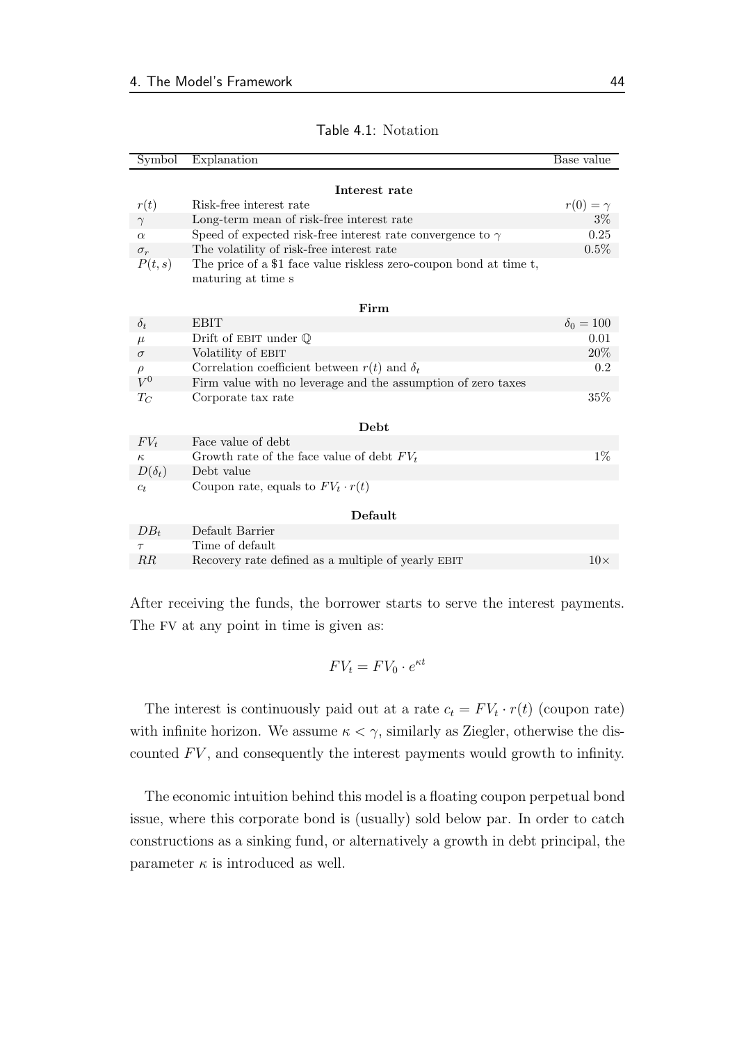Table 4.1: Notation

| Symbol | Explanation | Base value |
|---|---|---|
| | **Interest rate** | |
| $r(t)$ | Risk-free interest rate | $r(0) = \gamma$ |
| $\gamma$ | Long-term mean of risk-free interest rate | 3% |
| $\alpha$ | Speed of expected risk-free interest rate convergence to $\gamma$ | 0.25 |
| $\sigma_r$ | The volatility of risk-free interest rate | 0.5% |
| $P(t,s)$ | The price of a \$1 face value riskless zero-coupon bond at time t, maturing at time s | |
| | **Firm** | |
| $\delta_t$ | EBIT | $\delta_0 = 100$ |
| $\mu$ | Drift of EBIT under $\mathbb{Q}$ | 0.01 |
| $\sigma$ | Volatility of EBIT | 20% |
| $\rho$ | Correlation coefficient between $r(t)$ and $\delta_t$ | 0.2 |
| $V^0$ | Firm value with no leverage and the assumption of zero taxes | |
| $T_C$ | Corporate tax rate | 35% |
| | **Debt** | |
| $FV_t$ | Face value of debt | |
| $\kappa$ | Growth rate of the face value of debt $FV_t$ | 1% |
| $D(\delta_t)$ | Debt value | |
| $c_t$ | Coupon rate, equals to $FV_t \cdot r(t)$ | |
| | **Default** | |
| $DB_t$ | Default Barrier | |
| $\tau$ | Time of default | |
| $RR$ | Recovery rate defined as a multiple of yearly EBIT | $10\times$ |

After receiving the funds, the borrower starts to serve the interest payments. The FV at any point in time is given as:

$$FV_t = FV_0 \cdot e^{\kappa t}$$

The interest is continuously paid out at a rate $c_t = FV_t \cdot r(t)$ (coupon rate) with infinite horizon. We assume $\kappa < \gamma$, similarly as Ziegler, otherwise the discounted $FV$, and consequently the interest payments would growth to infinity.

The economic intuition behind this model is a floating coupon perpetual bond issue, where this corporate bond is (usually) sold below par. In order to catch constructions as a sinking fund, or alternatively a growth in debt principal, the parameter $\kappa$ is introduced as well.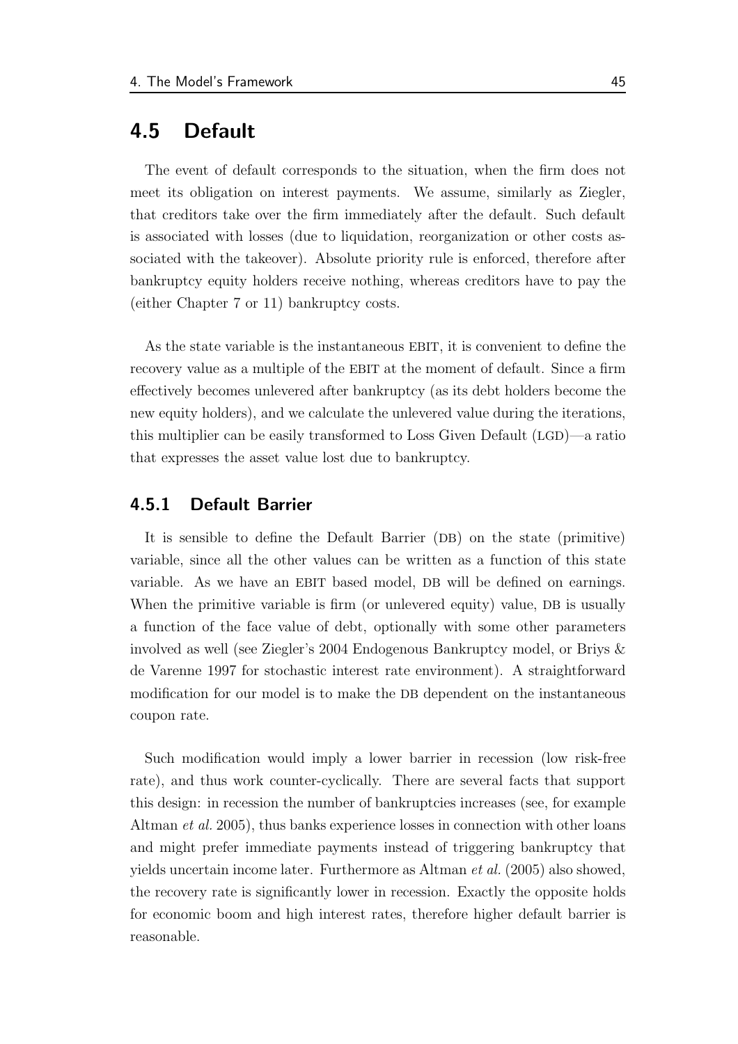## 4.5 Default

The event of default corresponds to the situation, when the firm does not meet its obligation on interest payments. We assume, similarly as Ziegler, that creditors take over the firm immediately after the default. Such default is associated with losses (due to liquidation, reorganization or other costs associated with the takeover). Absolute priority rule is enforced, therefore after bankruptcy equity holders receive nothing, whereas creditors have to pay the (either Chapter 7 or 11) bankruptcy costs.

As the state variable is the instantaneous EBIT, it is convenient to define the recovery value as a multiple of the EBIT at the moment of default. Since a firm effectively becomes unlevered after bankruptcy (as its debt holders become the new equity holders), and we calculate the unlevered value during the iterations, this multiplier can be easily transformed to Loss Given Default (LGD)—a ratio that expresses the asset value lost due to bankruptcy.

### 4.5.1 Default Barrier

It is sensible to define the Default Barrier (DB) on the state (primitive) variable, since all the other values can be written as a function of this state variable. As we have an EBIT based model, DB will be defined on earnings. When the primitive variable is firm (or unlevered equity) value, DB is usually a function of the face value of debt, optionally with some other parameters involved as well (see Ziegler's 2004 Endogenous Bankruptcy model, or Briys & de Varenne 1997 for stochastic interest rate environment). A straightforward modification for our model is to make the DB dependent on the instantaneous coupon rate.

Such modification would imply a lower barrier in recession (low risk-free rate), and thus work counter-cyclically. There are several facts that support this design: in recession the number of bankruptcies increases (see, for example Altman *et al.* 2005), thus banks experience losses in connection with other loans and might prefer immediate payments instead of triggering bankruptcy that yields uncertain income later. Furthermore as Altman *et al.* (2005) also showed, the recovery rate is significantly lower in recession. Exactly the opposite holds for economic boom and high interest rates, therefore higher default barrier is reasonable.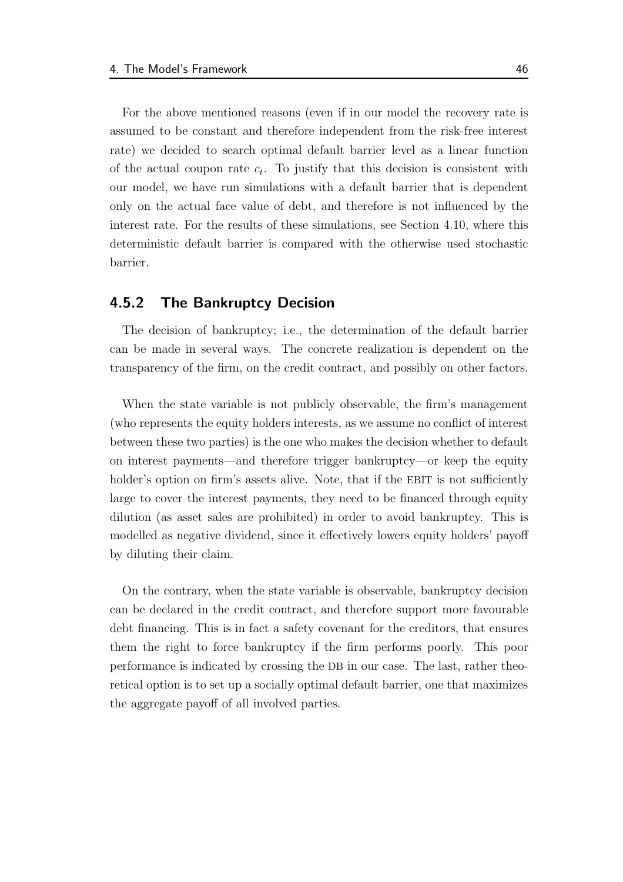For the above mentioned reasons (even if in our model the recovery rate is assumed to be constant and therefore independent from the risk-free interest rate) we decided to search optimal default barrier level as a linear function of the actual coupon rate $c_t$. To justify that this decision is consistent with our model, we have run simulations with a default barrier that is dependent only on the actual face value of debt, and therefore is not influenced by the interest rate. For the results of these simulations, see Section 4.10, where this deterministic default barrier is compared with the otherwise used stochastic barrier.

### 4.5.2 The Bankruptcy Decision

The decision of bankruptcy; i.e., the determination of the default barrier can be made in several ways. The concrete realization is dependent on the transparency of the firm, on the credit contract, and possibly on other factors.

When the state variable is not publicly observable, the firm's management (who represents the equity holders interests, as we assume no conflict of interest between these two parties) is the one who makes the decision whether to default on interest payments—and therefore trigger bankruptcy—or keep the equity holder's option on firm's assets alive. Note, that if the EBIT is not sufficiently large to cover the interest payments, they need to be financed through equity dilution (as asset sales are prohibited) in order to avoid bankruptcy. This is modelled as negative dividend, since it effectively lowers equity holders' payoff by diluting their claim.

On the contrary, when the state variable is observable, bankruptcy decision can be declared in the credit contract, and therefore support more favourable debt financing. This is in fact a safety covenant for the creditors, that ensures them the right to force bankruptcy if the firm performs poorly. This poor performance is indicated by crossing the DB in our case. The last, rather theoretical option is to set up a socially optimal default barrier, one that maximizes the aggregate payoff of all involved parties.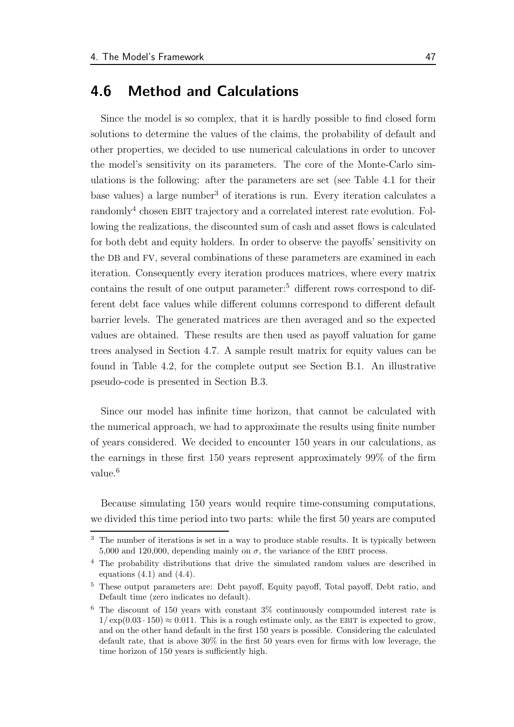## 4.6 Method and Calculations

Since the model is so complex, that it is hardly possible to find closed form solutions to determine the values of the claims, the probability of default and other properties, we decided to use numerical calculations in order to uncover the model's sensitivity on its parameters. The core of the Monte-Carlo simulations is the following: after the parameters are set (see Table 4.1 for their base values) a large number[3] of iterations is run. Every iteration calculates a randomly[4] chosen EBIT trajectory and a correlated interest rate evolution. Following the realizations, the discounted sum of cash and asset flows is calculated for both debt and equity holders. In order to observe the payoffs' sensitivity on the DB and FV, several combinations of these parameters are examined in each iteration. Consequently every iteration produces matrices, where every matrix contains the result of one output parameter:[5] different rows correspond to different debt face values while different columns correspond to different default barrier levels. The generated matrices are then averaged and so the expected values are obtained. These results are then used as payoff valuation for game trees analysed in Section 4.7. A sample result matrix for equity values can be found in Table 4.2, for the complete output see Section B.1. An illustrative pseudo-code is presented in Section B.3.

Since our model has infinite time horizon, that cannot be calculated with the numerical approach, we had to approximate the results using finite number of years considered. We decided to encounter 150 years in our calculations, as the earnings in these first 150 years represent approximately 99% of the firm value.[6]

Because simulating 150 years would require time-consuming computations, we divided this time period into two parts: while the first 50 years are computed

---

[3] The number of iterations is set in a way to produce stable results. It is typically between 5,000 and 120,000, depending mainly on $\sigma$, the variance of the EBIT process.

[4] The probability distributions that drive the simulated random values are described in equations (4.1) and (4.4).

[5] These output parameters are: Debt payoff, Equity payoff, Total payoff, Debt ratio, and Default time (zero indicates no default).

[6] The discount of 150 years with constant 3% continuously compounded interest rate is $1/\exp(0.03 \cdot 150) \approx 0.011$. This is a rough estimate only, as the EBIT is expected to grow, and on the other hand default in the first 150 years is possible. Considering the calculated default rate, that is above 30% in the first 50 years even for firms with low leverage, the time horizon of 150 years is sufficiently high.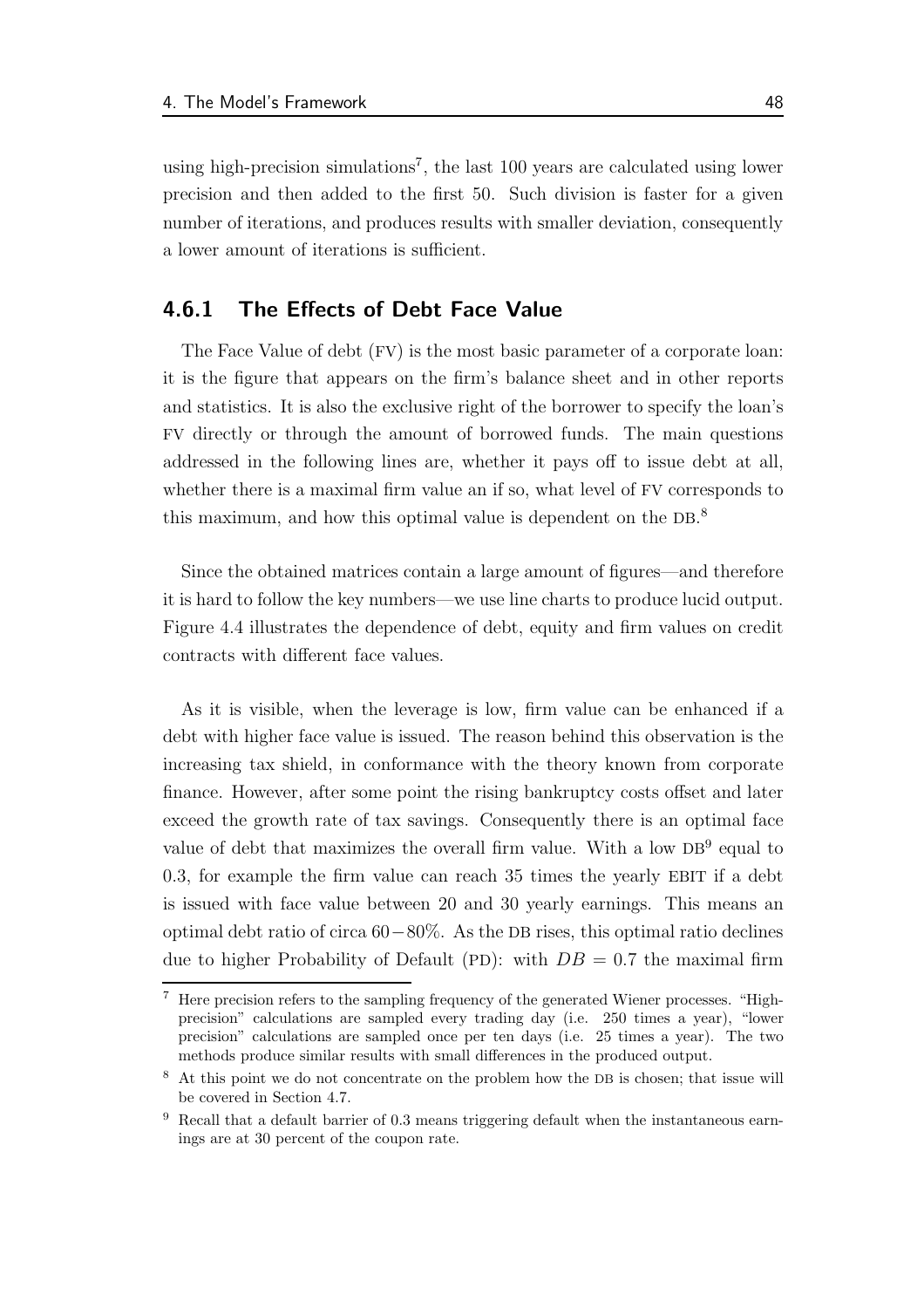using high-precision simulations[7], the last 100 years are calculated using lower precision and then added to the first 50. Such division is faster for a given number of iterations, and produces results with smaller deviation, consequently a lower amount of iterations is sufficient.

### 4.6.1 The Effects of Debt Face Value

The Face Value of debt (FV) is the most basic parameter of a corporate loan: it is the figure that appears on the firm's balance sheet and in other reports and statistics. It is also the exclusive right of the borrower to specify the loan's FV directly or through the amount of borrowed funds. The main questions addressed in the following lines are, whether it pays off to issue debt at all, whether there is a maximal firm value an if so, what level of FV corresponds to this maximum, and how this optimal value is dependent on the DB.[8]

Since the obtained matrices contain a large amount of figures—and therefore it is hard to follow the key numbers—we use line charts to produce lucid output. Figure 4.4 illustrates the dependence of debt, equity and firm values on credit contracts with different face values.

As it is visible, when the leverage is low, firm value can be enhanced if a debt with higher face value is issued. The reason behind this observation is the increasing tax shield, in conformance with the theory known from corporate finance. However, after some point the rising bankruptcy costs offset and later exceed the growth rate of tax savings. Consequently there is an optimal face value of debt that maximizes the overall firm value. With a low DB[9] equal to 0.3, for example the firm value can reach 35 times the yearly EBIT if a debt is issued with face value between 20 and 30 yearly earnings. This means an optimal debt ratio of circa $60-80\%$. As the DB rises, this optimal ratio declines due to higher Probability of Default (PD): with $DB = 0.7$ the maximal firm

---

[7] Here precision refers to the sampling frequency of the generated Wiener processes. "High-precision" calculations are sampled every trading day (i.e. 250 times a year), "lower precision" calculations are sampled once per ten days (i.e. 25 times a year). The two methods produce similar results with small differences in the produced output.

[8] At this point we do not concentrate on the problem how the DB is chosen; that issue will be covered in Section 4.7.

[9] Recall that a default barrier of 0.3 means triggering default when the instantaneous earnings are at 30 percent of the coupon rate.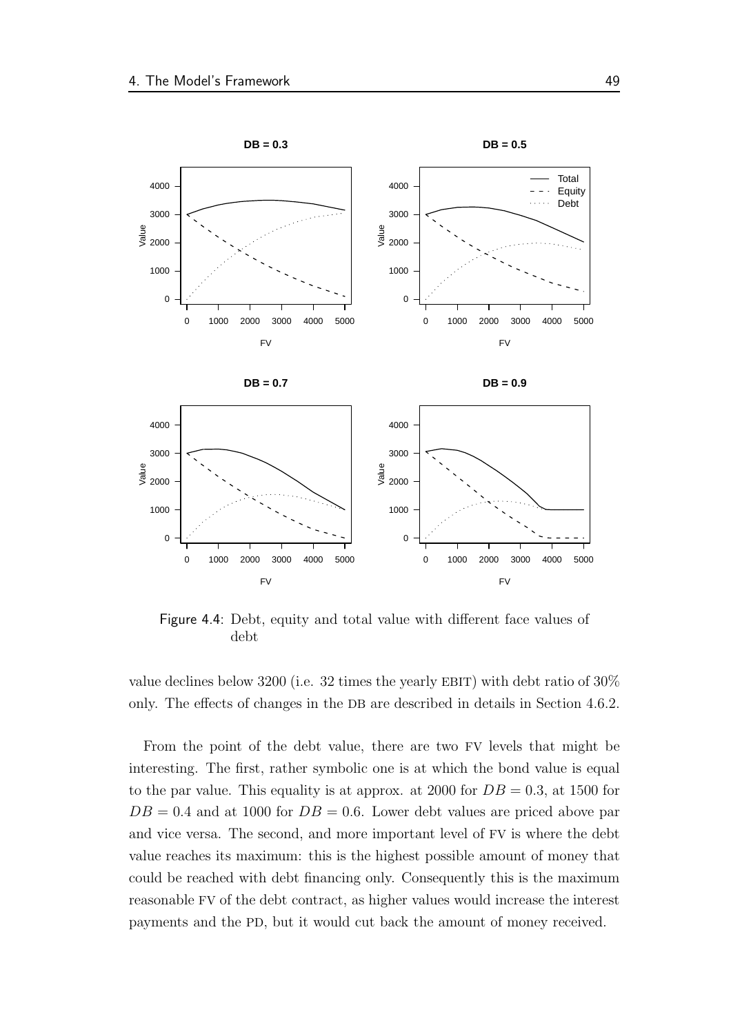Figure 4.4: Debt, equity and total value with different face values of debt

value declines below 3200 (i.e. 32 times the yearly EBIT) with debt ratio of 30% only. The effects of changes in the DB are described in details in Section 4.6.2.

From the point of the debt value, there are two FV levels that might be interesting. The first, rather symbolic one is at which the bond value is equal to the par value. This equality is at approx. at 2000 for $DB = 0.3$, at 1500 for $DB = 0.4$ and at 1000 for $DB = 0.6$. Lower debt values are priced above par and vice versa. The second, and more important level of FV is where the debt value reaches its maximum: this is the highest possible amount of money that could be reached with debt financing only. Consequently this is the maximum reasonable FV of the debt contract, as higher values would increase the interest payments and the PD, but it would cut back the amount of money received.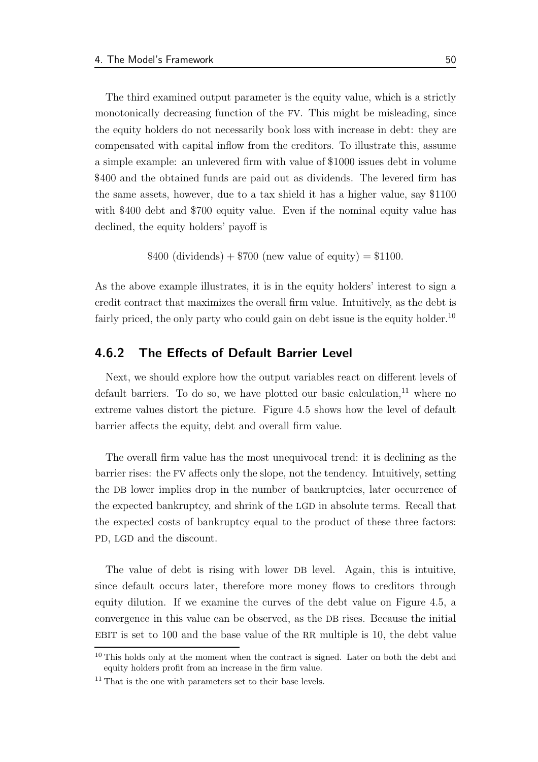The third examined output parameter is the equity value, which is a strictly monotonically decreasing function of the FV. This might be misleading, since the equity holders do not necessarily book loss with increase in debt: they are compensated with capital inflow from the creditors. To illustrate this, assume a simple example: an unlevered firm with value of \$1000 issues debt in volume \$400 and the obtained funds are paid out as dividends. The levered firm has the same assets, however, due to a tax shield it has a higher value, say \$1100 with \$400 debt and \$700 equity value. Even if the nominal equity value has declined, the equity holders' payoff is

$$\$400 \text{ (dividends)} + \$700 \text{ (new value of equity)} = \$1100.$$

As the above example illustrates, it is in the equity holders' interest to sign a credit contract that maximizes the overall firm value. Intuitively, as the debt is fairly priced, the only party who could gain on debt issue is the equity holder.[10]

### 4.6.2 The Effects of Default Barrier Level

Next, we should explore how the output variables react on different levels of default barriers. To do so, we have plotted our basic calculation,[11] where no extreme values distort the picture. Figure 4.5 shows how the level of default barrier affects the equity, debt and overall firm value.

The overall firm value has the most unequivocal trend: it is declining as the barrier rises: the FV affects only the slope, not the tendency. Intuitively, setting the DB lower implies drop in the number of bankruptcies, later occurrence of the expected bankruptcy, and shrink of the LGD in absolute terms. Recall that the expected costs of bankruptcy equal to the product of these three factors: PD, LGD and the discount.

The value of debt is rising with lower DB level. Again, this is intuitive, since default occurs later, therefore more money flows to creditors through equity dilution. If we examine the curves of the debt value on Figure 4.5, a convergence in this value can be observed, as the DB rises. Because the initial EBIT is set to 100 and the base value of the RR multiple is 10, the debt value

[10] This holds only at the moment when the contract is signed. Later on both the debt and equity holders profit from an increase in the firm value.

[11] That is the one with parameters set to their base levels.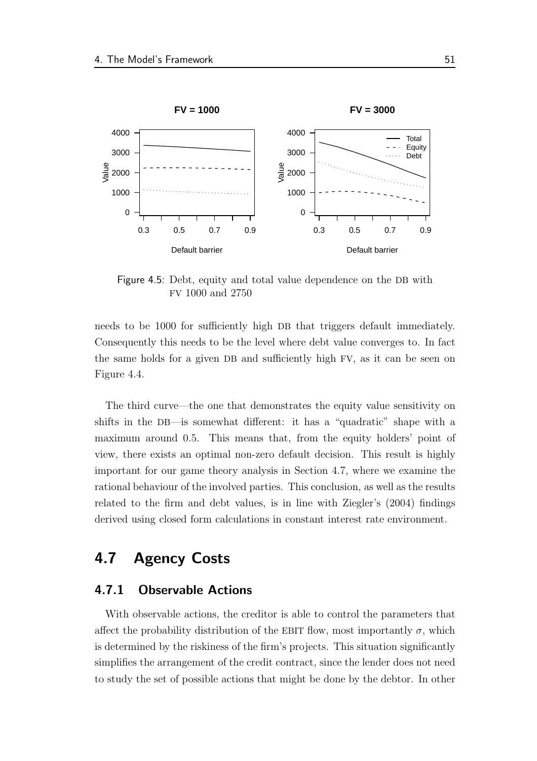Figure 4.5: Debt, equity and total value dependence on the DB with FV 1000 and 2750

needs to be 1000 for sufficiently high DB that triggers default immediately. Consequently this needs to be the level where debt value converges to. In fact the same holds for a given DB and sufficiently high FV, as it can be seen on Figure 4.4.

The third curve—the one that demonstrates the equity value sensitivity on shifts in the DB—is somewhat different: it has a "quadratic" shape with a maximum around 0.5. This means that, from the equity holders' point of view, there exists an optimal non-zero default decision. This result is highly important for our game theory analysis in Section 4.7, where we examine the rational behaviour of the involved parties. This conclusion, as well as the results related to the firm and debt values, is in line with Ziegler's (2004) findings derived using closed form calculations in constant interest rate environment.

## 4.7 Agency Costs

### 4.7.1 Observable Actions

With observable actions, the creditor is able to control the parameters that affect the probability distribution of the EBIT flow, most importantly $\sigma$, which is determined by the riskiness of the firm's projects. This situation significantly simplifies the arrangement of the credit contract, since the lender does not need to study the set of possible actions that might be done by the debtor. In other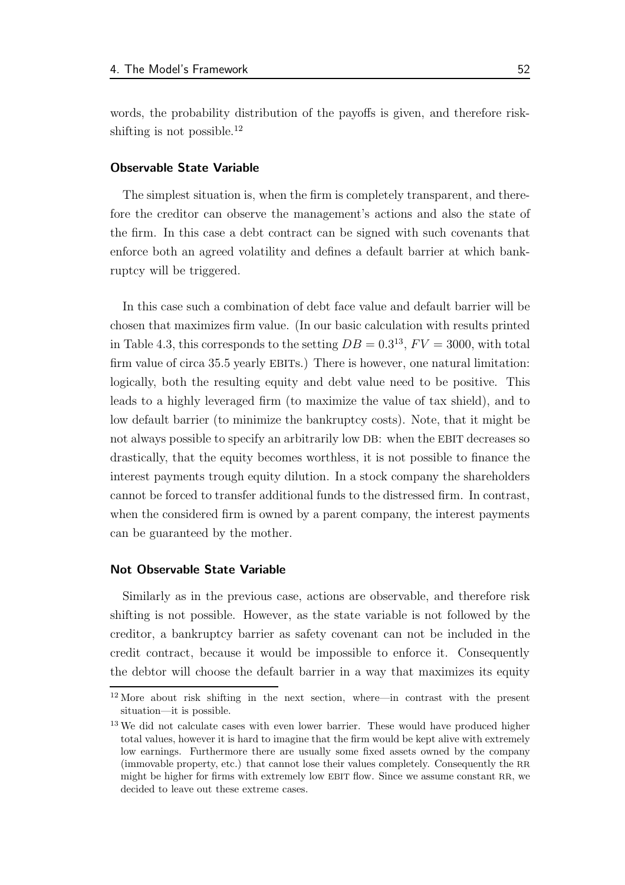words, the probability distribution of the payoffs is given, and therefore risk-shifting is not possible.[12]

#### Observable State Variable

The simplest situation is, when the firm is completely transparent, and therefore the creditor can observe the management's actions and also the state of the firm. In this case a debt contract can be signed with such covenants that enforce both an agreed volatility and defines a default barrier at which bankruptcy will be triggered.

In this case such a combination of debt face value and default barrier will be chosen that maximizes firm value. (In our basic calculation with results printed in Table 4.3, this corresponds to the setting $DB = 0.3$[13], $FV = 3000$, with total firm value of circa 35.5 yearly EBITs.) There is however, one natural limitation: logically, both the resulting equity and debt value need to be positive. This leads to a highly leveraged firm (to maximize the value of tax shield), and to low default barrier (to minimize the bankruptcy costs). Note, that it might be not always possible to specify an arbitrarily low DB: when the EBIT decreases so drastically, that the equity becomes worthless, it is not possible to finance the interest payments trough equity dilution. In a stock company the shareholders cannot be forced to transfer additional funds to the distressed firm. In contrast, when the considered firm is owned by a parent company, the interest payments can be guaranteed by the mother.

#### Not Observable State Variable

Similarly as in the previous case, actions are observable, and therefore risk shifting is not possible. However, as the state variable is not followed by the creditor, a bankruptcy barrier as safety covenant can not be included in the credit contract, because it would be impossible to enforce it. Consequently the debtor will choose the default barrier in a way that maximizes its equity

---

[12] More about risk shifting in the next section, where—in contrast with the present situation—it is possible.

[13] We did not calculate cases with even lower barrier. These would have produced higher total values, however it is hard to imagine that the firm would be kept alive with extremely low earnings. Furthermore there are usually some fixed assets owned by the company (immovable property, etc.) that cannot lose their values completely. Consequently the RR might be higher for firms with extremely low EBIT flow. Since we assume constant RR, we decided to leave out these extreme cases.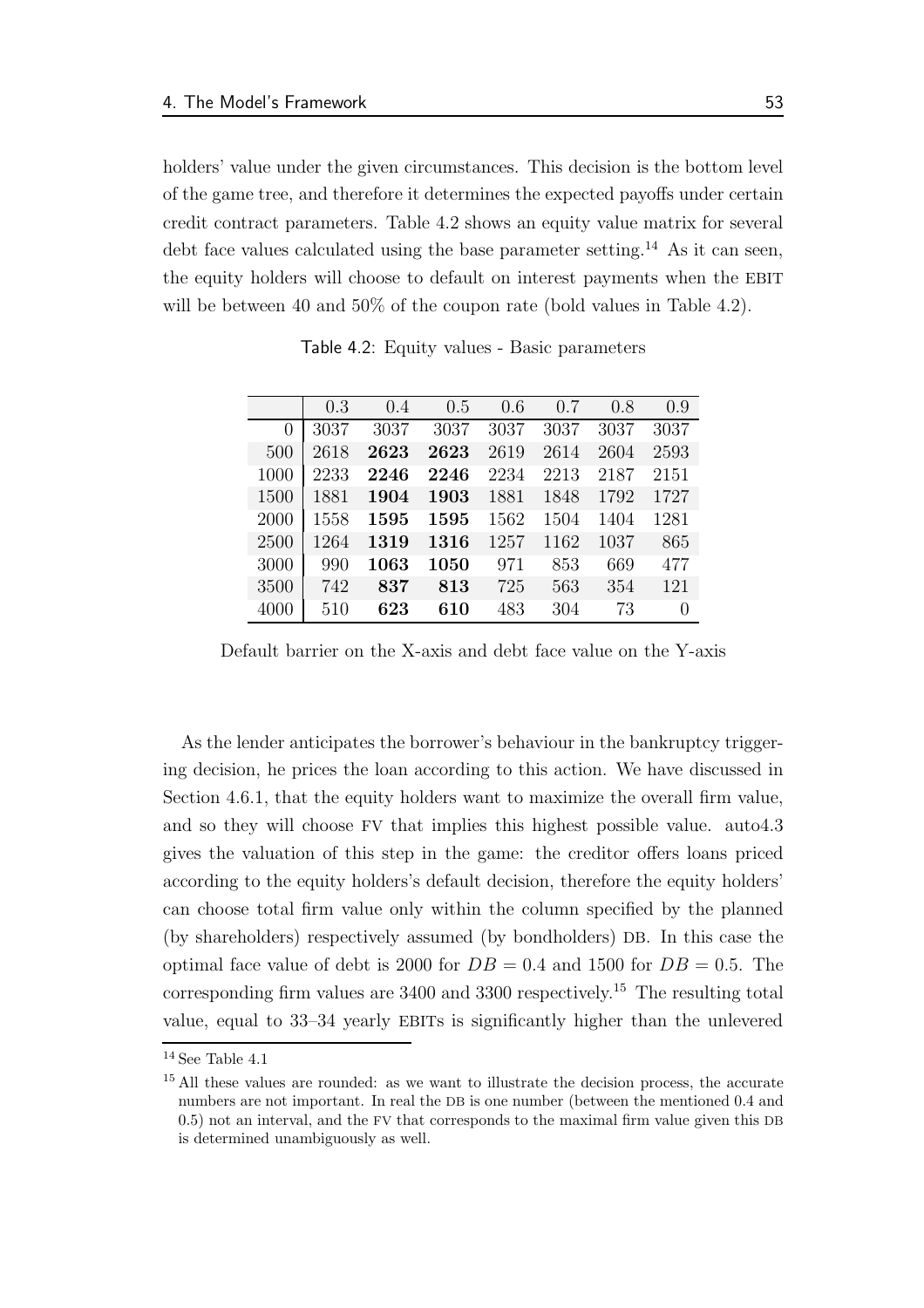holders' value under the given circumstances. This decision is the bottom level of the game tree, and therefore it determines the expected payoffs under certain credit contract parameters. Table 4.2 shows an equity value matrix for several debt face values calculated using the base parameter setting.[14] As it can seen, the equity holders will choose to default on interest payments when the EBIT will be between 40 and 50% of the coupon rate (bold values in Table 4.2).

Table 4.2: Equity values - Basic parameters

| | 0.3 | 0.4 | 0.5 | 0.6 | 0.7 | 0.8 | 0.9 |
|---|---|---|---|---|---|---|---|
| 0 | 3037 | 3037 | 3037 | 3037 | 3037 | 3037 | 3037 |
| 500 | 2618 | **2623** | **2623** | 2619 | 2614 | 2604 | 2593 |
| 1000 | 2233 | **2246** | **2246** | 2234 | 2213 | 2187 | 2151 |
| 1500 | 1881 | **1904** | **1903** | 1881 | 1848 | 1792 | 1727 |
| 2000 | 1558 | **1595** | **1595** | 1562 | 1504 | 1404 | 1281 |
| 2500 | 1264 | **1319** | **1316** | 1257 | 1162 | 1037 | 865 |
| 3000 | 990 | **1063** | **1050** | 971 | 853 | 669 | 477 |
| 3500 | 742 | **837** | **813** | 725 | 563 | 354 | 121 |
| 4000 | 510 | **623** | **610** | 483 | 304 | 73 | 0 |

Default barrier on the X-axis and debt face value on the Y-axis

As the lender anticipates the borrower's behaviour in the bankruptcy triggering decision, he prices the loan according to this action. We have discussed in Section 4.6.1, that the equity holders want to maximize the overall firm value, and so they will choose FV that implies this highest possible value. auto4.3 gives the valuation of this step in the game: the creditor offers loans priced according to the equity holders's default decision, therefore the equity holders' can choose total firm value only within the column specified by the planned (by shareholders) respectively assumed (by bondholders) DB. In this case the optimal face value of debt is 2000 for $DB = 0.4$ and 1500 for $DB = 0.5$. The corresponding firm values are 3400 and 3300 respectively.[15] The resulting total value, equal to 33–34 yearly EBITs is significantly higher than the unlevered

[14] See Table 4.1

[15] All these values are rounded: as we want to illustrate the decision process, the accurate numbers are not important. In real the DB is one number (between the mentioned 0.4 and 0.5) not an interval, and the FV that corresponds to the maximal firm value given this DB is determined unambiguously as well.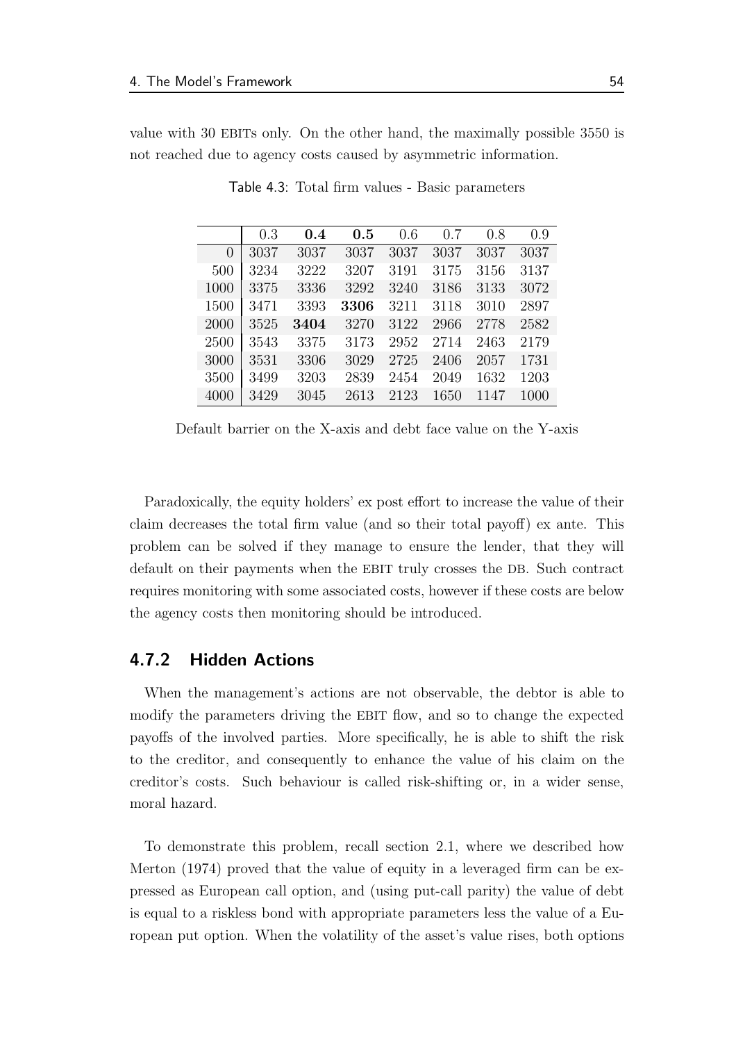value with 30 EBITs only. On the other hand, the maximally possible 3550 is not reached due to agency costs caused by asymmetric information.

Table 4.3: Total firm values - Basic parameters

| | 0.3 | **0.4** | **0.5** | 0.6 | 0.7 | 0.8 | 0.9 |
|---|---|---|---|---|---|---|---|
| 0 | 3037 | 3037 | 3037 | 3037 | 3037 | 3037 | 3037 |
| 500 | 3234 | 3222 | 3207 | 3191 | 3175 | 3156 | 3137 |
| 1000 | 3375 | 3336 | 3292 | 3240 | 3186 | 3133 | 3072 |
| 1500 | 3471 | 3393 | **3306** | 3211 | 3118 | 3010 | 2897 |
| 2000 | 3525 | **3404** | 3270 | 3122 | 2966 | 2778 | 2582 |
| 2500 | 3543 | 3375 | 3173 | 2952 | 2714 | 2463 | 2179 |
| 3000 | 3531 | 3306 | 3029 | 2725 | 2406 | 2057 | 1731 |
| 3500 | 3499 | 3203 | 2839 | 2454 | 2049 | 1632 | 1203 |
| 4000 | 3429 | 3045 | 2613 | 2123 | 1650 | 1147 | 1000 |

Default barrier on the X-axis and debt face value on the Y-axis

Paradoxically, the equity holders' ex post effort to increase the value of their claim decreases the total firm value (and so their total payoff) ex ante. This problem can be solved if they manage to ensure the lender, that they will default on their payments when the EBIT truly crosses the DB. Such contract requires monitoring with some associated costs, however if these costs are below the agency costs then monitoring should be introduced.

### 4.7.2 Hidden Actions

When the management's actions are not observable, the debtor is able to modify the parameters driving the EBIT flow, and so to change the expected payoffs of the involved parties. More specifically, he is able to shift the risk to the creditor, and consequently to enhance the value of his claim on the creditor's costs. Such behaviour is called risk-shifting or, in a wider sense, moral hazard.

To demonstrate this problem, recall section 2.1, where we described how Merton (1974) proved that the value of equity in a leveraged firm can be expressed as European call option, and (using put-call parity) the value of debt is equal to a riskless bond with appropriate parameters less the value of a European put option. When the volatility of the asset's value rises, both options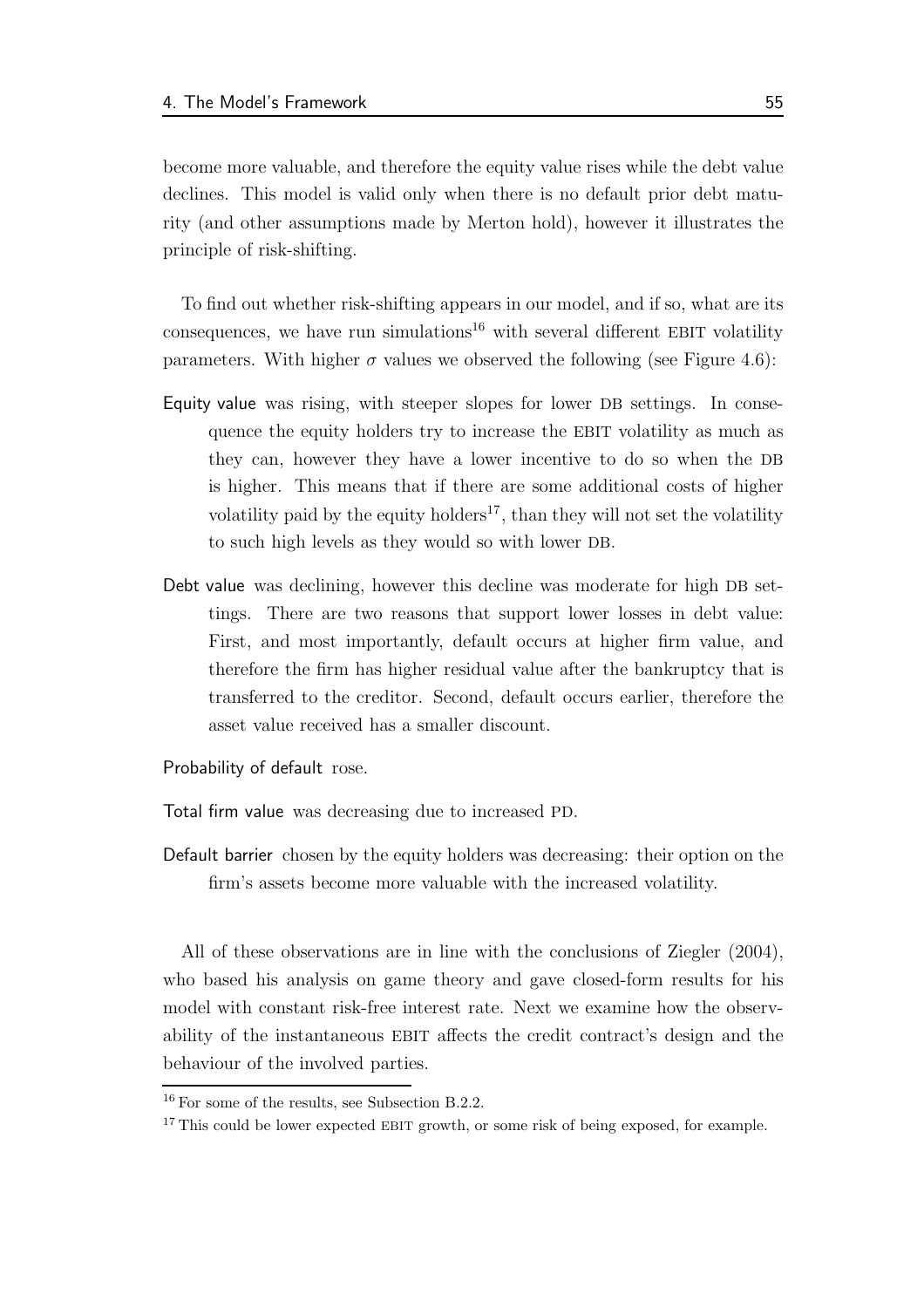become more valuable, and therefore the equity value rises while the debt value declines. This model is valid only when there is no default prior debt maturity (and other assumptions made by Merton hold), however it illustrates the principle of risk-shifting.

To find out whether risk-shifting appears in our model, and if so, what are its consequences, we have run simulations[16] with several different EBIT volatility parameters. With higher $\sigma$ values we observed the following (see Figure 4.6):

**Equity value** was rising, with steeper slopes for lower DB settings. In consequence the equity holders try to increase the EBIT volatility as much as they can, however they have a lower incentive to do so when the DB is higher. This means that if there are some additional costs of higher volatility paid by the equity holders[17], than they will not set the volatility to such high levels as they would so with lower DB.

**Debt value** was declining, however this decline was moderate for high DB settings. There are two reasons that support lower losses in debt value: First, and most importantly, default occurs at higher firm value, and therefore the firm has higher residual value after the bankruptcy that is transferred to the creditor. Second, default occurs earlier, therefore the asset value received has a smaller discount.

**Probability of default** rose.

**Total firm value** was decreasing due to increased PD.

**Default barrier** chosen by the equity holders was decreasing: their option on the firm's assets become more valuable with the increased volatility.

All of these observations are in line with the conclusions of Ziegler (2004), who based his analysis on game theory and gave closed-form results for his model with constant risk-free interest rate. Next we examine how the observability of the instantaneous EBIT affects the credit contract's design and the behaviour of the involved parties.

---

[16] For some of the results, see Subsection B.2.2.

[17] This could be lower expected EBIT growth, or some risk of being exposed, for example.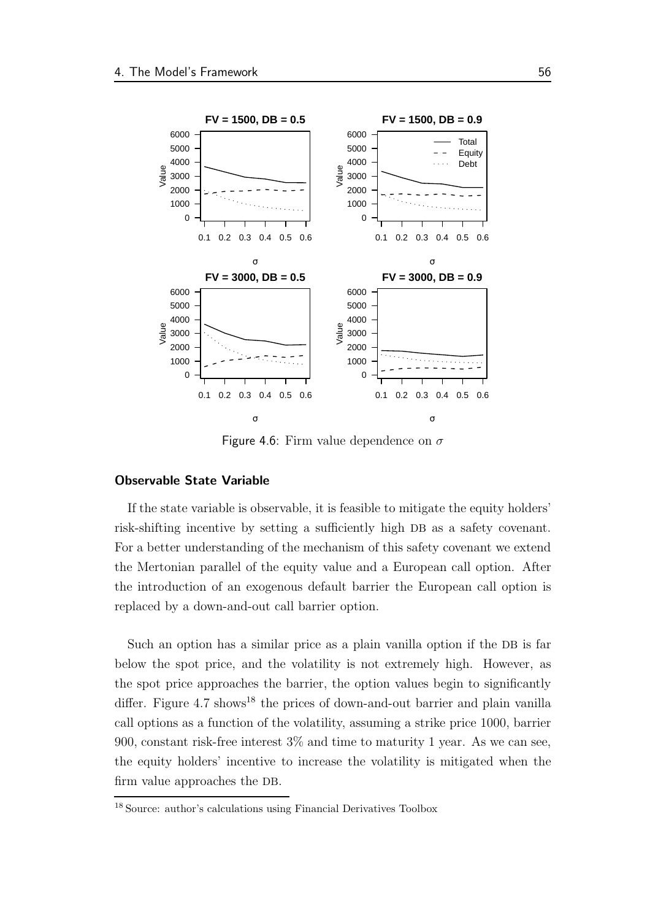Figure 4.6: Firm value dependence on $\sigma$

#### Observable State Variable

If the state variable is observable, it is feasible to mitigate the equity holders' risk-shifting incentive by setting a sufficiently high DB as a safety covenant. For a better understanding of the mechanism of this safety covenant we extend the Mertonian parallel of the equity value and a European call option. After the introduction of an exogenous default barrier the European call option is replaced by a down-and-out call barrier option.

Such an option has a similar price as a plain vanilla option if the DB is far below the spot price, and the volatility is not extremely high. However, as the spot price approaches the barrier, the option values begin to significantly differ. Figure 4.7 shows[18] the prices of down-and-out barrier and plain vanilla call options as a function of the volatility, assuming a strike price 1000, barrier 900, constant risk-free interest 3% and time to maturity 1 year. As we can see, the equity holders' incentive to increase the volatility is mitigated when the firm value approaches the DB.

[18] Source: author's calculations using Financial Derivatives Toolbox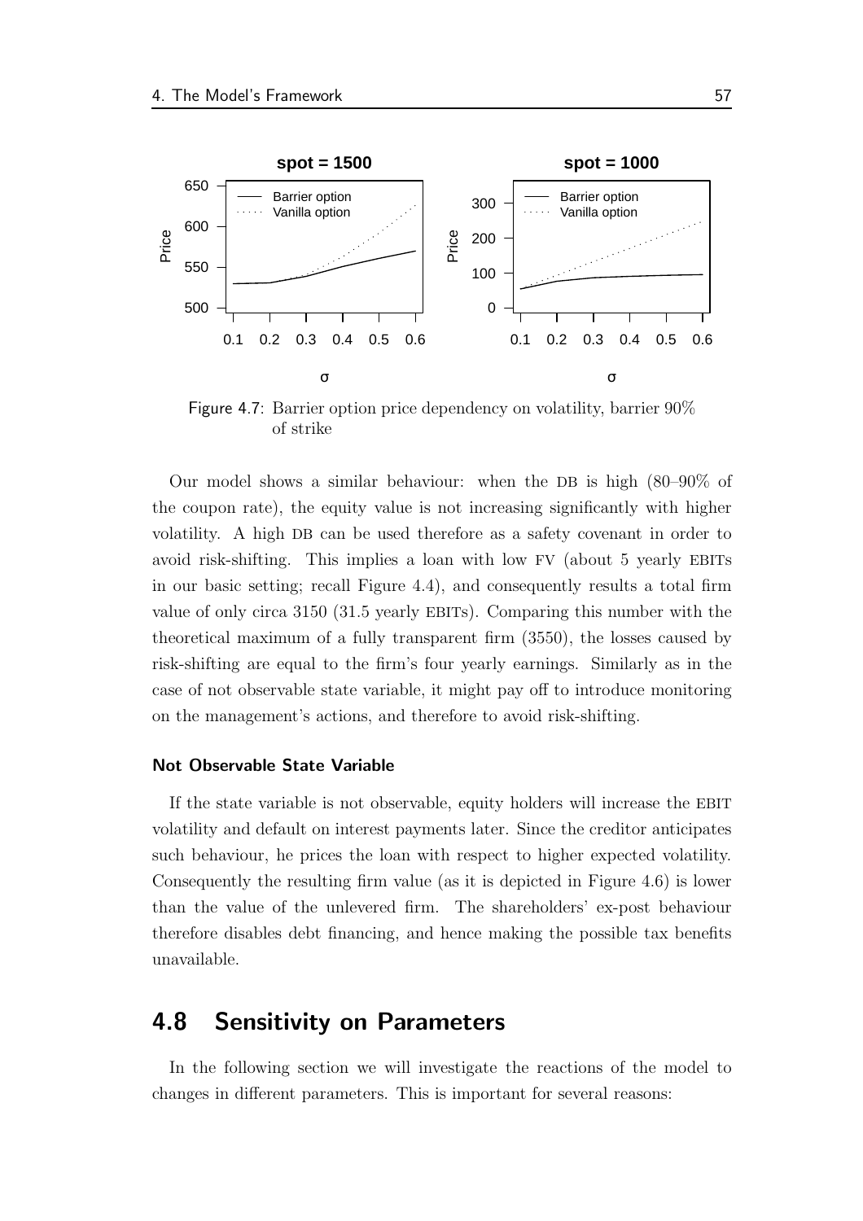Figure 4.7: Barrier option price dependency on volatility, barrier 90% of strike

Our model shows a similar behaviour: when the DB is high (80–90% of the coupon rate), the equity value is not increasing significantly with higher volatility. A high DB can be used therefore as a safety covenant in order to avoid risk-shifting. This implies a loan with low FV (about 5 yearly EBITs in our basic setting; recall Figure 4.4), and consequently results a total firm value of only circa 3150 (31.5 yearly EBITs). Comparing this number with the theoretical maximum of a fully transparent firm (3550), the losses caused by risk-shifting are equal to the firm's four yearly earnings. Similarly as in the case of not observable state variable, it might pay off to introduce monitoring on the management's actions, and therefore to avoid risk-shifting.

### Not Observable State Variable

If the state variable is not observable, equity holders will increase the EBIT volatility and default on interest payments later. Since the creditor anticipates such behaviour, he prices the loan with respect to higher expected volatility. Consequently the resulting firm value (as it is depicted in Figure 4.6) is lower than the value of the unlevered firm. The shareholders' ex-post behaviour therefore disables debt financing, and hence making the possible tax benefits unavailable.

## 4.8 Sensitivity on Parameters

In the following section we will investigate the reactions of the model to changes in different parameters. This is important for several reasons: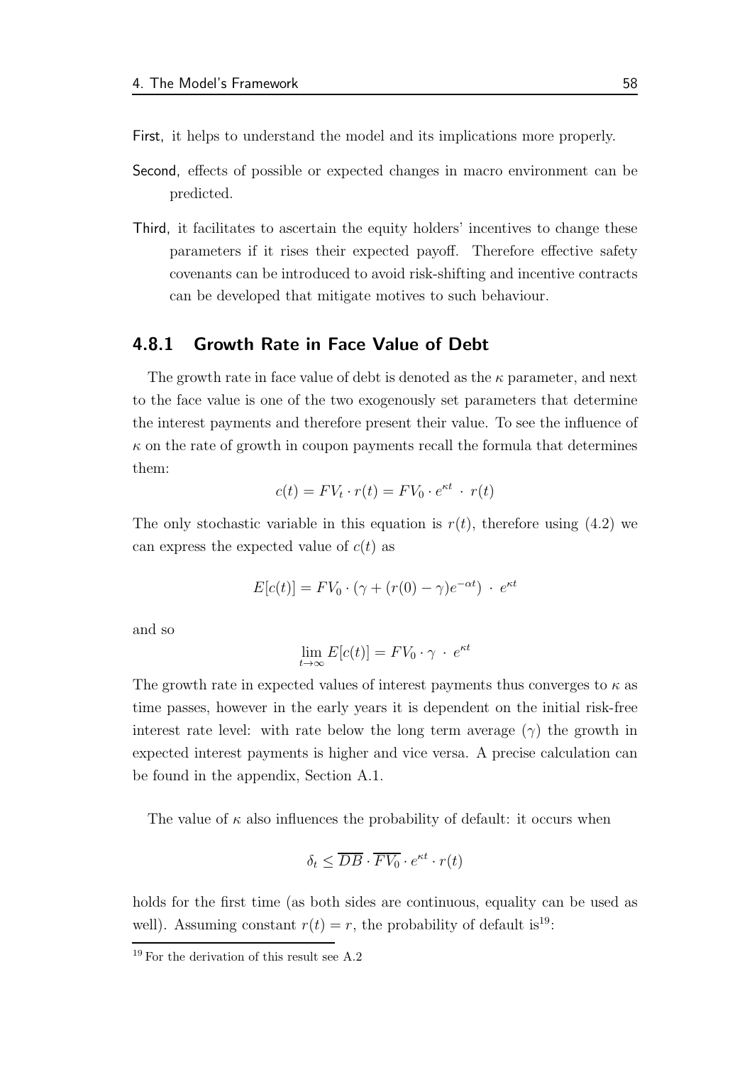**First**, it helps to understand the model and its implications more properly.

**Second**, effects of possible or expected changes in macro environment can be predicted.

**Third**, it facilitates to ascertain the equity holders' incentives to change these parameters if it rises their expected payoff. Therefore effective safety covenants can be introduced to avoid risk-shifting and incentive contracts can be developed that mitigate motives to such behaviour.

### 4.8.1 Growth Rate in Face Value of Debt

The growth rate in face value of debt is denoted as the $\kappa$ parameter, and next to the face value is one of the two exogenously set parameters that determine the interest payments and therefore present their value. To see the influence of $\kappa$ on the rate of growth in coupon payments recall the formula that determines them:

$$c(t) = FV_t \cdot r(t) = FV_0 \cdot e^{\kappa t} \cdot r(t)$$

The only stochastic variable in this equation is $r(t)$, therefore using (4.2) we can express the expected value of $c(t)$ as

$$E[c(t)] = FV_0 \cdot (\gamma + (r(0) - \gamma)e^{-\alpha t}) \cdot e^{\kappa t}$$

and so

$$\lim_{t \to \infty} E[c(t)] = FV_0 \cdot \gamma \cdot e^{\kappa t}$$

The growth rate in expected values of interest payments thus converges to $\kappa$ as time passes, however in the early years it is dependent on the initial risk-free interest rate level: with rate below the long term average ($\gamma$) the growth in expected interest payments is higher and vice versa. A precise calculation can be found in the appendix, Section A.1.

The value of $\kappa$ also influences the probability of default: it occurs when

$$\delta_t \leq \overline{DB} \cdot \overline{FV_0} \cdot e^{\kappa t} \cdot r(t)$$

holds for the first time (as both sides are continuous, equality can be used as well). Assuming constant $r(t) = r$, the probability of default is[19]:

[19] For the derivation of this result see A.2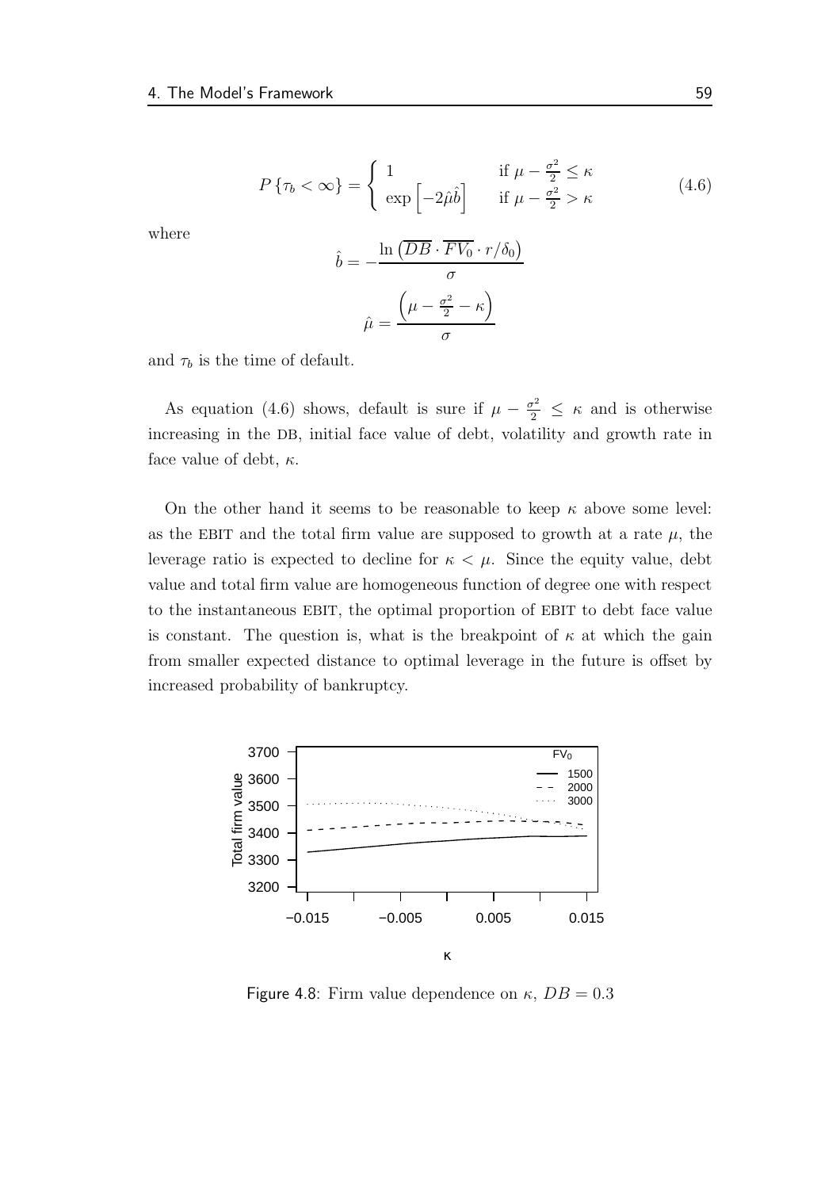$$
P\{\tau_b < \infty\} = \begin{cases} 1 & \text{if } \mu - \frac{\sigma^2}{2} \leq \kappa \\ \exp\left[-2\hat{\mu}\hat{b}\right] & \text{if } \mu - \frac{\sigma^2}{2} > \kappa \end{cases} \tag{4.6}
$$

where

$$
\hat{b} = -\frac{\ln\left(\overline{DB} \cdot \overline{FV_0} \cdot r/\delta_0\right)}{\sigma}
$$

$$
\hat{\mu} = \frac{\left(\mu - \frac{\sigma^2}{2} - \kappa\right)}{\sigma}
$$

and $\tau_b$ is the time of default.

As equation (4.6) shows, default is sure if $\mu - \frac{\sigma^2}{2} \leq \kappa$ and is otherwise increasing in the DB, initial face value of debt, volatility and growth rate in face value of debt, $\kappa$.

On the other hand it seems to be reasonable to keep $\kappa$ above some level: as the EBIT and the total firm value are supposed to growth at a rate $\mu$, the leverage ratio is expected to decline for $\kappa < \mu$. Since the equity value, debt value and total firm value are homogeneous function of degree one with respect to the instantaneous EBIT, the optimal proportion of EBIT to debt face value is constant. The question is, what is the breakpoint of $\kappa$ at which the gain from smaller expected distance to optimal leverage in the future is offset by increased probability of bankruptcy.

Figure 4.8: Firm value dependence on $\kappa$, $DB = 0.3$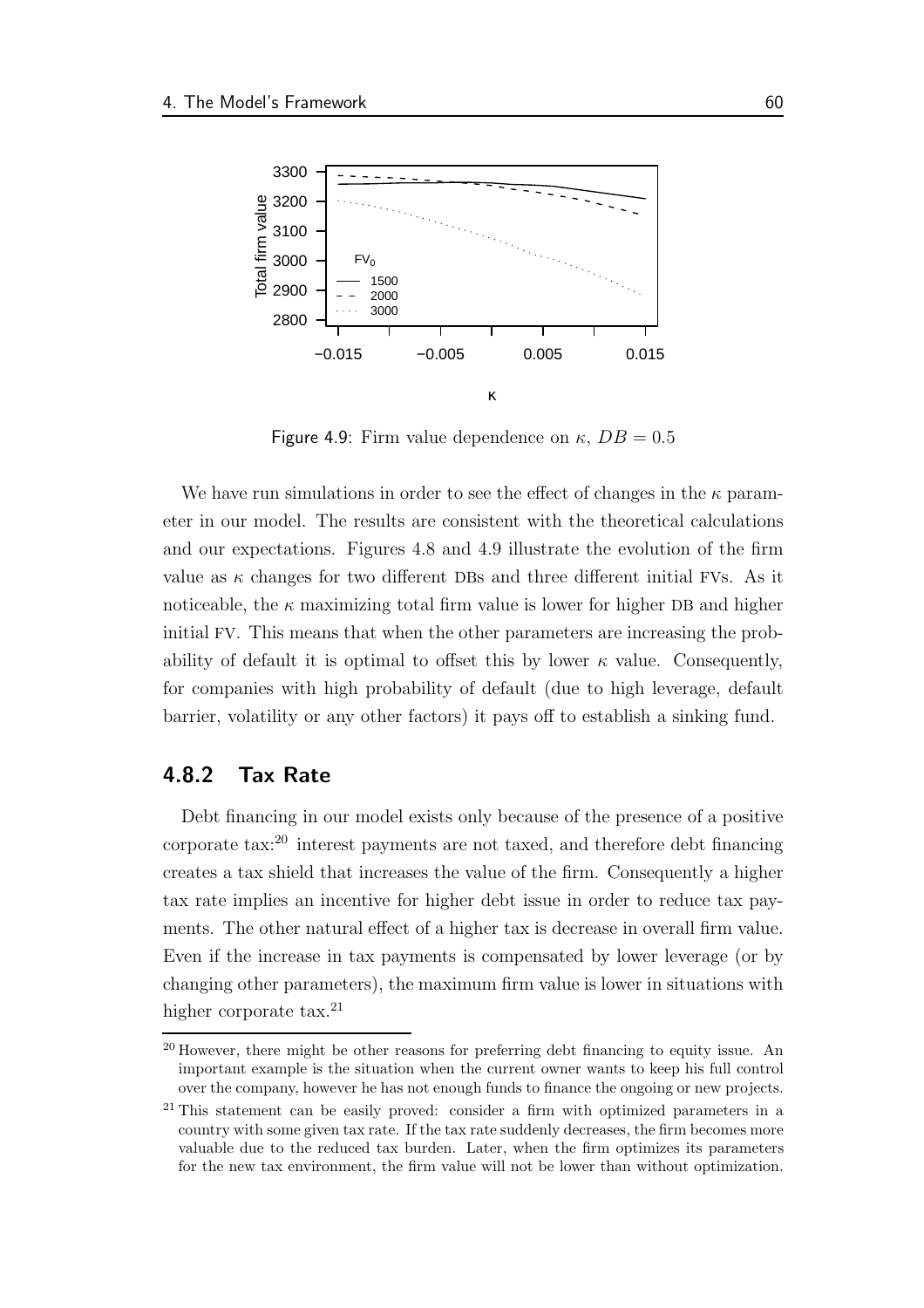Figure 4.9: Firm value dependence on $\kappa$, $DB = 0.5$

We have run simulations in order to see the effect of changes in the $\kappa$ parameter in our model. The results are consistent with the theoretical calculations and our expectations. Figures 4.8 and 4.9 illustrate the evolution of the firm value as $\kappa$ changes for two different DBs and three different initial FVs. As it noticeable, the $\kappa$ maximizing total firm value is lower for higher DB and higher initial FV. This means that when the other parameters are increasing the probability of default it is optimal to offset this by lower $\kappa$ value. Consequently, for companies with high probability of default (due to high leverage, default barrier, volatility or any other factors) it pays off to establish a sinking fund.

### 4.8.2 Tax Rate

Debt financing in our model exists only because of the presence of a positive corporate tax:[20] interest payments are not taxed, and therefore debt financing creates a tax shield that increases the value of the firm. Consequently a higher tax rate implies an incentive for higher debt issue in order to reduce tax payments. The other natural effect of a higher tax is decrease in overall firm value. Even if the increase in tax payments is compensated by lower leverage (or by changing other parameters), the maximum firm value is lower in situations with higher corporate tax.[21]

[20] However, there might be other reasons for preferring debt financing to equity issue. An important example is the situation when the current owner wants to keep his full control over the company, however he has not enough funds to finance the ongoing or new projects.

[21] This statement can be easily proved: consider a firm with optimized parameters in a country with some given tax rate. If the tax rate suddenly decreases, the firm becomes more valuable due to the reduced tax burden. Later, when the firm optimizes its parameters for the new tax environment, the firm value will not be lower than without optimization.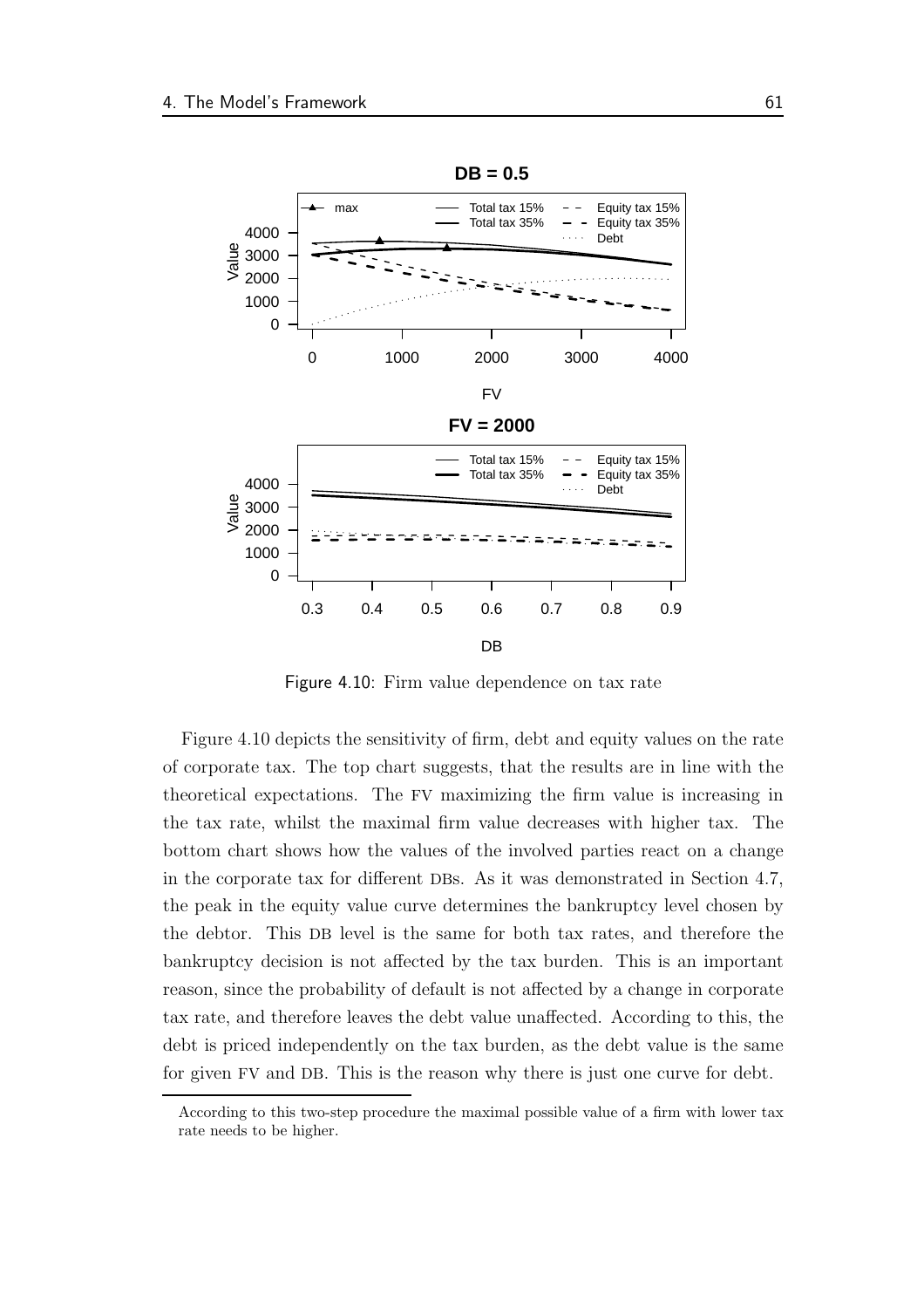Figure 4.10: Firm value dependence on tax rate

Figure 4.10 depicts the sensitivity of firm, debt and equity values on the rate of corporate tax. The top chart suggests, that the results are in line with the theoretical expectations. The FV maximizing the firm value is increasing in the tax rate, whilst the maximal firm value decreases with higher tax. The bottom chart shows how the values of the involved parties react on a change in the corporate tax for different DBs. As it was demonstrated in Section 4.7, the peak in the equity value curve determines the bankruptcy level chosen by the debtor. This DB level is the same for both tax rates, and therefore the bankruptcy decision is not affected by the tax burden. This is an important reason, since the probability of default is not affected by a change in corporate tax rate, and therefore leaves the debt value unaffected. According to this, the debt is priced independently on the tax burden, as the debt value is the same for given FV and DB. This is the reason why there is just one curve for debt.

According to this two-step procedure the maximal possible value of a firm with lower tax rate needs to be higher.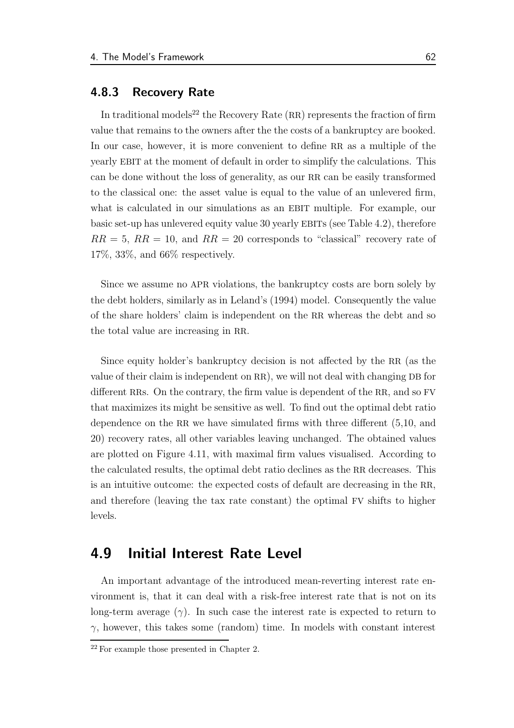### 4.8.3 Recovery Rate

In traditional models[22] the Recovery Rate (RR) represents the fraction of firm value that remains to the owners after the the costs of a bankruptcy are booked. In our case, however, it is more convenient to define RR as a multiple of the yearly EBIT at the moment of default in order to simplify the calculations. This can be done without the loss of generality, as our RR can be easily transformed to the classical one: the asset value is equal to the value of an unlevered firm, what is calculated in our simulations as an EBIT multiple. For example, our basic set-up has unlevered equity value 30 yearly EBITs (see Table 4.2), therefore $RR = 5$, $RR = 10$, and $RR = 20$ corresponds to "classical" recovery rate of 17%, 33%, and 66% respectively.

Since we assume no APR violations, the bankruptcy costs are born solely by the debt holders, similarly as in Leland's (1994) model. Consequently the value of the share holders' claim is independent on the RR whereas the debt and so the total value are increasing in RR.

Since equity holder's bankruptcy decision is not affected by the RR (as the value of their claim is independent on RR), we will not deal with changing DB for different RRs. On the contrary, the firm value is dependent of the RR, and so FV that maximizes its might be sensitive as well. To find out the optimal debt ratio dependence on the RR we have simulated firms with three different (5,10, and 20) recovery rates, all other variables leaving unchanged. The obtained values are plotted on Figure 4.11, with maximal firm values visualised. According to the calculated results, the optimal debt ratio declines as the RR decreases. This is an intuitive outcome: the expected costs of default are decreasing in the RR, and therefore (leaving the tax rate constant) the optimal FV shifts to higher levels.

## 4.9 Initial Interest Rate Level

An important advantage of the introduced mean-reverting interest rate environment is, that it can deal with a risk-free interest rate that is not on its long-term average ($\gamma$). In such case the interest rate is expected to return to $\gamma$, however, this takes some (random) time. In models with constant interest

[22] For example those presented in Chapter 2.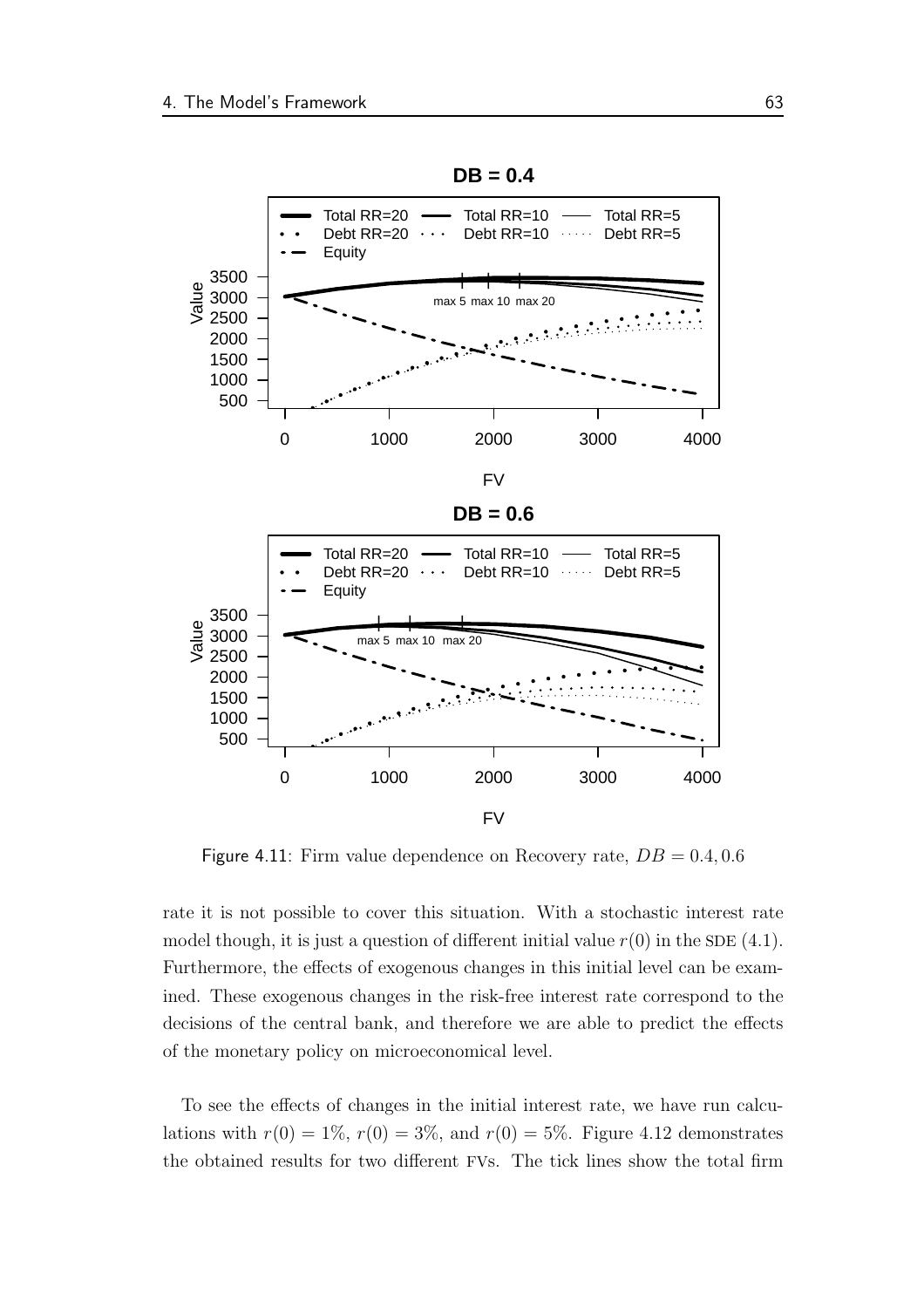Figure 4.11: Firm value dependence on Recovery rate, $DB = 0.4, 0.6$

rate it is not possible to cover this situation. With a stochastic interest rate model though, it is just a question of different initial value $r(0)$ in the SDE (4.1). Furthermore, the effects of exogenous changes in this initial level can be examined. These exogenous changes in the risk-free interest rate correspond to the decisions of the central bank, and therefore we are able to predict the effects of the monetary policy on microeconomical level.

To see the effects of changes in the initial interest rate, we have run calculations with $r(0) = 1\%$, $r(0) = 3\%$, and $r(0) = 5\%$. Figure 4.12 demonstrates the obtained results for two different FVs. The tick lines show the total firm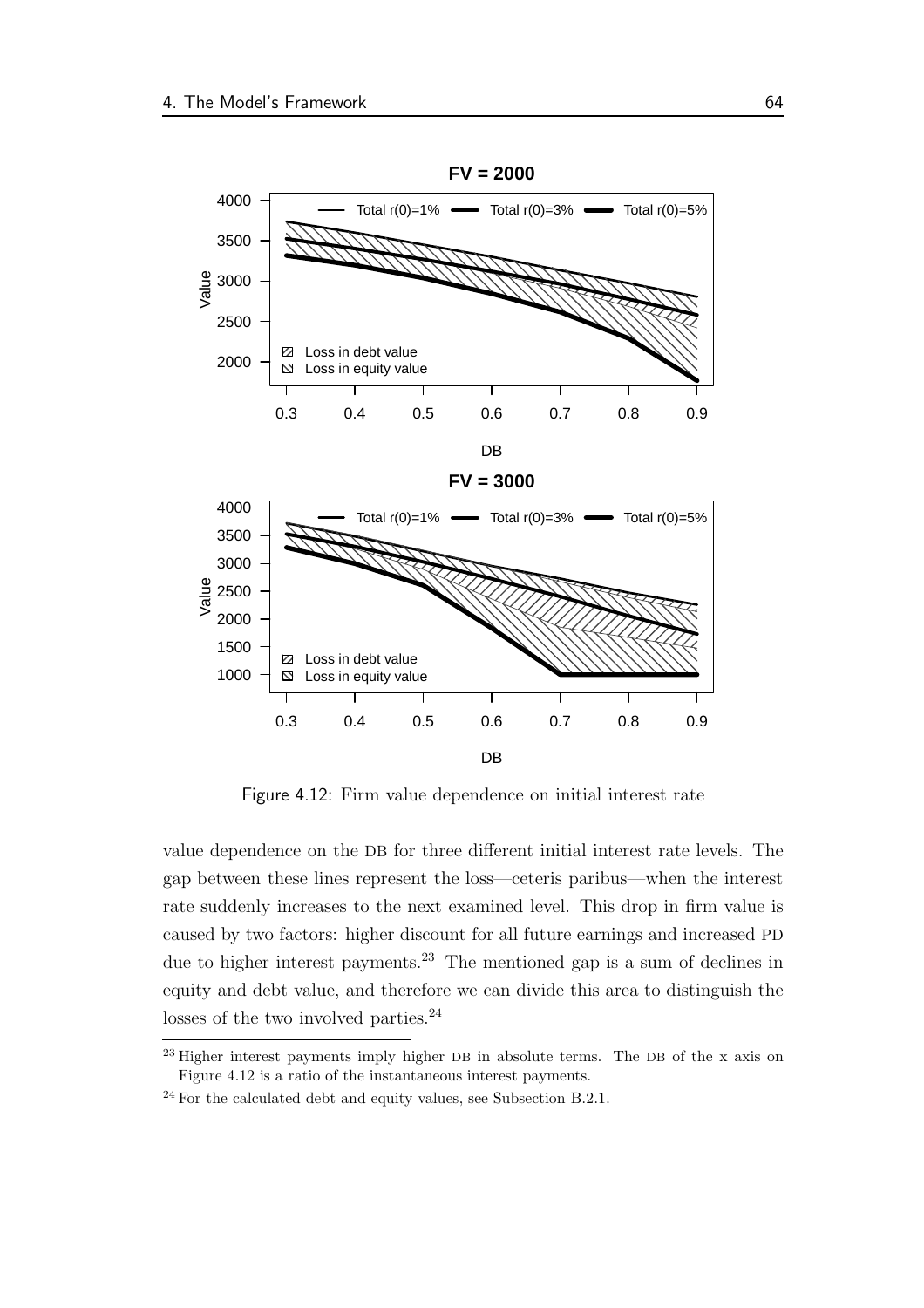Figure 4.12: Firm value dependence on initial interest rate

value dependence on the DB for three different initial interest rate levels. The gap between these lines represent the loss—ceteris paribus—when the interest rate suddenly increases to the next examined level. This drop in firm value is caused by two factors: higher discount for all future earnings and increased PD due to higher interest payments.[23] The mentioned gap is a sum of declines in equity and debt value, and therefore we can divide this area to distinguish the losses of the two involved parties.[24]

---

[23] Higher interest payments imply higher DB in absolute terms. The DB of the x axis on Figure 4.12 is a ratio of the instantaneous interest payments.

[24] For the calculated debt and equity values, see Subsection B.2.1.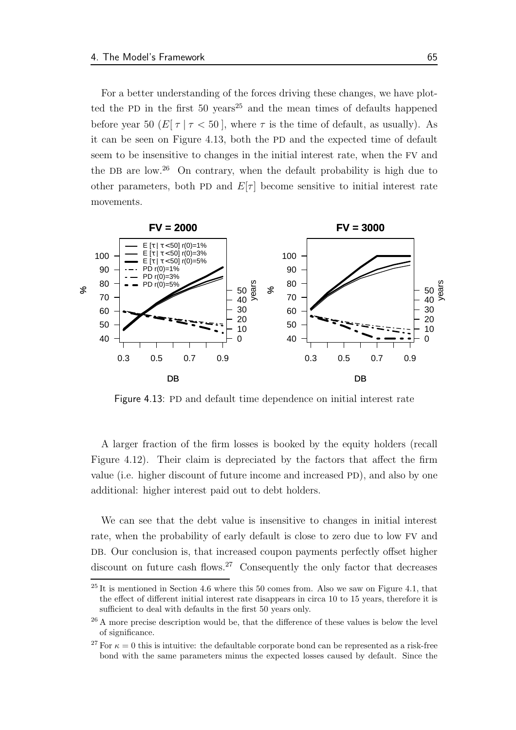For a better understanding of the forces driving these changes, we have plotted the PD in the first 50 years[25] and the mean times of defaults happened before year 50 ($E[\,\tau \mid \tau < 50\,]$, where $\tau$ is the time of default, as usually). As it can be seen on Figure 4.13, both the PD and the expected time of default seem to be insensitive to changes in the initial interest rate, when the FV and the DB are low.[26] On contrary, when the default probability is high due to other parameters, both PD and $E[\tau]$ become sensitive to initial interest rate movements.

Figure 4.13: PD and default time dependence on initial interest rate

A larger fraction of the firm losses is booked by the equity holders (recall Figure 4.12). Their claim is depreciated by the factors that affect the firm value (i.e. higher discount of future income and increased PD), and also by one additional: higher interest paid out to debt holders.

We can see that the debt value is insensitive to changes in initial interest rate, when the probability of early default is close to zero due to low FV and DB. Our conclusion is, that increased coupon payments perfectly offset higher discount on future cash flows.[27] Consequently the only factor that decreases

[25] It is mentioned in Section 4.6 where this 50 comes from. Also we saw on Figure 4.1, that the effect of different initial interest rate disappears in circa 10 to 15 years, therefore it is sufficient to deal with defaults in the first 50 years only.

[26] A more precise description would be, that the difference of these values is below the level of significance.

[27] For $\kappa = 0$ this is intuitive: the defaultable corporate bond can be represented as a risk-free bond with the same parameters minus the expected losses caused by default. Since the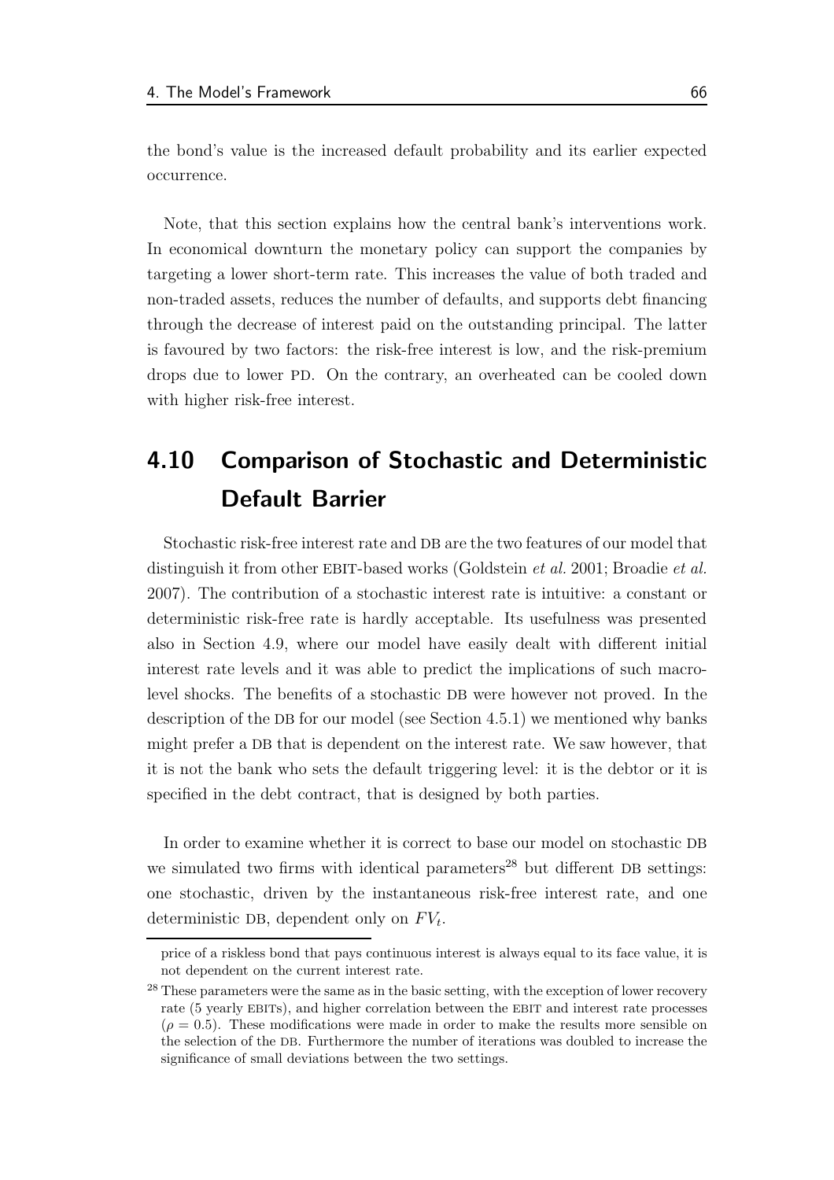the bond's value is the increased default probability and its earlier expected occurrence.

Note, that this section explains how the central bank's interventions work. In economical downturn the monetary policy can support the companies by targeting a lower short-term rate. This increases the value of both traded and non-traded assets, reduces the number of defaults, and supports debt financing through the decrease of interest paid on the outstanding principal. The latter is favoured by two factors: the risk-free interest is low, and the risk-premium drops due to lower PD. On the contrary, an overheated can be cooled down with higher risk-free interest.

## 4.10 Comparison of Stochastic and Deterministic Default Barrier

Stochastic risk-free interest rate and DB are the two features of our model that distinguish it from other EBIT-based works (Goldstein *et al.* 2001; Broadie *et al.* 2007). The contribution of a stochastic interest rate is intuitive: a constant or deterministic risk-free rate is hardly acceptable. Its usefulness was presented also in Section 4.9, where our model have easily dealt with different initial interest rate levels and it was able to predict the implications of such macro-level shocks. The benefits of a stochastic DB were however not proved. In the description of the DB for our model (see Section 4.5.1) we mentioned why banks might prefer a DB that is dependent on the interest rate. We saw however, that it is not the bank who sets the default triggering level: it is the debtor or it is specified in the debt contract, that is designed by both parties.

In order to examine whether it is correct to base our model on stochastic DB we simulated two firms with identical parameters[28] but different DB settings: one stochastic, driven by the instantaneous risk-free interest rate, and one deterministic DB, dependent only on $FV_t$.

price of a riskless bond that pays continuous interest is always equal to its face value, it is not dependent on the current interest rate.

[28] These parameters were the same as in the basic setting, with the exception of lower recovery rate (5 yearly EBITs), and higher correlation between the EBIT and interest rate processes ($\rho = 0.5$). These modifications were made in order to make the results more sensible on the selection of the DB. Furthermore the number of iterations was doubled to increase the significance of small deviations between the two settings.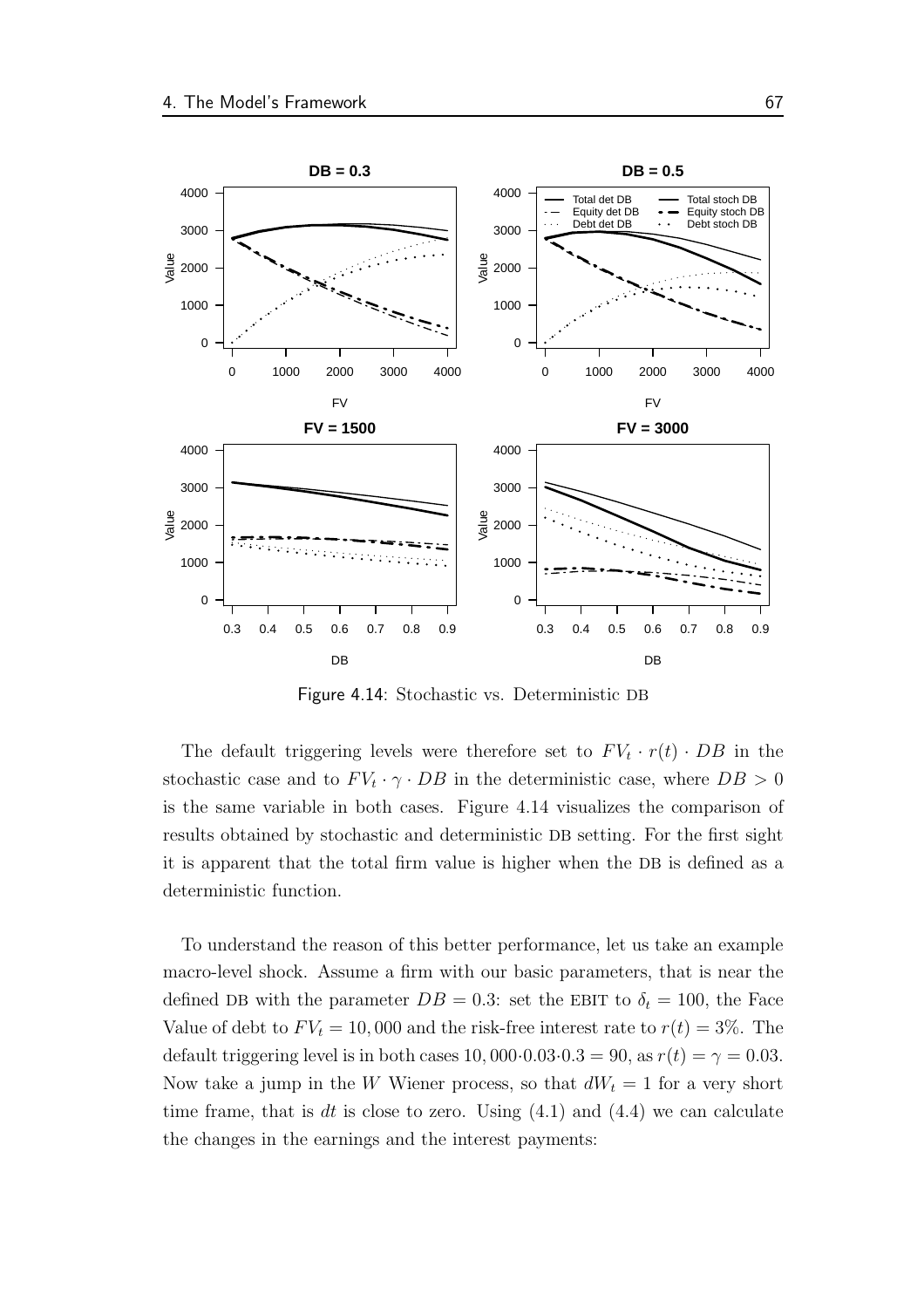Figure 4.14: Stochastic vs. Deterministic DB

The default triggering levels were therefore set to $FV_t \cdot r(t) \cdot DB$ in the stochastic case and to $FV_t \cdot \gamma \cdot DB$ in the deterministic case, where $DB > 0$ is the same variable in both cases. Figure 4.14 visualizes the comparison of results obtained by stochastic and deterministic DB setting. For the first sight it is apparent that the total firm value is higher when the DB is defined as a deterministic function.

To understand the reason of this better performance, let us take an example macro-level shock. Assume a firm with our basic parameters, that is near the defined DB with the parameter $DB = 0.3$: set the EBIT to $\delta_t = 100$, the Face Value of debt to $FV_t = 10,000$ and the risk-free interest rate to $r(t) = 3\%$. The default triggering level is in both cases $10,000 \cdot 0.03 \cdot 0.3 = 90$, as $r(t) = \gamma = 0.03$. Now take a jump in the $W$ Wiener process, so that $dW_t = 1$ for a very short time frame, that is $dt$ is close to zero. Using (4.1) and (4.4) we can calculate the changes in the earnings and the interest payments: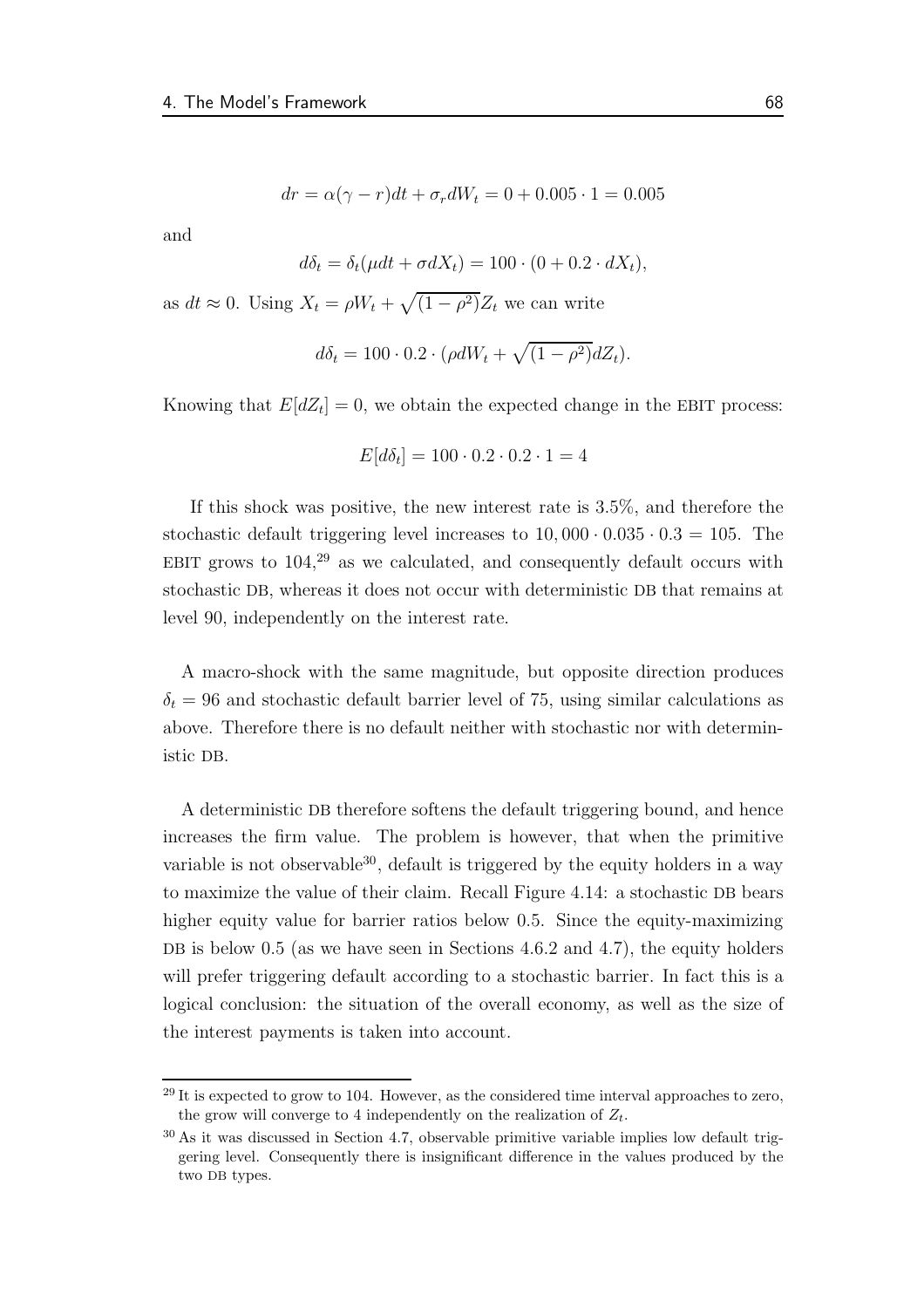$$dr = \alpha(\gamma - r)dt + \sigma_r dW_t = 0 + 0.005 \cdot 1 = 0.005$$

and

$$d\delta_t = \delta_t(\mu dt + \sigma dX_t) = 100 \cdot (0 + 0.2 \cdot dX_t),$$

as $dt \approx 0$. Using $X_t = \rho W_t + \sqrt{(1-\rho^2)} Z_t$ we can write

$$d\delta_t = 100 \cdot 0.2 \cdot (\rho dW_t + \sqrt{(1-\rho^2)} dZ_t).$$

Knowing that $E[dZ_t] = 0$, we obtain the expected change in the EBIT process:

$$E[d\delta_t] = 100 \cdot 0.2 \cdot 0.2 \cdot 1 = 4$$

If this shock was positive, the new interest rate is 3.5%, and therefore the stochastic default triggering level increases to $10,000 \cdot 0.035 \cdot 0.3 = 105$. The EBIT grows to 104,[29] as we calculated, and consequently default occurs with stochastic DB, whereas it does not occur with deterministic DB that remains at level 90, independently on the interest rate.

A macro-shock with the same magnitude, but opposite direction produces $\delta_t = 96$ and stochastic default barrier level of 75, using similar calculations as above. Therefore there is no default neither with stochastic nor with deterministic DB.

A deterministic DB therefore softens the default triggering bound, and hence increases the firm value. The problem is however, that when the primitive variable is not observable[30], default is triggered by the equity holders in a way to maximize the value of their claim. Recall Figure 4.14: a stochastic DB bears higher equity value for barrier ratios below 0.5. Since the equity-maximizing DB is below 0.5 (as we have seen in Sections 4.6.2 and 4.7), the equity holders will prefer triggering default according to a stochastic barrier. In fact this is a logical conclusion: the situation of the overall economy, as well as the size of the interest payments is taken into account.

[29] It is expected to grow to 104. However, as the considered time interval approaches to zero, the grow will converge to 4 independently on the realization of $Z_t$.

[30] As it was discussed in Section 4.7, observable primitive variable implies low default triggering level. Consequently there is insignificant difference in the values produced by the two DB types.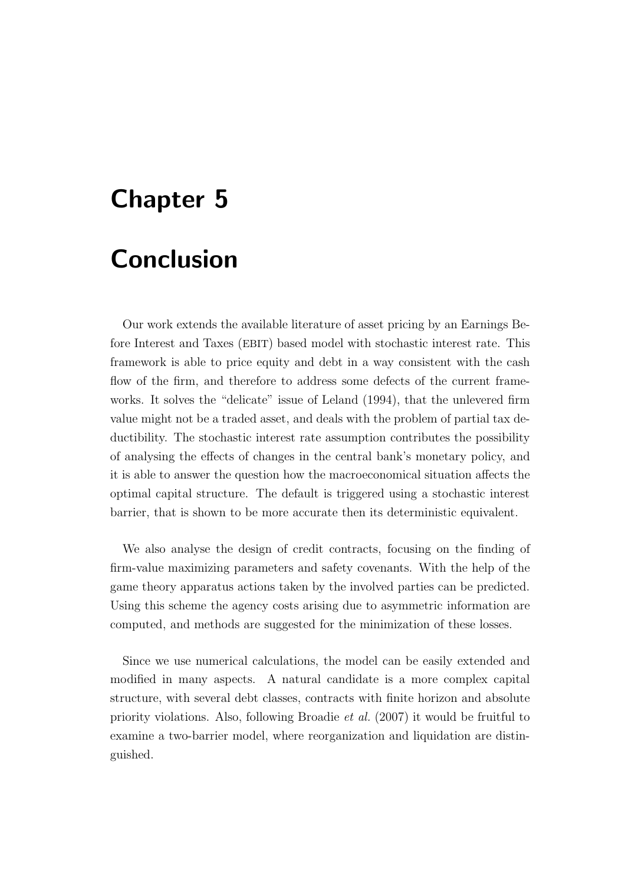# Chapter 5

# Conclusion

Our work extends the available literature of asset pricing by an Earnings Before Interest and Taxes (EBIT) based model with stochastic interest rate. This framework is able to price equity and debt in a way consistent with the cash flow of the firm, and therefore to address some defects of the current frameworks. It solves the "delicate" issue of Leland (1994), that the unlevered firm value might not be a traded asset, and deals with the problem of partial tax deductibility. The stochastic interest rate assumption contributes the possibility of analysing the effects of changes in the central bank's monetary policy, and it is able to answer the question how the macroeconomical situation affects the optimal capital structure. The default is triggered using a stochastic interest barrier, that is shown to be more accurate then its deterministic equivalent.

We also analyse the design of credit contracts, focusing on the finding of firm-value maximizing parameters and safety covenants. With the help of the game theory apparatus actions taken by the involved parties can be predicted. Using this scheme the agency costs arising due to asymmetric information are computed, and methods are suggested for the minimization of these losses.

Since we use numerical calculations, the model can be easily extended and modified in many aspects. A natural candidate is a more complex capital structure, with several debt classes, contracts with finite horizon and absolute priority violations. Also, following Broadie *et al.* (2007) it would be fruitful to examine a two-barrier model, where reorganization and liquidation are distinguished.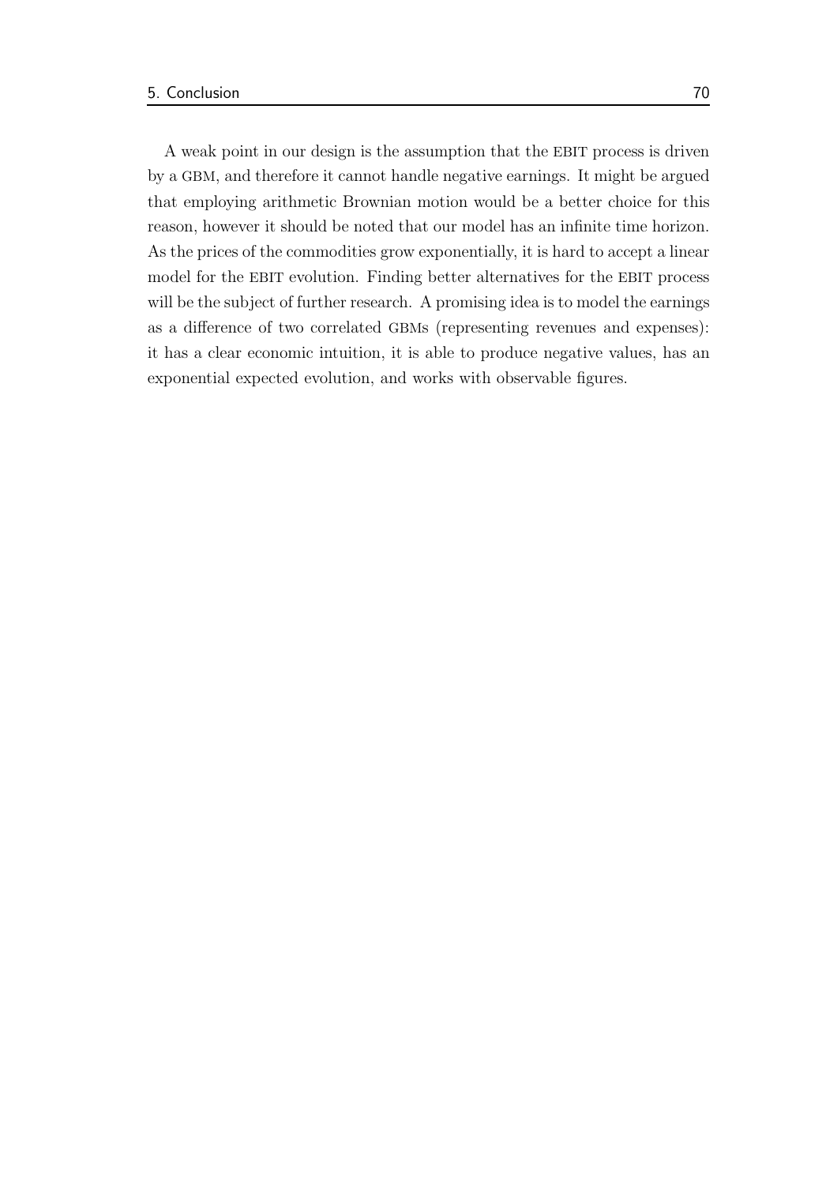A weak point in our design is the assumption that the EBIT process is driven by a GBM, and therefore it cannot handle negative earnings. It might be argued that employing arithmetic Brownian motion would be a better choice for this reason, however it should be noted that our model has an infinite time horizon. As the prices of the commodities grow exponentially, it is hard to accept a linear model for the EBIT evolution. Finding better alternatives for the EBIT process will be the subject of further research. A promising idea is to model the earnings as a difference of two correlated GBMs (representing revenues and expenses): it has a clear economic intuition, it is able to produce negative values, has an exponential expected evolution, and works with observable figures.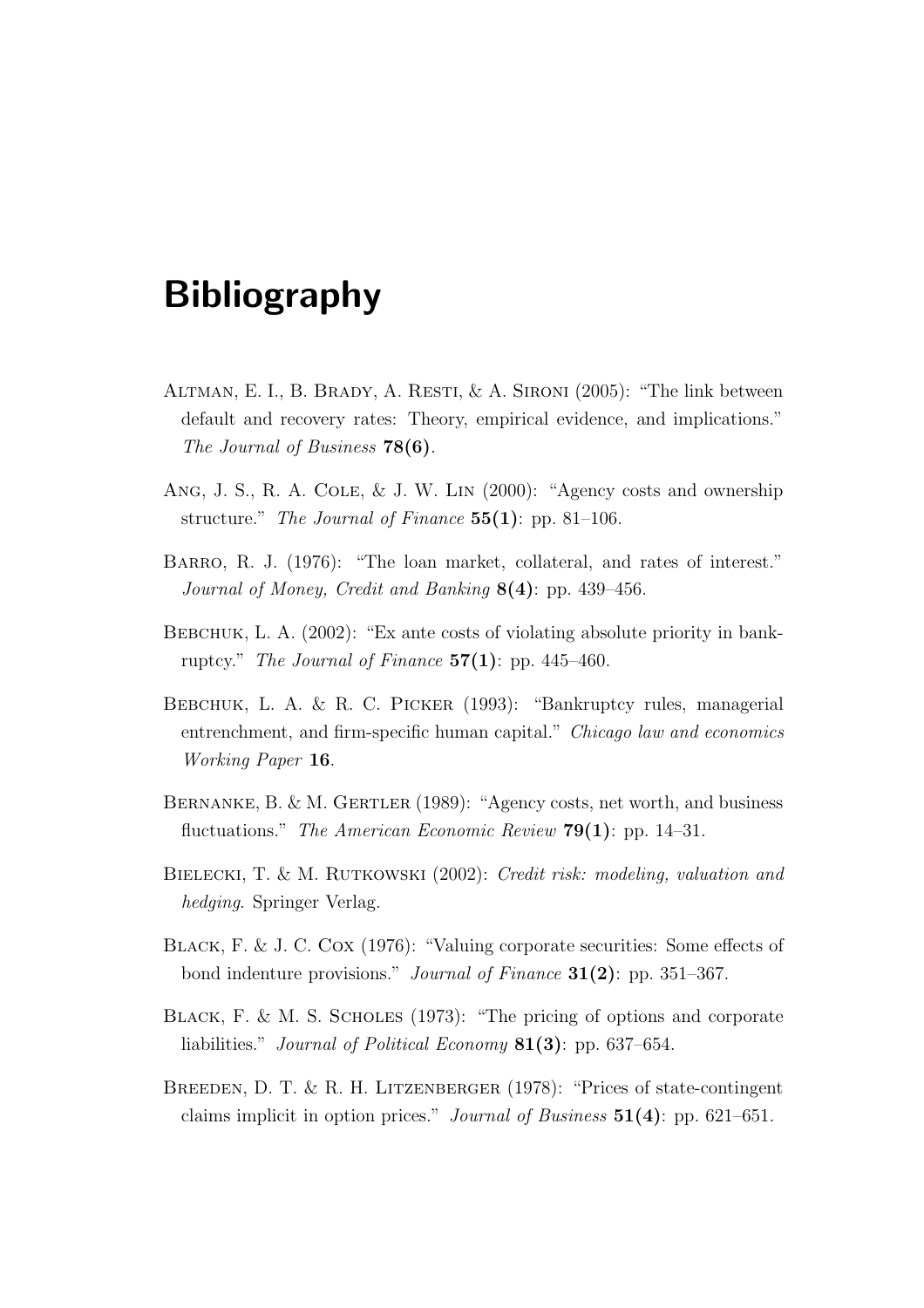# Bibliography

Altman, E. I., B. Brady, A. Resti, & A. Sironi (2005): "The link between default and recovery rates: Theory, empirical evidence, and implications." *The Journal of Business* **78(6)**.

Ang, J. S., R. A. Cole, & J. W. Lin (2000): "Agency costs and ownership structure." *The Journal of Finance* **55(1)**: pp. 81–106.

Barro, R. J. (1976): "The loan market, collateral, and rates of interest." *Journal of Money, Credit and Banking* **8(4)**: pp. 439–456.

Bebchuk, L. A. (2002): "Ex ante costs of violating absolute priority in bankruptcy." *The Journal of Finance* **57(1)**: pp. 445–460.

Bebchuk, L. A. & R. C. Picker (1993): "Bankruptcy rules, managerial entrenchment, and firm-specific human capital." *Chicago law and economics Working Paper* **16**.

Bernanke, B. & M. Gertler (1989): "Agency costs, net worth, and business fluctuations." *The American Economic Review* **79(1)**: pp. 14–31.

Bielecki, T. & M. Rutkowski (2002): *Credit risk: modeling, valuation and hedging*. Springer Verlag.

Black, F. & J. C. Cox (1976): "Valuing corporate securities: Some effects of bond indenture provisions." *Journal of Finance* **31(2)**: pp. 351–367.

Black, F. & M. S. Scholes (1973): "The pricing of options and corporate liabilities." *Journal of Political Economy* **81(3)**: pp. 637–654.

Breeden, D. T. & R. H. Litzenberger (1978): "Prices of state-contingent claims implicit in option prices." *Journal of Business* **51(4)**: pp. 621–651.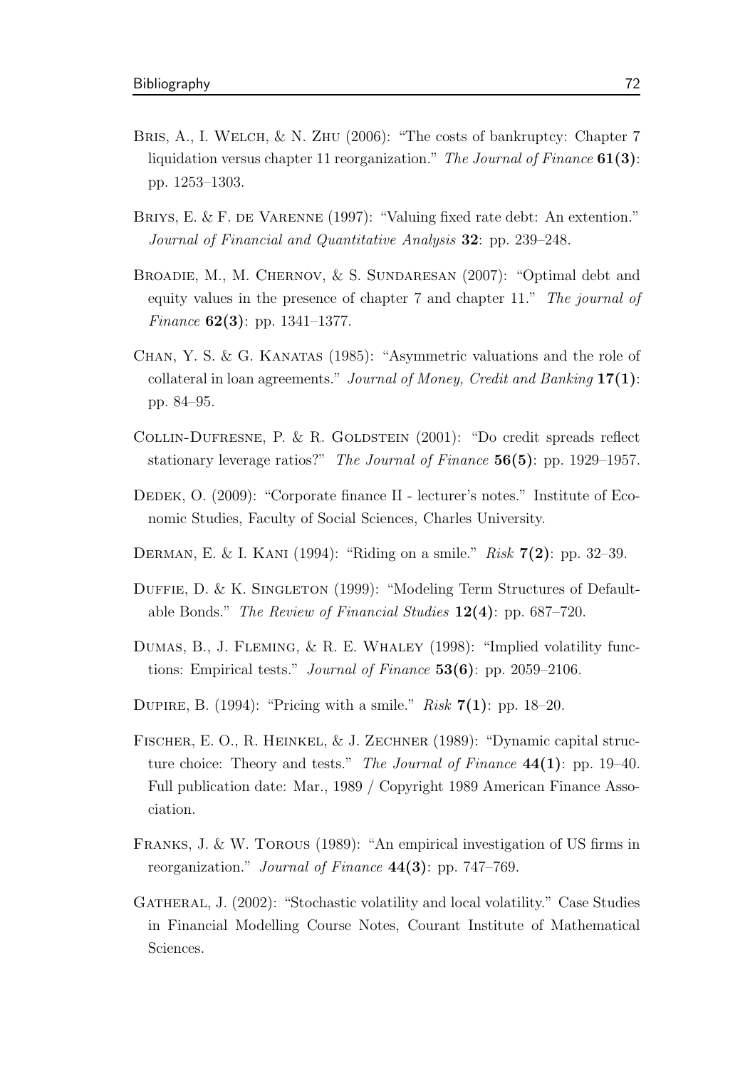Bris, A., I. Welch, & N. Zhu (2006): "The costs of bankruptcy: Chapter 7 liquidation versus chapter 11 reorganization." *The Journal of Finance* **61(3)**: pp. 1253–1303.

Briys, E. & F. de Varenne (1997): "Valuing fixed rate debt: An extention." *Journal of Financial and Quantitative Analysis* **32**: pp. 239–248.

Broadie, M., M. Chernov, & S. Sundaresan (2007): "Optimal debt and equity values in the presence of chapter 7 and chapter 11." *The journal of Finance* **62(3)**: pp. 1341–1377.

Chan, Y. S. & G. Kanatas (1985): "Asymmetric valuations and the role of collateral in loan agreements." *Journal of Money, Credit and Banking* **17(1)**: pp. 84–95.

Collin-Dufresne, P. & R. Goldstein (2001): "Do credit spreads reflect stationary leverage ratios?" *The Journal of Finance* **56(5)**: pp. 1929–1957.

Dedek, O. (2009): "Corporate finance II - lecturer's notes." Institute of Economic Studies, Faculty of Social Sciences, Charles University.

Derman, E. & I. Kani (1994): "Riding on a smile." *Risk* **7(2)**: pp. 32–39.

Duffie, D. & K. Singleton (1999): "Modeling Term Structures of Defaultable Bonds." *The Review of Financial Studies* **12(4)**: pp. 687–720.

Dumas, B., J. Fleming, & R. E. Whaley (1998): "Implied volatility functions: Empirical tests." *Journal of Finance* **53(6)**: pp. 2059–2106.

Dupire, B. (1994): "Pricing with a smile." *Risk* **7(1)**: pp. 18–20.

Fischer, E. O., R. Heinkel, & J. Zechner (1989): "Dynamic capital structure choice: Theory and tests." *The Journal of Finance* **44(1)**: pp. 19–40. Full publication date: Mar., 1989 / Copyright 1989 American Finance Association.

Franks, J. & W. Torous (1989): "An empirical investigation of US firms in reorganization." *Journal of Finance* **44(3)**: pp. 747–769.

Gatheral, J. (2002): "Stochastic volatility and local volatility." Case Studies in Financial Modelling Course Notes, Courant Institute of Mathematical Sciences.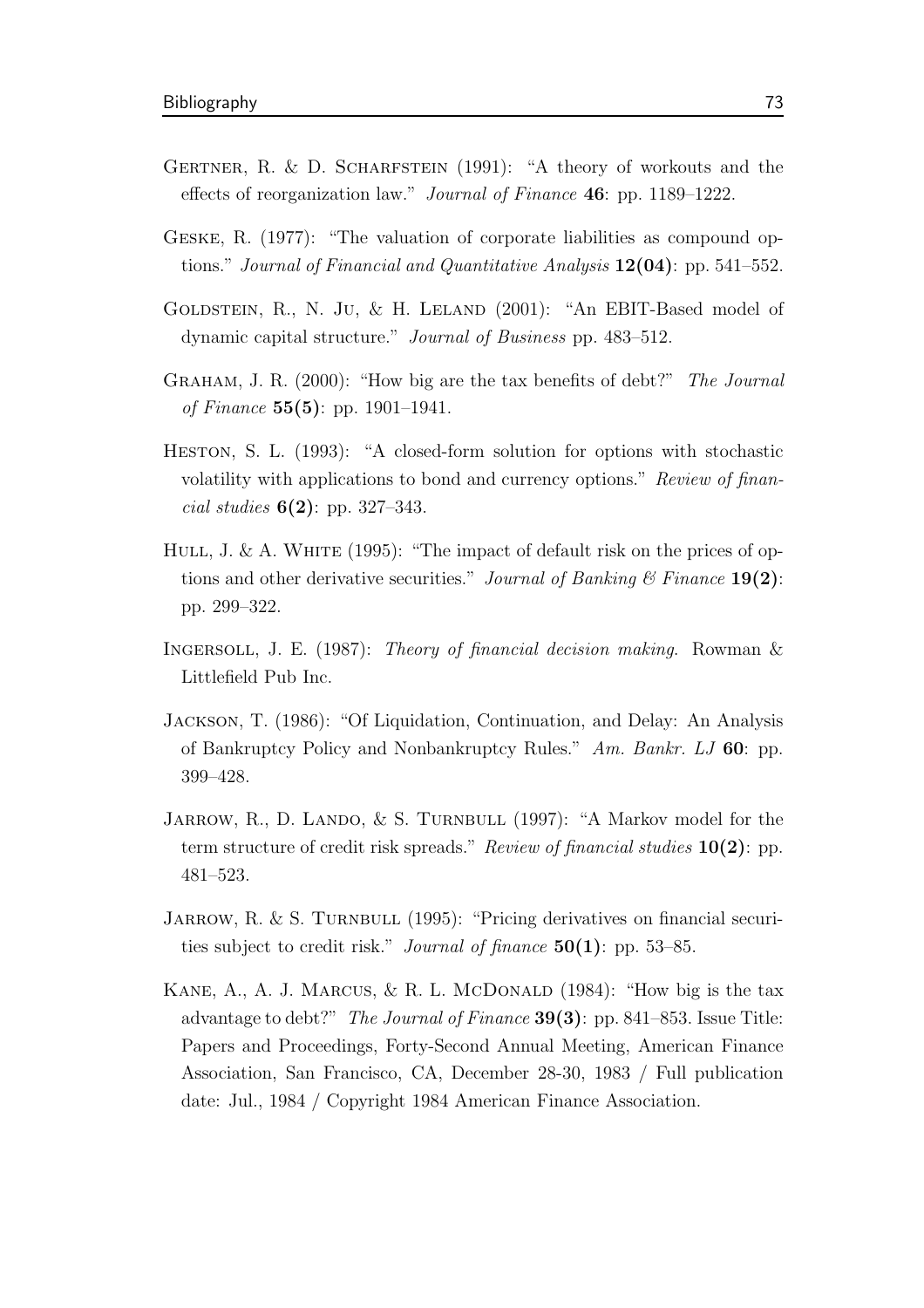Gertner, R. & D. Scharfstein (1991): "A theory of workouts and the effects of reorganization law." *Journal of Finance* **46**: pp. 1189–1222.

Geske, R. (1977): "The valuation of corporate liabilities as compound options." *Journal of Financial and Quantitative Analysis* **12(04)**: pp. 541–552.

Goldstein, R., N. Ju, & H. Leland (2001): "An EBIT-Based model of dynamic capital structure." *Journal of Business* pp. 483–512.

Graham, J. R. (2000): "How big are the tax benefits of debt?" *The Journal of Finance* **55(5)**: pp. 1901–1941.

Heston, S. L. (1993): "A closed-form solution for options with stochastic volatility with applications to bond and currency options." *Review of financial studies* **6(2)**: pp. 327–343.

Hull, J. & A. White (1995): "The impact of default risk on the prices of options and other derivative securities." *Journal of Banking & Finance* **19(2)**: pp. 299–322.

Ingersoll, J. E. (1987): *Theory of financial decision making*. Rowman & Littlefield Pub Inc.

Jackson, T. (1986): "Of Liquidation, Continuation, and Delay: An Analysis of Bankruptcy Policy and Nonbankruptcy Rules." *Am. Bankr. LJ* **60**: pp. 399–428.

Jarrow, R., D. Lando, & S. Turnbull (1997): "A Markov model for the term structure of credit risk spreads." *Review of financial studies* **10(2)**: pp. 481–523.

Jarrow, R. & S. Turnbull (1995): "Pricing derivatives on financial securities subject to credit risk." *Journal of finance* **50(1)**: pp. 53–85.

Kane, A., A. J. Marcus, & R. L. McDonald (1984): "How big is the tax advantage to debt?" *The Journal of Finance* **39(3)**: pp. 841–853. Issue Title: Papers and Proceedings, Forty-Second Annual Meeting, American Finance Association, San Francisco, CA, December 28-30, 1983 / Full publication date: Jul., 1984 / Copyright 1984 American Finance Association.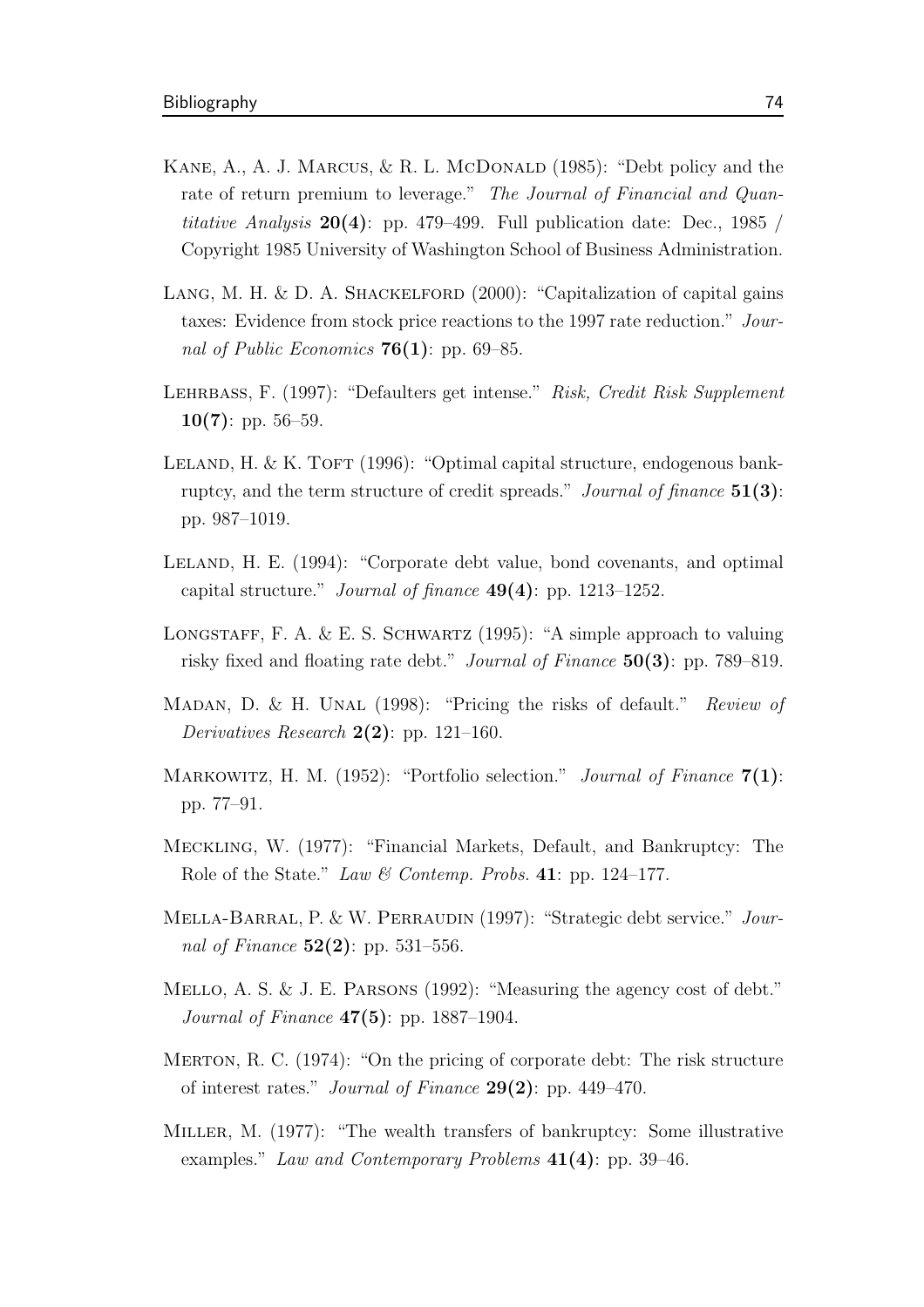Kane, A., A. J. Marcus, & R. L. McDonald (1985): "Debt policy and the rate of return premium to leverage." *The Journal of Financial and Quantitative Analysis* **20(4)**: pp. 479–499. Full publication date: Dec., 1985 / Copyright 1985 University of Washington School of Business Administration.

Lang, M. H. & D. A. Shackelford (2000): "Capitalization of capital gains taxes: Evidence from stock price reactions to the 1997 rate reduction." *Journal of Public Economics* **76(1)**: pp. 69–85.

Lehrbass, F. (1997): "Defaulters get intense." *Risk, Credit Risk Supplement* **10(7)**: pp. 56–59.

Leland, H. & K. Toft (1996): "Optimal capital structure, endogenous bankruptcy, and the term structure of credit spreads." *Journal of finance* **51(3)**: pp. 987–1019.

Leland, H. E. (1994): "Corporate debt value, bond covenants, and optimal capital structure." *Journal of finance* **49(4)**: pp. 1213–1252.

Longstaff, F. A. & E. S. Schwartz (1995): "A simple approach to valuing risky fixed and floating rate debt." *Journal of Finance* **50(3)**: pp. 789–819.

Madan, D. & H. Unal (1998): "Pricing the risks of default." *Review of Derivatives Research* **2(2)**: pp. 121–160.

Markowitz, H. M. (1952): "Portfolio selection." *Journal of Finance* **7(1)**: pp. 77–91.

Meckling, W. (1977): "Financial Markets, Default, and Bankruptcy: The Role of the State." *Law & Contemp. Probs.* **41**: pp. 124–177.

Mella-Barral, P. & W. Perraudin (1997): "Strategic debt service." *Journal of Finance* **52(2)**: pp. 531–556.

Mello, A. S. & J. E. Parsons (1992): "Measuring the agency cost of debt." *Journal of Finance* **47(5)**: pp. 1887–1904.

Merton, R. C. (1974): "On the pricing of corporate debt: The risk structure of interest rates." *Journal of Finance* **29(2)**: pp. 449–470.

Miller, M. (1977): "The wealth transfers of bankruptcy: Some illustrative examples." *Law and Contemporary Problems* **41(4)**: pp. 39–46.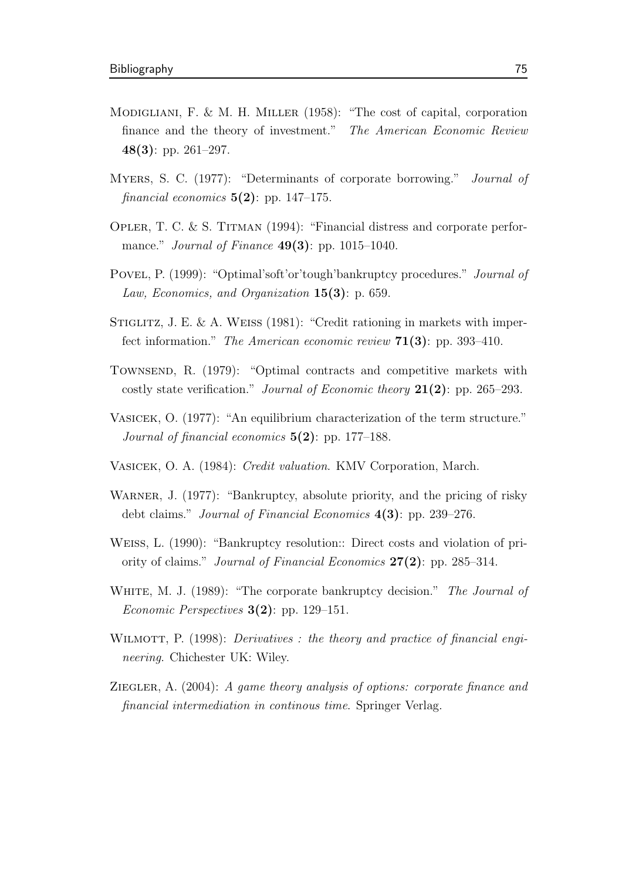Modigliani, F. & M. H. Miller (1958): "The cost of capital, corporation finance and the theory of investment." *The American Economic Review* **48(3)**: pp. 261–297.

Myers, S. C. (1977): "Determinants of corporate borrowing." *Journal of financial economics* **5(2)**: pp. 147–175.

Opler, T. C. & S. Titman (1994): "Financial distress and corporate performance." *Journal of Finance* **49(3)**: pp. 1015–1040.

Povel, P. (1999): "Optimal'soft'or'tough'bankruptcy procedures." *Journal of Law, Economics, and Organization* **15(3)**: p. 659.

Stiglitz, J. E. & A. Weiss (1981): "Credit rationing in markets with imperfect information." *The American economic review* **71(3)**: pp. 393–410.

Townsend, R. (1979): "Optimal contracts and competitive markets with costly state verification." *Journal of Economic theory* **21(2)**: pp. 265–293.

Vasicek, O. (1977): "An equilibrium characterization of the term structure." *Journal of financial economics* **5(2)**: pp. 177–188.

Vasicek, O. A. (1984): *Credit valuation*. KMV Corporation, March.

Warner, J. (1977): "Bankruptcy, absolute priority, and the pricing of risky debt claims." *Journal of Financial Economics* **4(3)**: pp. 239–276.

Weiss, L. (1990): "Bankruptcy resolution:: Direct costs and violation of priority of claims." *Journal of Financial Economics* **27(2)**: pp. 285–314.

White, M. J. (1989): "The corporate bankruptcy decision." *The Journal of Economic Perspectives* **3(2)**: pp. 129–151.

Wilmott, P. (1998): *Derivatives : the theory and practice of financial engineering*. Chichester UK: Wiley.

Ziegler, A. (2004): *A game theory analysis of options: corporate finance and financial intermediation in continous time*. Springer Verlag.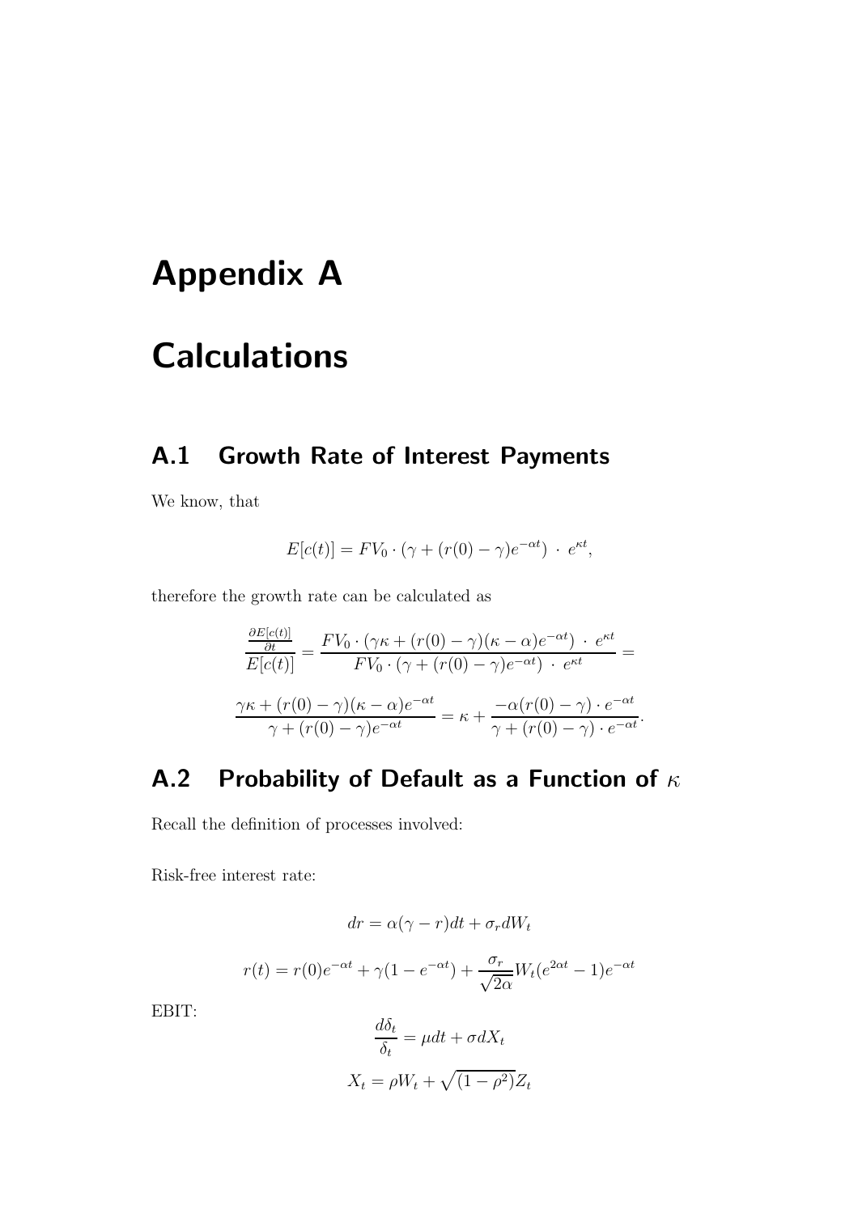# Appendix A

# Calculations

## A.1 Growth Rate of Interest Payments

We know, that

$$E[c(t)] = FV_0 \cdot (\gamma + (r(0) - \gamma)e^{-\alpha t}) \cdot e^{\kappa t},$$

therefore the growth rate can be calculated as

$$\frac{\frac{\partial E[c(t)]}{\partial t}}{E[c(t)]} = \frac{FV_0 \cdot (\gamma\kappa + (r(0) - \gamma)(\kappa - \alpha)e^{-\alpha t}) \cdot e^{\kappa t}}{FV_0 \cdot (\gamma + (r(0) - \gamma)e^{-\alpha t}) \cdot e^{\kappa t}} =$$

$$\frac{\gamma\kappa + (r(0) - \gamma)(\kappa - \alpha)e^{-\alpha t}}{\gamma + (r(0) - \gamma)e^{-\alpha t}} = \kappa + \frac{-\alpha(r(0) - \gamma) \cdot e^{-\alpha t}}{\gamma + (r(0) - \gamma) \cdot e^{-\alpha t}}.$$

## A.2 Probability of Default as a Function of $\kappa$

Recall the definition of processes involved:

Risk-free interest rate:

$$dr = \alpha(\gamma - r)dt + \sigma_r dW_t$$

$$r(t) = r(0)e^{-\alpha t} + \gamma(1 - e^{-\alpha t}) + \frac{\sigma_r}{\sqrt{2\alpha}} W_t(e^{2\alpha t} - 1)e^{-\alpha t}$$

EBIT:

$$\frac{d\delta_t}{\delta_t} = \mu dt + \sigma dX_t$$

$$X_t = \rho W_t + \sqrt{(1 - \rho^2)} Z_t$$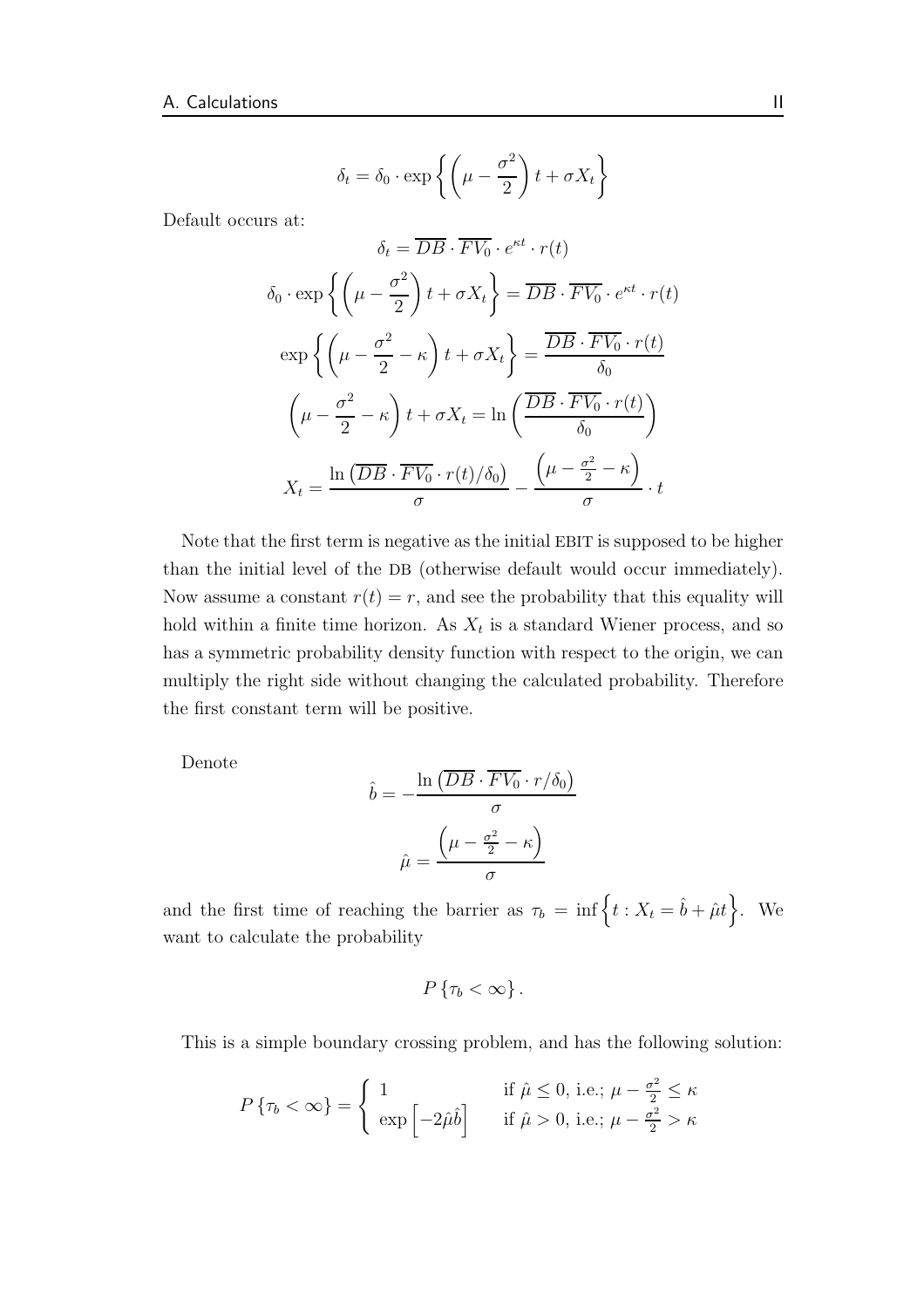$$\delta_t = \delta_0 \cdot \exp\left\{ \left( \mu - \frac{\sigma^2}{2} \right) t + \sigma X_t \right\}$$

Default occurs at:

$$\delta_t = \overline{DB} \cdot \overline{FV_0} \cdot e^{\kappa t} \cdot r(t)$$

$$\delta_0 \cdot \exp\left\{ \left( \mu - \frac{\sigma^2}{2} \right) t + \sigma X_t \right\} = \overline{DB} \cdot \overline{FV_0} \cdot e^{\kappa t} \cdot r(t)$$

$$\exp\left\{ \left( \mu - \frac{\sigma^2}{2} - \kappa \right) t + \sigma X_t \right\} = \frac{\overline{DB} \cdot \overline{FV_0} \cdot r(t)}{\delta_0}$$

$$\left( \mu - \frac{\sigma^2}{2} - \kappa \right) t + \sigma X_t = \ln\left( \frac{\overline{DB} \cdot \overline{FV_0} \cdot r(t)}{\delta_0} \right)$$

$$X_t = \frac{\ln\left( \overline{DB} \cdot \overline{FV_0} \cdot r(t) / \delta_0 \right)}{\sigma} - \frac{\left( \mu - \frac{\sigma^2}{2} - \kappa \right)}{\sigma} \cdot t$$

Note that the first term is negative as the initial EBIT is supposed to be higher than the initial level of the DB (otherwise default would occur immediately). Now assume a constant $r(t) = r$, and see the probability that this equality will hold within a finite time horizon. As $X_t$ is a standard Wiener process, and so has a symmetric probability density function with respect to the origin, we can multiply the right side without changing the calculated probability. Therefore the first constant term will be positive.

Denote

$$\hat{b} = -\frac{\ln\left( \overline{DB} \cdot \overline{FV_0} \cdot r / \delta_0 \right)}{\sigma}$$

$$\hat{\mu} = \frac{\left( \mu - \frac{\sigma^2}{2} - \kappa \right)}{\sigma}$$

and the first time of reaching the barrier as $\tau_b = \inf\left\{ t : X_t = \hat{b} + \hat{\mu} t \right\}$. We want to calculate the probability

$$P\left\{ \tau_b < \infty \right\}.$$

This is a simple boundary crossing problem, and has the following solution:

$$P\left\{ \tau_b < \infty \right\} = \begin{cases} 1 & \text{if } \hat{\mu} \leq 0, \text{ i.e.; } \mu - \frac{\sigma^2}{2} \leq \kappa \\ \exp\left[ -2\hat{\mu}\hat{b} \right] & \text{if } \hat{\mu} > 0, \text{ i.e.; } \mu - \frac{\sigma^2}{2} > \kappa \end{cases}$$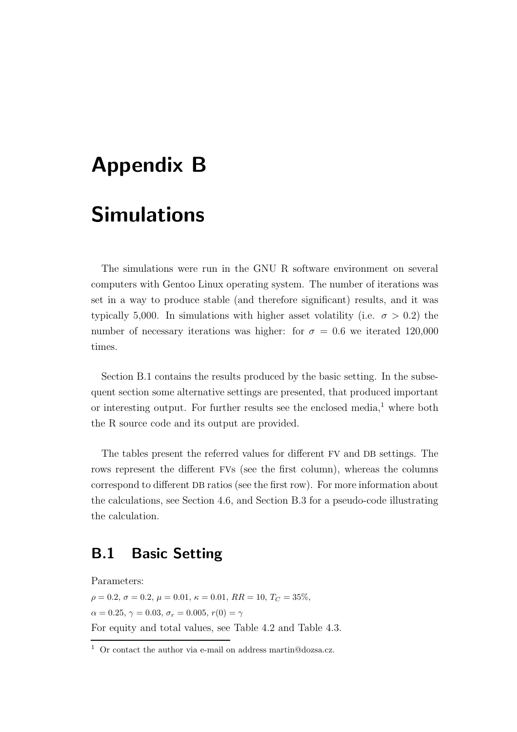# Appendix B

# Simulations

The simulations were run in the GNU R software environment on several computers with Gentoo Linux operating system. The number of iterations was set in a way to produce stable (and therefore significant) results, and it was typically 5,000. In simulations with higher asset volatility (i.e. $\sigma > 0.2$) the number of necessary iterations was higher: for $\sigma = 0.6$ we iterated 120,000 times.

Section B.1 contains the results produced by the basic setting. In the subsequent section some alternative settings are presented, that produced important or interesting output. For further results see the enclosed media,[1] where both the R source code and its output are provided.

The tables present the referred values for different FV and DB settings. The rows represent the different FVs (see the first column), whereas the columns correspond to different DB ratios (see the first row). For more information about the calculations, see Section 4.6, and Section B.3 for a pseudo-code illustrating the calculation.

## B.1 Basic Setting

Parameters:

$\rho = 0.2$, $\sigma = 0.2$, $\mu = 0.01$, $\kappa = 0.01$, $RR = 10$, $T_C = 35\%$,

$\alpha = 0.25$, $\gamma = 0.03$, $\sigma_r = 0.005$, $r(0) = \gamma$

For equity and total values, see Table 4.2 and Table 4.3.

[1] Or contact the author via e-mail on address martin@dozsa.cz.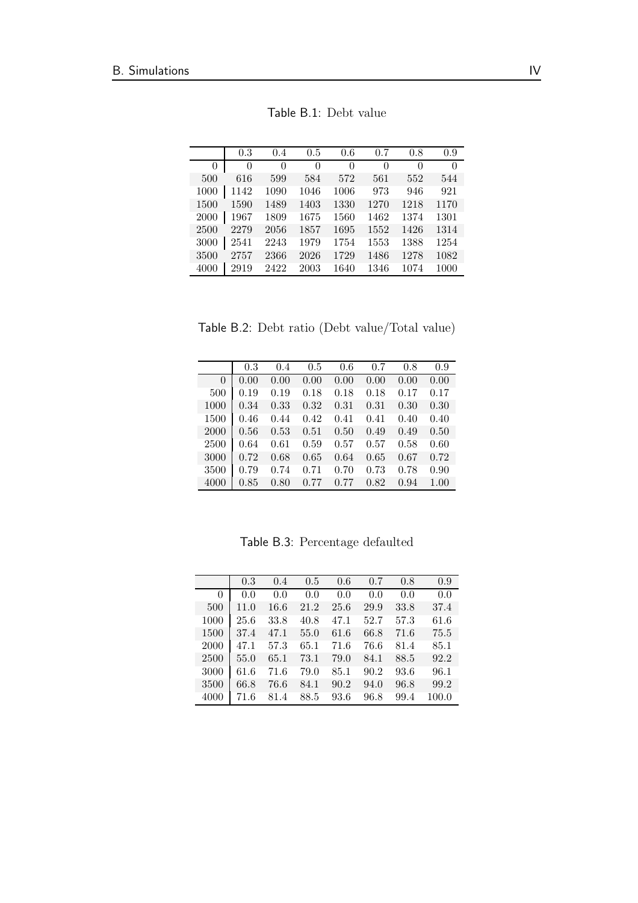Table B.1: Debt value

| | 0.3 | 0.4 | 0.5 | 0.6 | 0.7 | 0.8 | 0.9 |
|---|---|---|---|---|---|---|---|
| 0 | 0 | 0 | 0 | 0 | 0 | 0 | 0 |
| 500 | 616 | 599 | 584 | 572 | 561 | 552 | 544 |
| 1000 | 1142 | 1090 | 1046 | 1006 | 973 | 946 | 921 |
| 1500 | 1590 | 1489 | 1403 | 1330 | 1270 | 1218 | 1170 |
| 2000 | 1967 | 1809 | 1675 | 1560 | 1462 | 1374 | 1301 |
| 2500 | 2279 | 2056 | 1857 | 1695 | 1552 | 1426 | 1314 |
| 3000 | 2541 | 2243 | 1979 | 1754 | 1553 | 1388 | 1254 |
| 3500 | 2757 | 2366 | 2026 | 1729 | 1486 | 1278 | 1082 |
| 4000 | 2919 | 2422 | 2003 | 1640 | 1346 | 1074 | 1000 |

Table B.2: Debt ratio (Debt value/Total value)

| | 0.3 | 0.4 | 0.5 | 0.6 | 0.7 | 0.8 | 0.9 |
|---|---|---|---|---|---|---|---|
| 0 | 0.00 | 0.00 | 0.00 | 0.00 | 0.00 | 0.00 | 0.00 |
| 500 | 0.19 | 0.19 | 0.18 | 0.18 | 0.18 | 0.17 | 0.17 |
| 1000 | 0.34 | 0.33 | 0.32 | 0.31 | 0.31 | 0.30 | 0.30 |
| 1500 | 0.46 | 0.44 | 0.42 | 0.41 | 0.41 | 0.40 | 0.40 |
| 2000 | 0.56 | 0.53 | 0.51 | 0.50 | 0.49 | 0.49 | 0.50 |
| 2500 | 0.64 | 0.61 | 0.59 | 0.57 | 0.57 | 0.58 | 0.60 |
| 3000 | 0.72 | 0.68 | 0.65 | 0.64 | 0.65 | 0.67 | 0.72 |
| 3500 | 0.79 | 0.74 | 0.71 | 0.70 | 0.73 | 0.78 | 0.90 |
| 4000 | 0.85 | 0.80 | 0.77 | 0.77 | 0.82 | 0.94 | 1.00 |

Table B.3: Percentage defaulted

| | 0.3 | 0.4 | 0.5 | 0.6 | 0.7 | 0.8 | 0.9 |
|---|---|---|---|---|---|---|---|
| 0 | 0.0 | 0.0 | 0.0 | 0.0 | 0.0 | 0.0 | 0.0 |
| 500 | 11.0 | 16.6 | 21.2 | 25.6 | 29.9 | 33.8 | 37.4 |
| 1000 | 25.6 | 33.8 | 40.8 | 47.1 | 52.7 | 57.3 | 61.6 |
| 1500 | 37.4 | 47.1 | 55.0 | 61.6 | 66.8 | 71.6 | 75.5 |
| 2000 | 47.1 | 57.3 | 65.1 | 71.6 | 76.6 | 81.4 | 85.1 |
| 2500 | 55.0 | 65.1 | 73.1 | 79.0 | 84.1 | 88.5 | 92.2 |
| 3000 | 61.6 | 71.6 | 79.0 | 85.1 | 90.2 | 93.6 | 96.1 |
| 3500 | 66.8 | 76.6 | 84.1 | 90.2 | 94.0 | 96.8 | 99.2 |
| 4000 | 71.6 | 81.4 | 88.5 | 93.6 | 96.8 | 99.4 | 100.0 |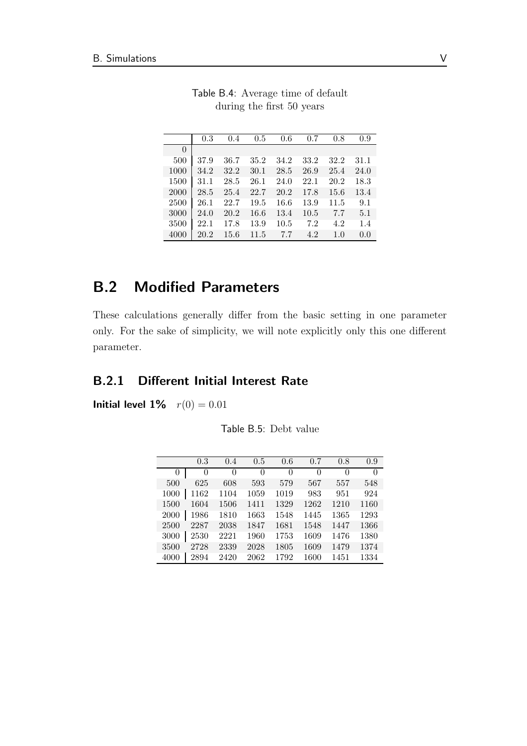Table B.4: Average time of default during the first 50 years

|  | 0.3 | 0.4 | 0.5 | 0.6 | 0.7 | 0.8 | 0.9 |
|---|---|---|---|---|---|---|---|
| 0 |  |  |  |  |  |  |  |
| 500 | 37.9 | 36.7 | 35.2 | 34.2 | 33.2 | 32.2 | 31.1 |
| 1000 | 34.2 | 32.2 | 30.1 | 28.5 | 26.9 | 25.4 | 24.0 |
| 1500 | 31.1 | 28.5 | 26.1 | 24.0 | 22.1 | 20.2 | 18.3 |
| 2000 | 28.5 | 25.4 | 22.7 | 20.2 | 17.8 | 15.6 | 13.4 |
| 2500 | 26.1 | 22.7 | 19.5 | 16.6 | 13.9 | 11.5 | 9.1 |
| 3000 | 24.0 | 20.2 | 16.6 | 13.4 | 10.5 | 7.7 | 5.1 |
| 3500 | 22.1 | 17.8 | 13.9 | 10.5 | 7.2 | 4.2 | 1.4 |
| 4000 | 20.2 | 15.6 | 11.5 | 7.7 | 4.2 | 1.0 | 0.0 |

## B.2 Modified Parameters

These calculations generally differ from the basic setting in one parameter only. For the sake of simplicity, we will note explicitly only this one different parameter.

### B.2.1 Different Initial Interest Rate

**Initial level 1%** $r(0) = 0.01$

Table B.5: Debt value

|  | 0.3 | 0.4 | 0.5 | 0.6 | 0.7 | 0.8 | 0.9 |
|---|---|---|---|---|---|---|---|
| 0 | 0 | 0 | 0 | 0 | 0 | 0 | 0 |
| 500 | 625 | 608 | 593 | 579 | 567 | 557 | 548 |
| 1000 | 1162 | 1104 | 1059 | 1019 | 983 | 951 | 924 |
| 1500 | 1604 | 1506 | 1411 | 1329 | 1262 | 1210 | 1160 |
| 2000 | 1986 | 1810 | 1663 | 1548 | 1445 | 1365 | 1293 |
| 2500 | 2287 | 2038 | 1847 | 1681 | 1548 | 1447 | 1366 |
| 3000 | 2530 | 2221 | 1960 | 1753 | 1609 | 1476 | 1380 |
| 3500 | 2728 | 2339 | 2028 | 1805 | 1609 | 1479 | 1374 |
| 4000 | 2894 | 2420 | 2062 | 1792 | 1600 | 1451 | 1334 |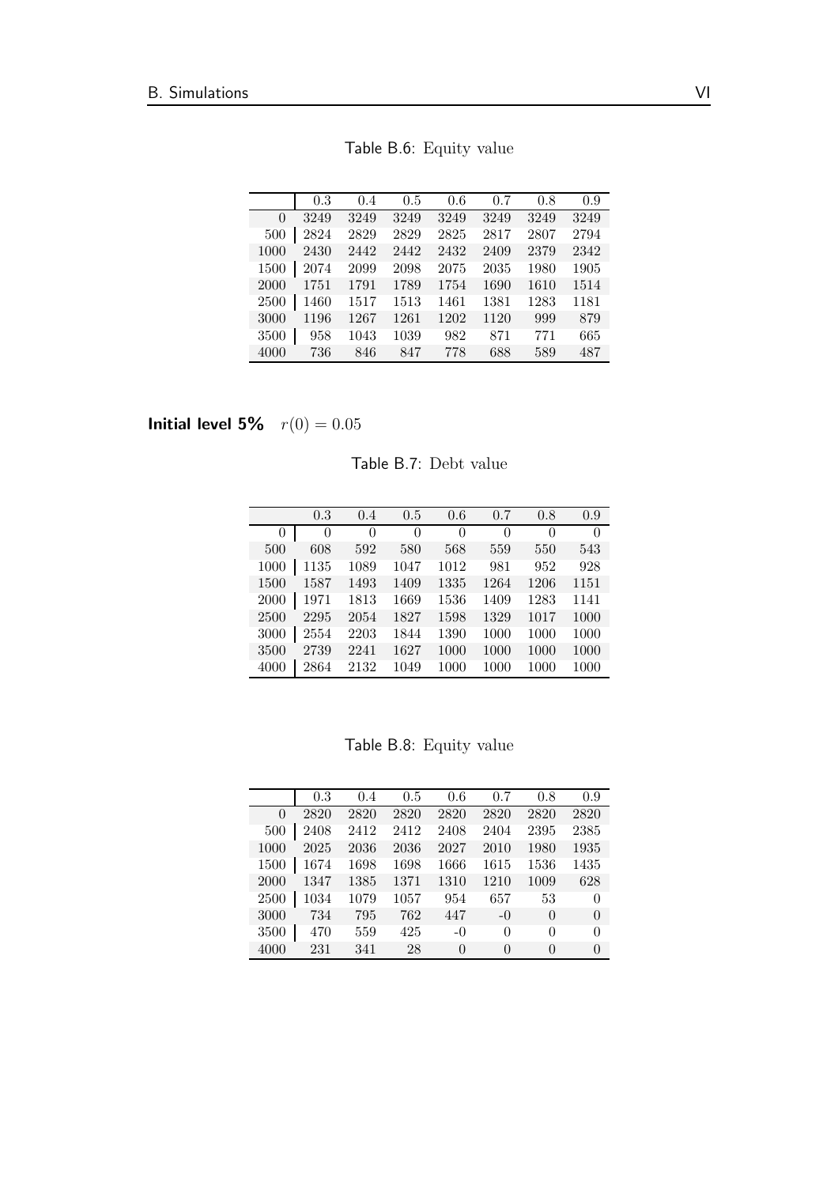Table B.6: Equity value

| | 0.3 | 0.4 | 0.5 | 0.6 | 0.7 | 0.8 | 0.9 |
|---|---|---|---|---|---|---|---|
| 0 | 3249 | 3249 | 3249 | 3249 | 3249 | 3249 | 3249 |
| 500 | 2824 | 2829 | 2829 | 2825 | 2817 | 2807 | 2794 |
| 1000 | 2430 | 2442 | 2442 | 2432 | 2409 | 2379 | 2342 |
| 1500 | 2074 | 2099 | 2098 | 2075 | 2035 | 1980 | 1905 |
| 2000 | 1751 | 1791 | 1789 | 1754 | 1690 | 1610 | 1514 |
| 2500 | 1460 | 1517 | 1513 | 1461 | 1381 | 1283 | 1181 |
| 3000 | 1196 | 1267 | 1261 | 1202 | 1120 | 999 | 879 |
| 3500 | 958 | 1043 | 1039 | 982 | 871 | 771 | 665 |
| 4000 | 736 | 846 | 847 | 778 | 688 | 589 | 487 |

**Initial level 5%** $r(0) = 0.05$

Table B.7: Debt value

| | 0.3 | 0.4 | 0.5 | 0.6 | 0.7 | 0.8 | 0.9 |
|---|---|---|---|---|---|---|---|
| 0 | 0 | 0 | 0 | 0 | 0 | 0 | 0 |
| 500 | 608 | 592 | 580 | 568 | 559 | 550 | 543 |
| 1000 | 1135 | 1089 | 1047 | 1012 | 981 | 952 | 928 |
| 1500 | 1587 | 1493 | 1409 | 1335 | 1264 | 1206 | 1151 |
| 2000 | 1971 | 1813 | 1669 | 1536 | 1409 | 1283 | 1141 |
| 2500 | 2295 | 2054 | 1827 | 1598 | 1329 | 1017 | 1000 |
| 3000 | 2554 | 2203 | 1844 | 1390 | 1000 | 1000 | 1000 |
| 3500 | 2739 | 2241 | 1627 | 1000 | 1000 | 1000 | 1000 |
| 4000 | 2864 | 2132 | 1049 | 1000 | 1000 | 1000 | 1000 |

Table B.8: Equity value

| | 0.3 | 0.4 | 0.5 | 0.6 | 0.7 | 0.8 | 0.9 |
|---|---|---|---|---|---|---|---|
| 0 | 2820 | 2820 | 2820 | 2820 | 2820 | 2820 | 2820 |
| 500 | 2408 | 2412 | 2412 | 2408 | 2404 | 2395 | 2385 |
| 1000 | 2025 | 2036 | 2036 | 2027 | 2010 | 1980 | 1935 |
| 1500 | 1674 | 1698 | 1698 | 1666 | 1615 | 1536 | 1435 |
| 2000 | 1347 | 1385 | 1371 | 1310 | 1210 | 1009 | 628 |
| 2500 | 1034 | 1079 | 1057 | 954 | 657 | 53 | 0 |
| 3000 | 734 | 795 | 762 | 447 | -0 | 0 | 0 |
| 3500 | 470 | 559 | 425 | -0 | 0 | 0 | 0 |
| 4000 | 231 | 341 | 28 | 0 | 0 | 0 | 0 |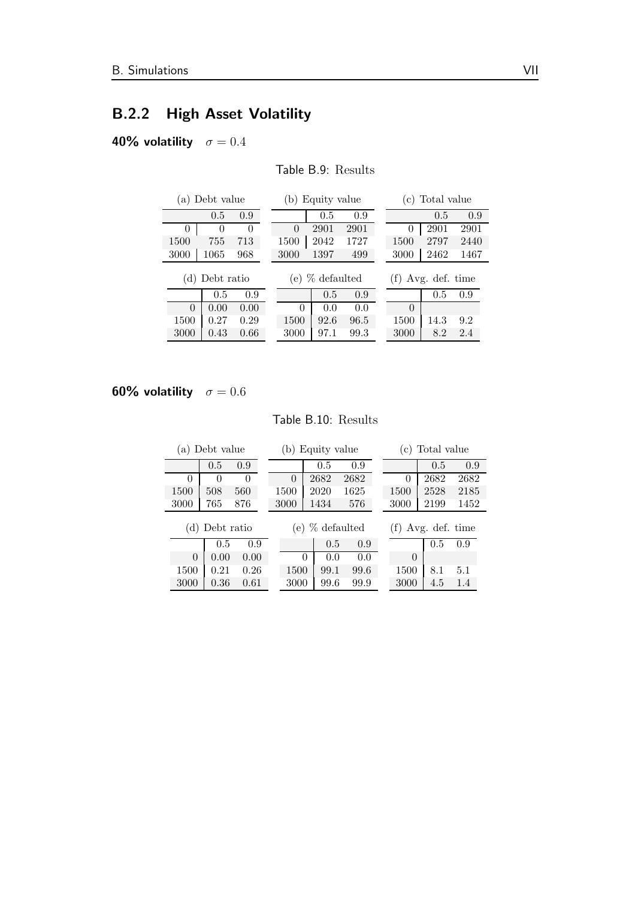## B.2.2 High Asset Volatility

**40% volatility** $\sigma = 0.4$

Table B.9: Results

(a) Debt value

| | 0.5 | 0.9 |
|---|---|---|
| 0 | 0 | 0 |
| 1500 | 755 | 713 |
| 3000 | 1065 | 968 |

(b) Equity value

| | 0.5 | 0.9 |
|---|---|---|
| 0 | 2901 | 2901 |
| 1500 | 2042 | 1727 |
| 3000 | 1397 | 499 |

(c) Total value

| | 0.5 | 0.9 |
|---|---|---|
| 0 | 2901 | 2901 |
| 1500 | 2797 | 2440 |
| 3000 | 2462 | 1467 |

(d) Debt ratio

| | 0.5 | 0.9 |
|---|---|---|
| 0 | 0.00 | 0.00 |
| 1500 | 0.27 | 0.29 |
| 3000 | 0.43 | 0.66 |

(e) % defaulted

| | 0.5 | 0.9 |
|---|---|---|
| 0 | 0.0 | 0.0 |
| 1500 | 92.6 | 96.5 |
| 3000 | 97.1 | 99.3 |

(f) Avg. def. time

| | 0.5 | 0.9 |
|---|---|---|
| 0 | | |
| 1500 | 14.3 | 9.2 |
| 3000 | 8.2 | 2.4 |

**60% volatility** $\sigma = 0.6$

Table B.10: Results

(a) Debt value

| | 0.5 | 0.9 |
|---|---|---|
| 0 | 0 | 0 |
| 1500 | 508 | 560 |
| 3000 | 765 | 876 |

(b) Equity value

| | 0.5 | 0.9 |
|---|---|---|
| 0 | 2682 | 2682 |
| 1500 | 2020 | 1625 |
| 3000 | 1434 | 576 |

(c) Total value

| | 0.5 | 0.9 |
|---|---|---|
| 0 | 2682 | 2682 |
| 1500 | 2528 | 2185 |
| 3000 | 2199 | 1452 |

(d) Debt ratio

| | 0.5 | 0.9 |
|---|---|---|
| 0 | 0.00 | 0.00 |
| 1500 | 0.21 | 0.26 |
| 3000 | 0.36 | 0.61 |

(e) % defaulted

| | 0.5 | 0.9 |
|---|---|---|
| 0 | 0.0 | 0.0 |
| 1500 | 99.1 | 99.6 |
| 3000 | 99.6 | 99.9 |

(f) Avg. def. time

| | 0.5 | 0.9 |
|---|---|---|
| 0 | | |
| 1500 | 8.1 | 5.1 |
| 3000 | 4.5 | 1.4 |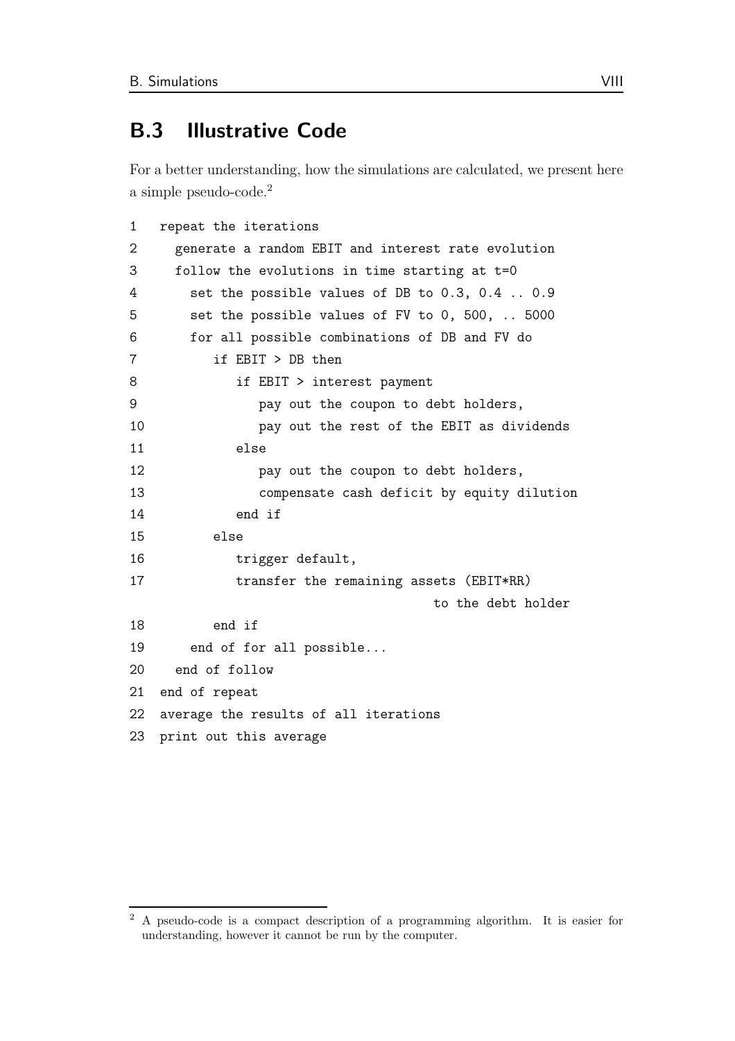## B.3 Illustrative Code

For a better understanding, how the simulations are calculated, we present here a simple pseudo-code.[2]

```
1  repeat the iterations
2    generate a random EBIT and interest rate evolution
3    follow the evolutions in time starting at t=0
4      set the possible values of DB to 0.3, 0.4 .. 0.9
5      set the possible values of FV to 0, 500, .. 5000
6      for all possible combinations of DB and FV do
7         if EBIT > DB then
8            if EBIT > interest payment
9               pay out the coupon to debt holders,
10              pay out the rest of the EBIT as dividends
11           else
12              pay out the coupon to debt holders,
13              compensate cash deficit by equity dilution
14           end if
15        else
16           trigger default,
17           transfer the remaining assets (EBIT*RR)
                                        to the debt holder
18        end if
19     end of for all possible...
20   end of follow
21 end of repeat
22 average the results of all iterations
23 print out this average
```

[2] A pseudo-code is a compact description of a programming algorithm. It is easier for understanding, however it cannot be run by the computer.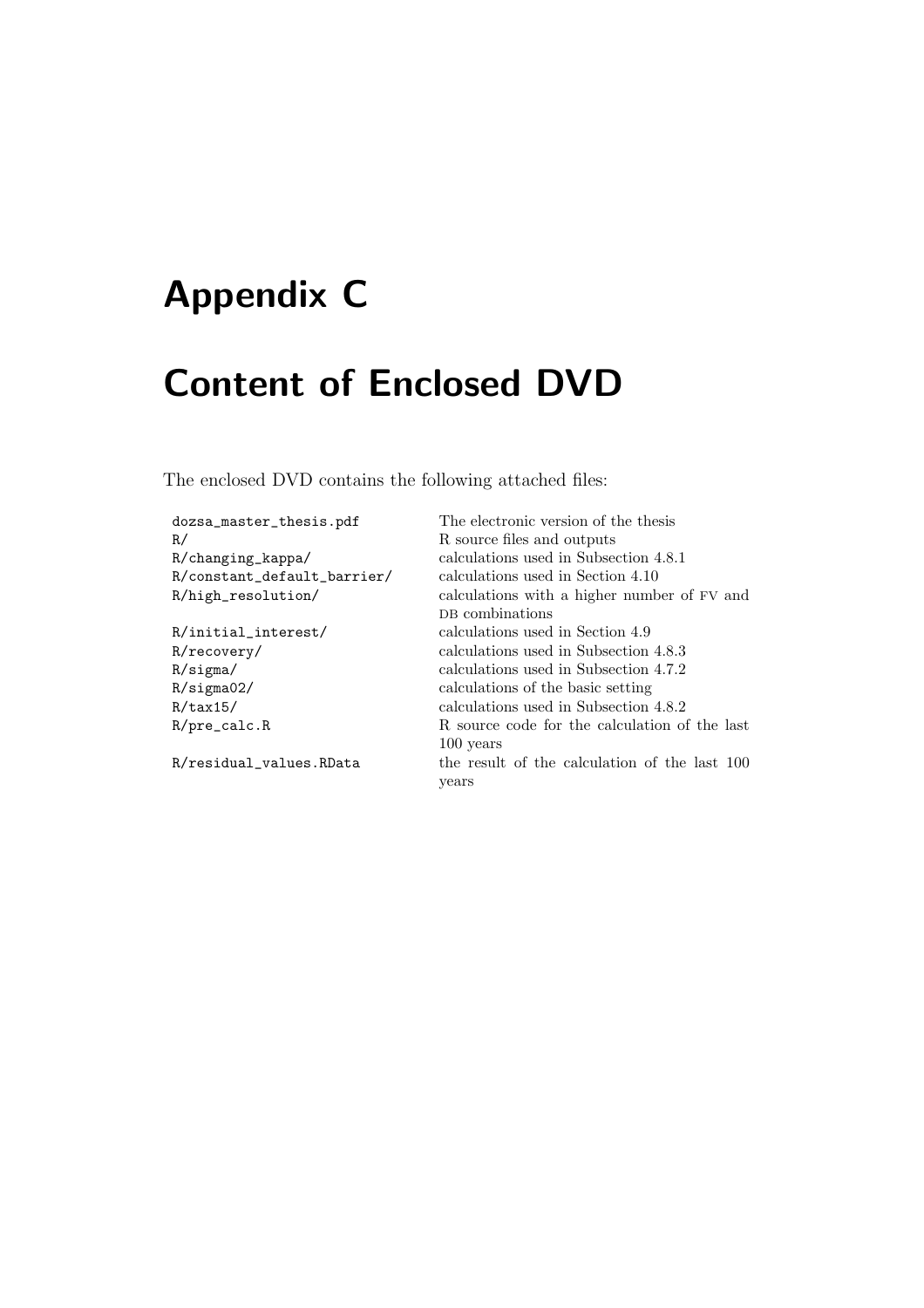# Appendix C

# Content of Enclosed DVD

The enclosed DVD contains the following attached files:

| | |
|---|---|
| `dozsa_master_thesis.pdf` | The electronic version of the thesis |
| `R/` | R source files and outputs |
| `R/changing_kappa/` | calculations used in Subsection 4.8.1 |
| `R/constant_default_barrier/` | calculations used in Section 4.10 |
| `R/high_resolution/` | calculations with a higher number of FV and DB combinations |
| `R/initial_interest/` | calculations used in Section 4.9 |
| `R/recovery/` | calculations used in Subsection 4.8.3 |
| `R/sigma/` | calculations used in Subsection 4.7.2 |
| `R/sigma02/` | calculations of the basic setting |
| `R/tax15/` | calculations used in Subsection 4.8.2 |
| `R/pre_calc.R` | R source code for the calculation of the last 100 years |
| `R/residual_values.RData` | the result of the calculation of the last 100 years |